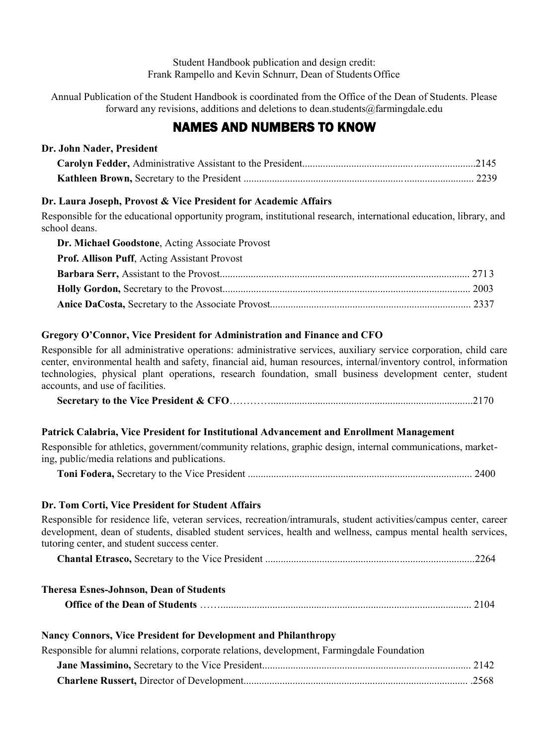Student Handbook publication and design credit:
Frank Rampello and Kevin Schnurr, Dean of Students Office

Annual Publication of the Student Handbook is coordinated from the Office of the Dean of Students. Please forward any revisions, additions and deletions to dean.students@farmingdale.edu

# NAMES AND NUMBERS TO KNOW

**Dr. John Nader, President**

**Carolyn Fedder,** Administrative Assistant to the President....................2145

**Kathleen Brown,** Secretary to the President .................... 2239

**Dr. Laura Joseph, Provost & Vice President for Academic Affairs**

Responsible for the educational opportunity program, institutional research, international education, library, and school deans.

**Dr. Michael Goodstone**, Acting Associate Provost

**Prof. Allison Puff**, Acting Assistant Provost

**Barbara Serr,** Assistant to the Provost.................... 2713

**Holly Gordon,** Secretary to the Provost.................... 2003

**Anice DaCosta,** Secretary to the Associate Provost.................... 2337

**Gregory O'Connor, Vice President for Administration and Finance and CFO**

Responsible for all administrative operations: administrative services, auxiliary service corporation, child care center, environmental health and safety, financial aid, human resources, internal/inventory control, information technologies, physical plant operations, research foundation, small business development center, student accounts, and use of facilities.

**Secretary to the Vice President & CFO**....................2170

**Patrick Calabria, Vice President for Institutional Advancement and Enrollment Management**

Responsible for athletics, government/community relations, graphic design, internal communications, marketing, public/media relations and publications.

**Toni Fodera,** Secretary to the Vice President .................... 2400

**Dr. Tom Corti, Vice President for Student Affairs**

Responsible for residence life, veteran services, recreation/intramurals, student activities/campus center, career development, dean of students, disabled student services, health and wellness, campus mental health services, tutoring center, and student success center.

**Chantal Etrasco,** Secretary to the Vice President ....................2264

**Theresa Esnes-Johnson, Dean of Students**

**Office of the Dean of Students** .................... 2104

**Nancy Connors, Vice President for Development and Philanthropy**

Responsible for alumni relations, corporate relations, development, Farmingdale Foundation

**Jane Massimino,** Secretary to the Vice President.................... 2142

**Charlene Russert,** Director of Development.................... .2568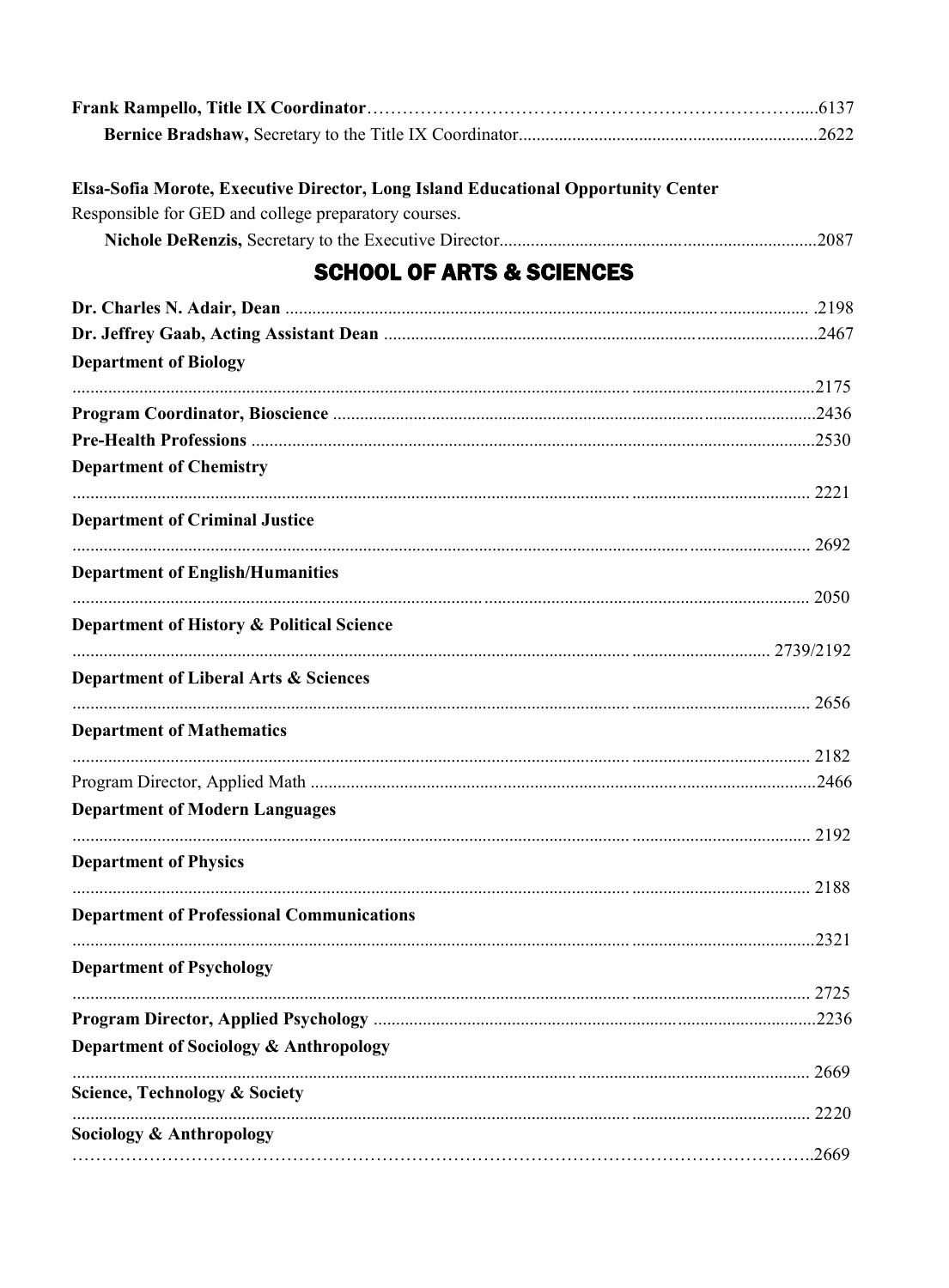**Frank Rampello, Title IX Coordinator**..........................................................................6137

**Bernice Bradshaw,** Secretary to the Title IX Coordinator..........................................................................2622

**Elsa-Sofia Morote, Executive Director, Long Island Educational Opportunity Center**

Responsible for GED and college preparatory courses.

**Nichole DeRenzis,** Secretary to the Executive Director..........................................................................2087

## SCHOOL OF ARTS & SCIENCES

**Dr. Charles N. Adair, Dean** .......................................................................... .2198

**Dr. Jeffrey Gaab, Acting Assistant Dean** ..........................................................................2467

**Department of Biology**

..........................................................................2175

**Program Coordinator, Bioscience** ..........................................................................2436

**Pre-Health Professions** ..........................................................................2530

**Department of Chemistry**

.......................................................................... 2221

**Department of Criminal Justice**

.......................................................................... 2692

**Department of English/Humanities**

.......................................................................... 2050

**Department of History & Political Science**

.......................................................................... 2739/2192

**Department of Liberal Arts & Sciences**

.......................................................................... 2656

**Department of Mathematics**

.......................................................................... 2182

Program Director, Applied Math ..........................................................................2466

**Department of Modern Languages**

.......................................................................... 2192

**Department of Physics**

.......................................................................... 2188

**Department of Professional Communications**

..........................................................................2321

**Department of Psychology**

.......................................................................... 2725

**Program Director, Applied Psychology** ..........................................................................2236

**Department of Sociology & Anthropology**

.......................................................................... 2669

**Science, Technology & Society**

.......................................................................... 2220

**Sociology & Anthropology**

..........................................................................2669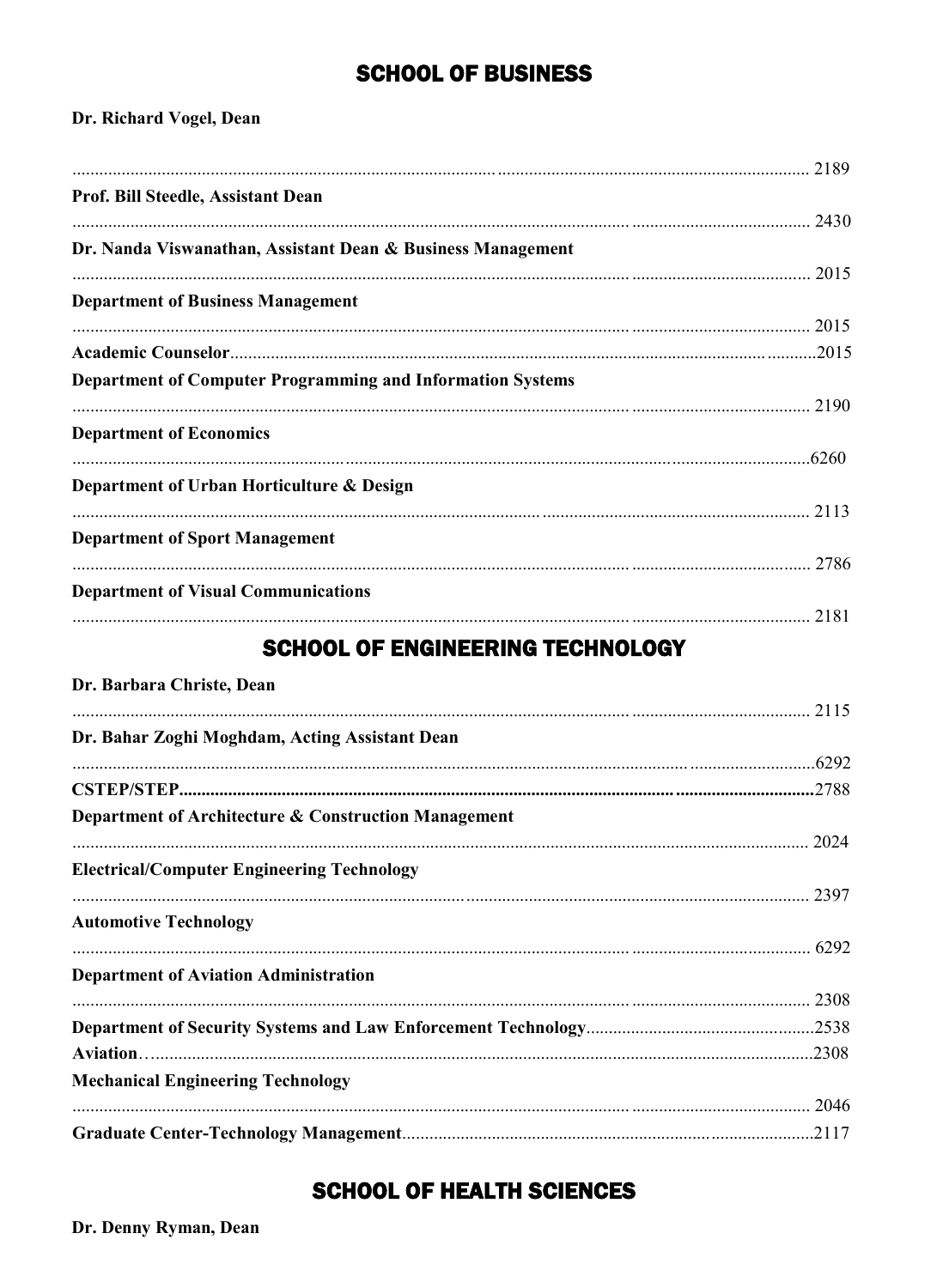## SCHOOL OF BUSINESS

**Dr. Richard Vogel, Dean**

........................................................................................................ 2189

**Prof. Bill Steedle, Assistant Dean**

........................................................................................................ 2430

**Dr. Nanda Viswanathan, Assistant Dean & Business Management**

........................................................................................................ 2015

**Department of Business Management**

........................................................................................................ 2015

**Academic Counselor**.................................................................................2015

**Department of Computer Programming and Information Systems**

........................................................................................................ 2190

**Department of Economics**

........................................................................................................6260

**Department of Urban Horticulture & Design**

........................................................................................................ 2113

**Department of Sport Management**

........................................................................................................ 2786

**Department of Visual Communications**

........................................................................................................ 2181

## SCHOOL OF ENGINEERING TECHNOLOGY

**Dr. Barbara Christe, Dean**

........................................................................................................ 2115

**Dr. Bahar Zoghi Moghdam, Acting Assistant Dean**

........................................................................................................6292

**CSTEP/STEP**.........................................................................................2788

**Department of Architecture & Construction Management**

........................................................................................................ 2024

**Electrical/Computer Engineering Technology**

........................................................................................................ 2397

**Automotive Technology**

........................................................................................................ 6292

**Department of Aviation Administration**

........................................................................................................ 2308

**Department of Security Systems and Law Enforcement Technology**..........................2538

**Aviation**…..........................................................................................2308

**Mechanical Engineering Technology**

........................................................................................................ 2046

**Graduate Center-Technology Management**....................................................2117

## SCHOOL OF HEALTH SCIENCES

**Dr. Denny Ryman, Dean**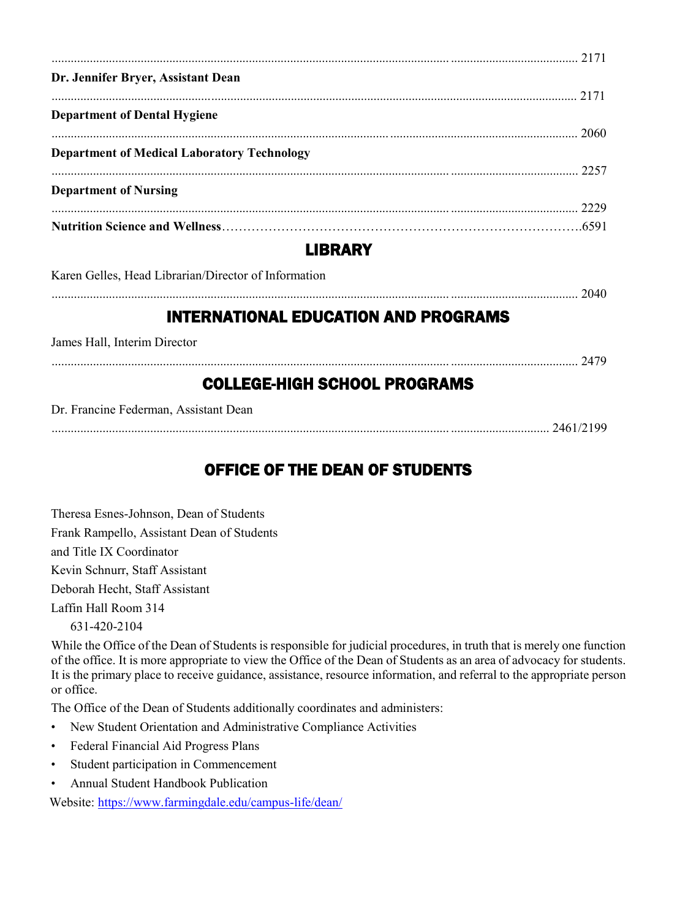........................................................................................................................................................................ 2171

**Dr. Jennifer Bryer, Assistant Dean**

........................................................................................................................................................................ 2171

**Department of Dental Hygiene**

........................................................................................................................................................................ 2060

**Department of Medical Laboratory Technology**

........................................................................................................................................................................ 2257

**Department of Nursing**

........................................................................................................................................................................ 2229

**Nutrition Science and Wellness**.....................................................................................................6591

## LIBRARY

Karen Gelles, Head Librarian/Director of Information

........................................................................................................................................................................ 2040

## INTERNATIONAL EDUCATION AND PROGRAMS

James Hall, Interim Director

........................................................................................................................................................................ 2479

## COLLEGE-HIGH SCHOOL PROGRAMS

Dr. Francine Federman, Assistant Dean

........................................................................................................................................................................ 2461/2199

## OFFICE OF THE DEAN OF STUDENTS

Theresa Esnes-Johnson, Dean of Students
Frank Rampello, Assistant Dean of Students
and Title IX Coordinator
Kevin Schnurr, Staff Assistant
Deborah Hecht, Staff Assistant
Laffin Hall Room 314
631-420-2104

While the Office of the Dean of Students is responsible for judicial procedures, in truth that is merely one function of the office. It is more appropriate to view the Office of the Dean of Students as an area of advocacy for students. It is the primary place to receive guidance, assistance, resource information, and referral to the appropriate person or office.

The Office of the Dean of Students additionally coordinates and administers:

- New Student Orientation and Administrative Compliance Activities
- Federal Financial Aid Progress Plans
- Student participation in Commencement
- Annual Student Handbook Publication

Website: https://www.farmingdale.edu/campus-life/dean/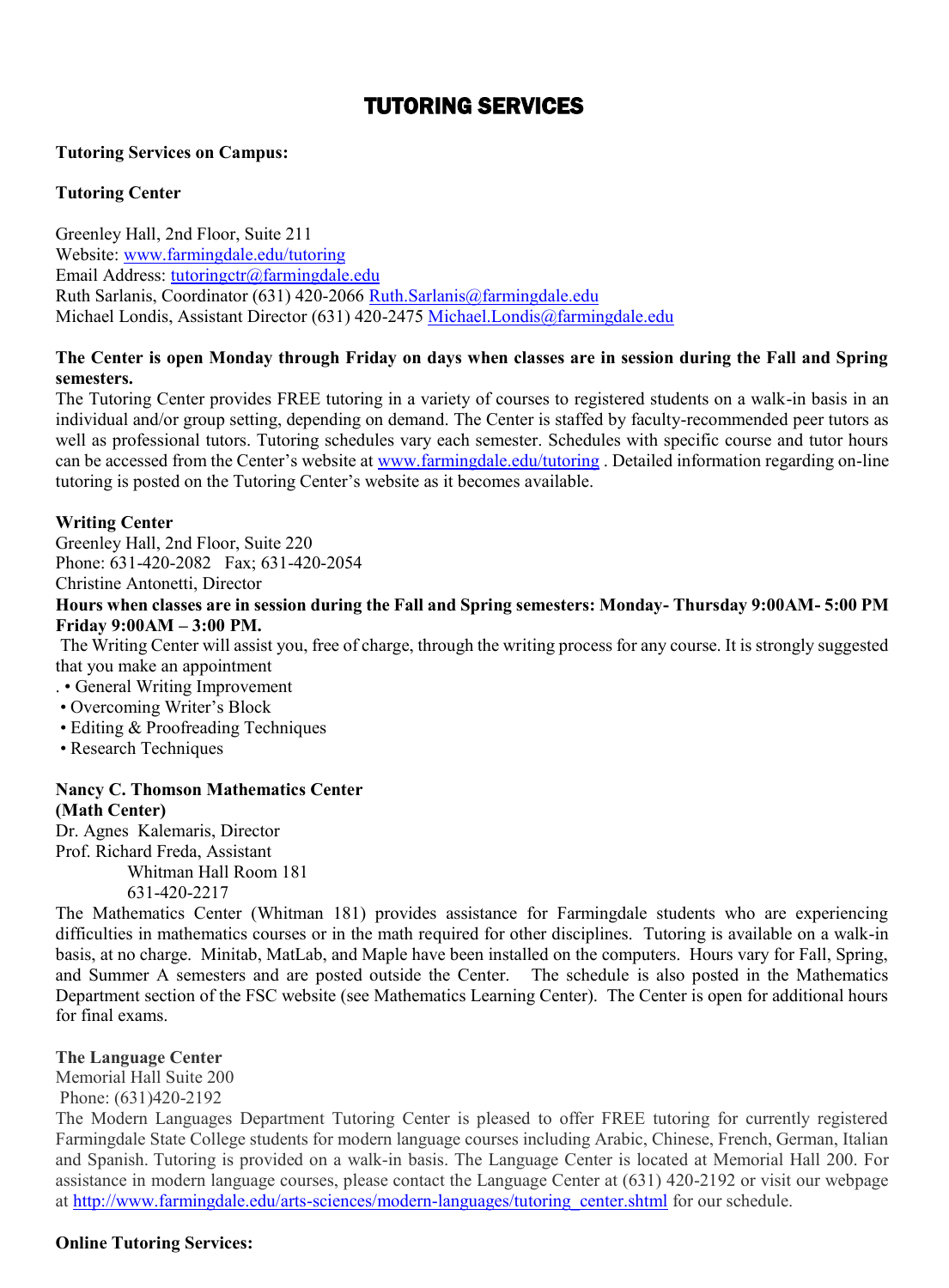# TUTORING SERVICES

**Tutoring Services on Campus:**

**Tutoring Center**

Greenley Hall, 2nd Floor, Suite 211
Website: www.farmingdale.edu/tutoring
Email Address: tutoringctr@farmingdale.edu
Ruth Sarlanis, Coordinator (631) 420-2066 Ruth.Sarlanis@farmingdale.edu
Michael Londis, Assistant Director (631) 420-2475 Michael.Londis@farmingdale.edu

**The Center is open Monday through Friday on days when classes are in session during the Fall and Spring semesters.**

The Tutoring Center provides FREE tutoring in a variety of courses to registered students on a walk-in basis in an individual and/or group setting, depending on demand. The Center is staffed by faculty-recommended peer tutors as well as professional tutors. Tutoring schedules vary each semester. Schedules with specific course and tutor hours can be accessed from the Center's website at www.farmingdale.edu/tutoring . Detailed information regarding on-line tutoring is posted on the Tutoring Center's website as it becomes available.

**Writing Center**

Greenley Hall, 2nd Floor, Suite 220
Phone: 631-420-2082 Fax; 631-420-2054
Christine Antonetti, Director

**Hours when classes are in session during the Fall and Spring semesters: Monday- Thursday 9:00AM- 5:00 PM Friday 9:00AM – 3:00 PM.**

The Writing Center will assist you, free of charge, through the writing process for any course. It is strongly suggested that you make an appointment

- General Writing Improvement
- Overcoming Writer's Block
- Editing & Proofreading Techniques
- Research Techniques

**Nancy C. Thomson Mathematics Center**
**(Math Center)**

Dr. Agnes Kalemaris, Director
Prof. Richard Freda, Assistant
Whitman Hall Room 181
631-420-2217

The Mathematics Center (Whitman 181) provides assistance for Farmingdale students who are experiencing difficulties in mathematics courses or in the math required for other disciplines. Tutoring is available on a walk-in basis, at no charge. Minitab, MatLab, and Maple have been installed on the computers. Hours vary for Fall, Spring, and Summer A semesters and are posted outside the Center. The schedule is also posted in the Mathematics Department section of the FSC website (see Mathematics Learning Center). The Center is open for additional hours for final exams.

**The Language Center**

Memorial Hall Suite 200
Phone: (631)420-2192

The Modern Languages Department Tutoring Center is pleased to offer FREE tutoring for currently registered Farmingdale State College students for modern language courses including Arabic, Chinese, French, German, Italian and Spanish. Tutoring is provided on a walk-in basis. The Language Center is located at Memorial Hall 200. For assistance in modern language courses, please contact the Language Center at (631) 420-2192 or visit our webpage at http://www.farmingdale.edu/arts-sciences/modern-languages/tutoring_center.shtml for our schedule.

**Online Tutoring Services:**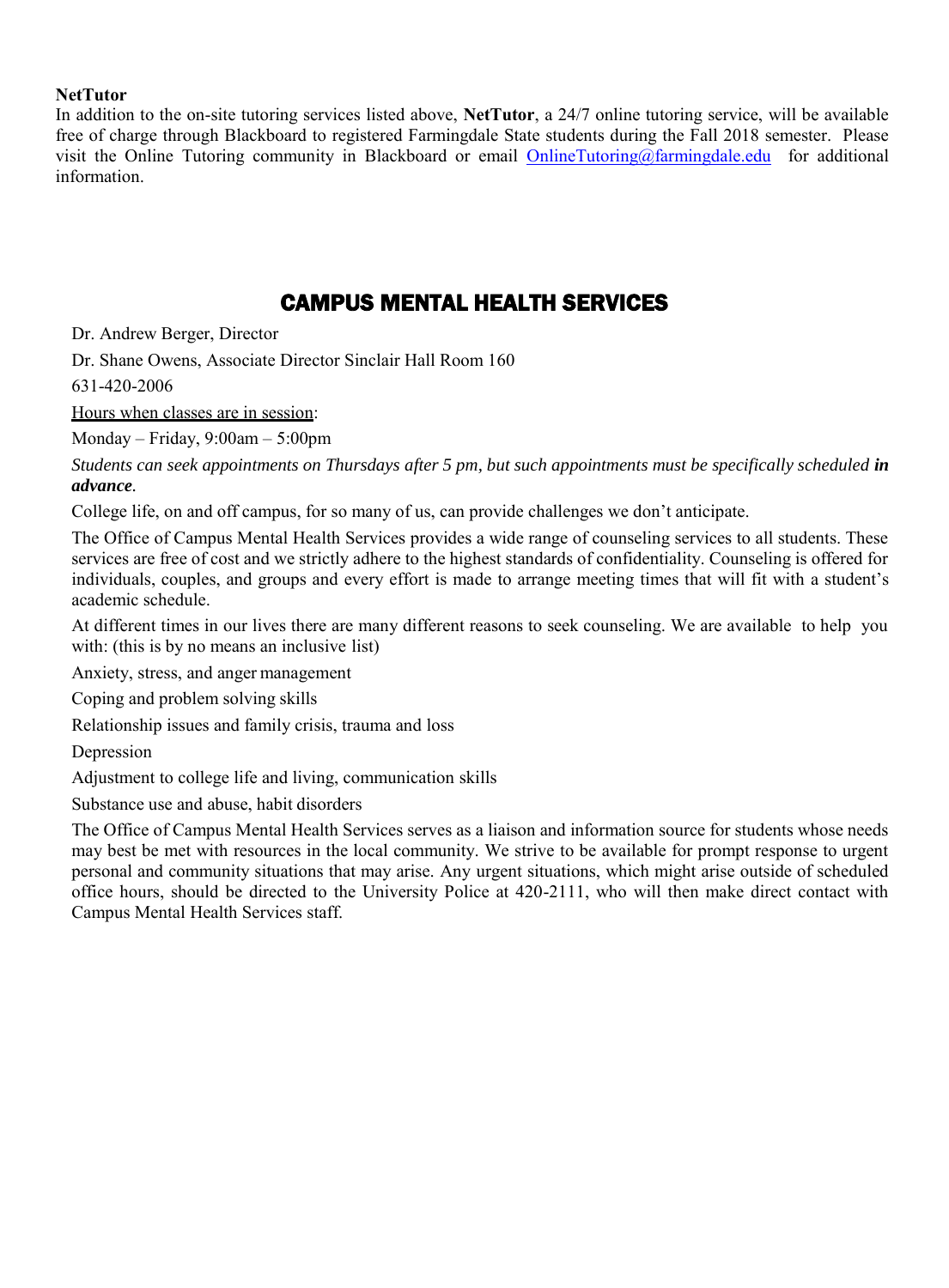**NetTutor**

In addition to the on-site tutoring services listed above, **NetTutor**, a 24/7 online tutoring service, will be available free of charge through Blackboard to registered Farmingdale State students during the Fall 2018 semester. Please visit the Online Tutoring community in Blackboard or email OnlineTutoring@farmingdale.edu for additional information.

## CAMPUS MENTAL HEALTH SERVICES

Dr. Andrew Berger, Director

Dr. Shane Owens, Associate Director Sinclair Hall Room 160

631-420-2006

Hours when classes are in session:

Monday – Friday, 9:00am – 5:00pm

*Students can seek appointments on Thursdays after 5 pm, but such appointments must be specifically scheduled* ***in advance****.*

College life, on and off campus, for so many of us, can provide challenges we don't anticipate.

The Office of Campus Mental Health Services provides a wide range of counseling services to all students. These services are free of cost and we strictly adhere to the highest standards of confidentiality. Counseling is offered for individuals, couples, and groups and every effort is made to arrange meeting times that will fit with a student's academic schedule.

At different times in our lives there are many different reasons to seek counseling. We are available to help you with: (this is by no means an inclusive list)

Anxiety, stress, and anger management

Coping and problem solving skills

Relationship issues and family crisis, trauma and loss

Depression

Adjustment to college life and living, communication skills

Substance use and abuse, habit disorders

The Office of Campus Mental Health Services serves as a liaison and information source for students whose needs may best be met with resources in the local community. We strive to be available for prompt response to urgent personal and community situations that may arise. Any urgent situations, which might arise outside of scheduled office hours, should be directed to the University Police at 420-2111, who will then make direct contact with Campus Mental Health Services staff.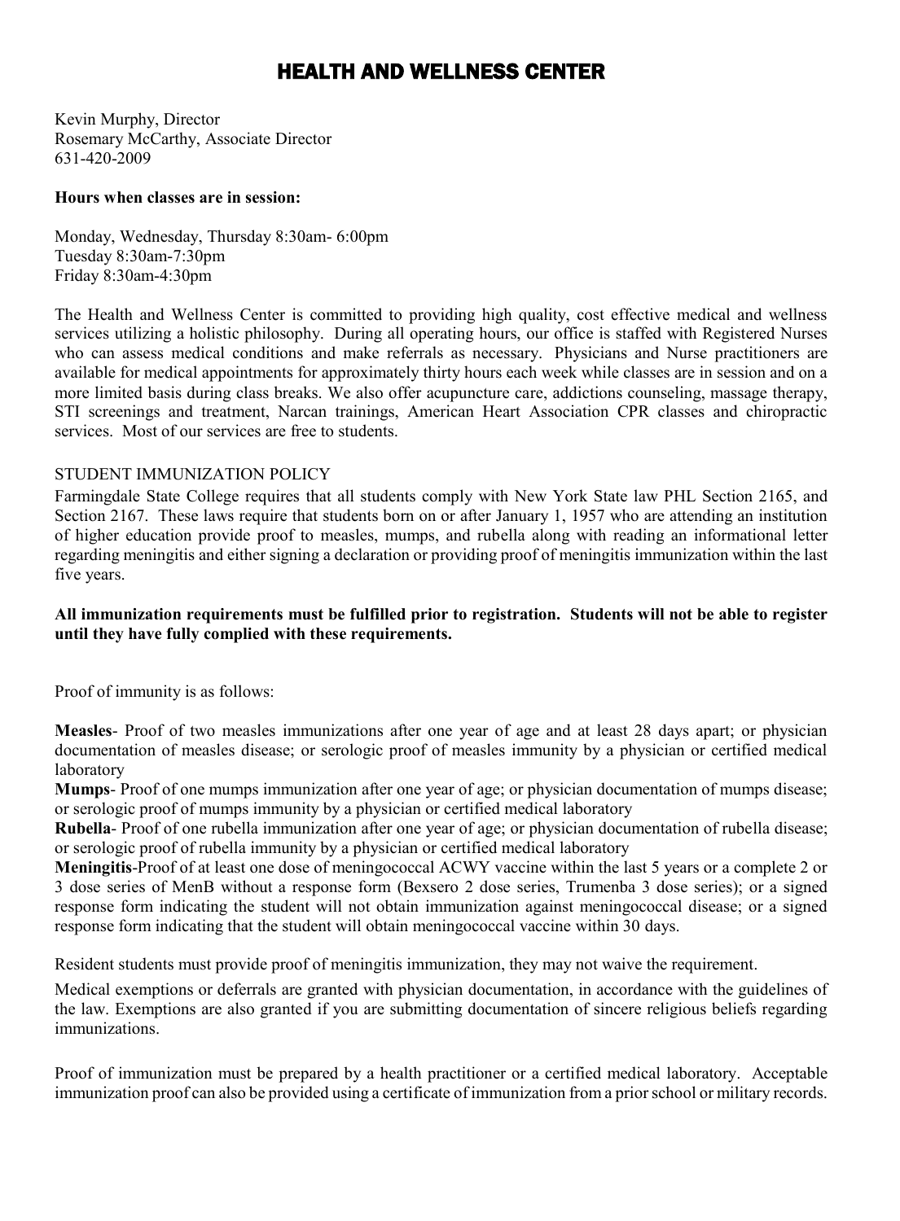# HEALTH AND WELLNESS CENTER

Kevin Murphy, Director
Rosemary McCarthy, Associate Director
631-420-2009

**Hours when classes are in session:**

Monday, Wednesday, Thursday 8:30am- 6:00pm
Tuesday 8:30am-7:30pm
Friday 8:30am-4:30pm

The Health and Wellness Center is committed to providing high quality, cost effective medical and wellness services utilizing a holistic philosophy. During all operating hours, our office is staffed with Registered Nurses who can assess medical conditions and make referrals as necessary. Physicians and Nurse practitioners are available for medical appointments for approximately thirty hours each week while classes are in session and on a more limited basis during class breaks. We also offer acupuncture care, addictions counseling, massage therapy, STI screenings and treatment, Narcan trainings, American Heart Association CPR classes and chiropractic services. Most of our services are free to students.

STUDENT IMMUNIZATION POLICY

Farmingdale State College requires that all students comply with New York State law PHL Section 2165, and Section 2167. These laws require that students born on or after January 1, 1957 who are attending an institution of higher education provide proof to measles, mumps, and rubella along with reading an informational letter regarding meningitis and either signing a declaration or providing proof of meningitis immunization within the last five years.

**All immunization requirements must be fulfilled prior to registration. Students will not be able to register until they have fully complied with these requirements.**

Proof of immunity is as follows:

**Measles**- Proof of two measles immunizations after one year of age and at least 28 days apart; or physician documentation of measles disease; or serologic proof of measles immunity by a physician or certified medical laboratory

**Mumps**- Proof of one mumps immunization after one year of age; or physician documentation of mumps disease; or serologic proof of mumps immunity by a physician or certified medical laboratory

**Rubella**- Proof of one rubella immunization after one year of age; or physician documentation of rubella disease; or serologic proof of rubella immunity by a physician or certified medical laboratory

**Meningitis**-Proof of at least one dose of meningococcal ACWY vaccine within the last 5 years or a complete 2 or 3 dose series of MenB without a response form (Bexsero 2 dose series, Trumenba 3 dose series); or a signed response form indicating the student will not obtain immunization against meningococcal disease; or a signed response form indicating that the student will obtain meningococcal vaccine within 30 days.

Resident students must provide proof of meningitis immunization, they may not waive the requirement.

Medical exemptions or deferrals are granted with physician documentation, in accordance with the guidelines of the law. Exemptions are also granted if you are submitting documentation of sincere religious beliefs regarding immunizations.

Proof of immunization must be prepared by a health practitioner or a certified medical laboratory. Acceptable immunization proof can also be provided using a certificate of immunization from a prior school or military records.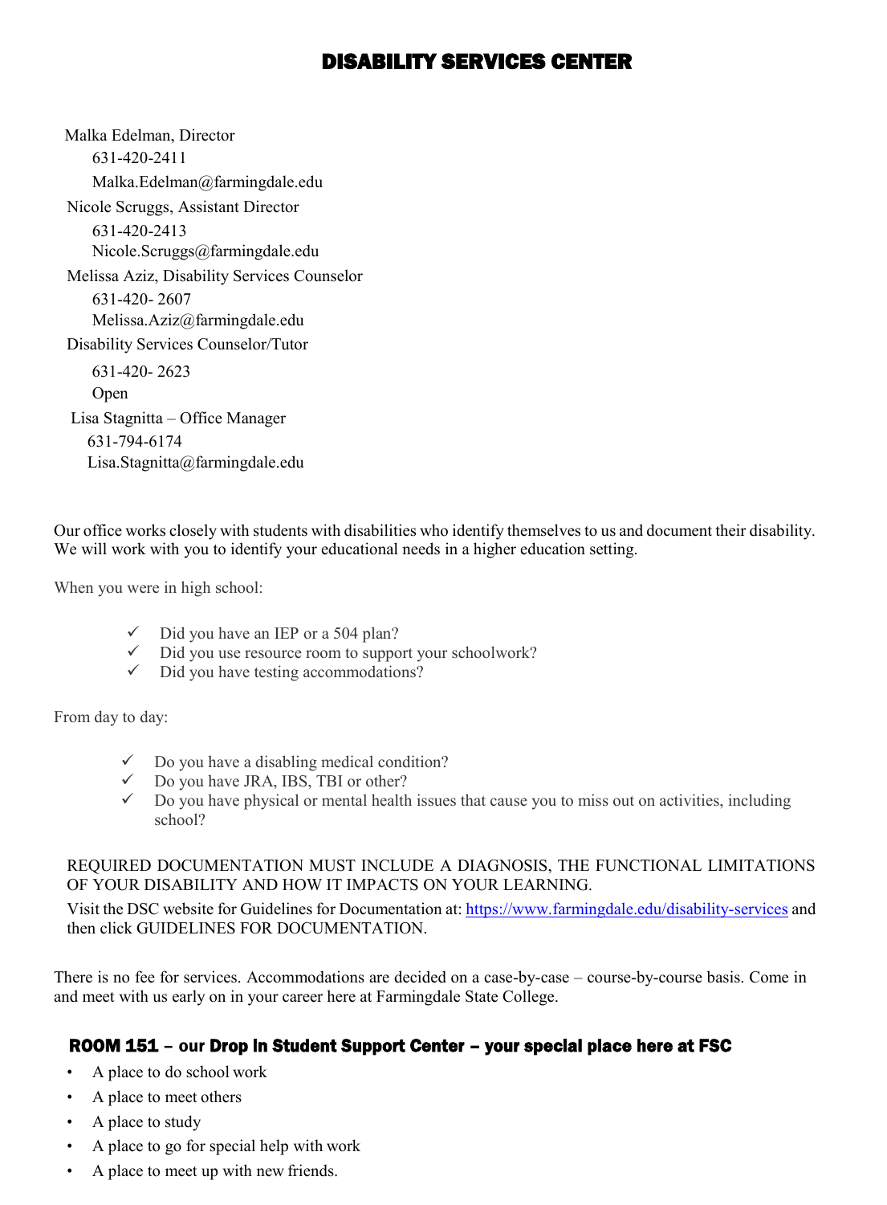# DISABILITY SERVICES CENTER

Malka Edelman, Director
631-420-2411
Malka.Edelman@farmingdale.edu

Nicole Scruggs, Assistant Director
631-420-2413
Nicole.Scruggs@farmingdale.edu

Melissa Aziz, Disability Services Counselor
631-420- 2607
Melissa.Aziz@farmingdale.edu

Disability Services Counselor/Tutor
631-420- 2623
Open

Lisa Stagnitta – Office Manager
631-794-6174
Lisa.Stagnitta@farmingdale.edu

Our office works closely with students with disabilities who identify themselves to us and document their disability. We will work with you to identify your educational needs in a higher education setting.

When you were in high school:

- ✓ Did you have an IEP or a 504 plan?
- ✓ Did you use resource room to support your schoolwork?
- ✓ Did you have testing accommodations?

From day to day:

- ✓ Do you have a disabling medical condition?
- ✓ Do you have JRA, IBS, TBI or other?
- ✓ Do you have physical or mental health issues that cause you to miss out on activities, including school?

REQUIRED DOCUMENTATION MUST INCLUDE A DIAGNOSIS, THE FUNCTIONAL LIMITATIONS OF YOUR DISABILITY AND HOW IT IMPACTS ON YOUR LEARNING.

Visit the DSC website for Guidelines for Documentation at: https://www.farmingdale.edu/disability-services and then click GUIDELINES FOR DOCUMENTATION.

There is no fee for services. Accommodations are decided on a case-by-case – course-by-course basis. Come in and meet with us early on in your career here at Farmingdale State College.

### ROOM 151 – our Drop In Student Support Center – your special place here at FSC

- A place to do school work
- A place to meet others
- A place to study
- A place to go for special help with work
- A place to meet up with new friends.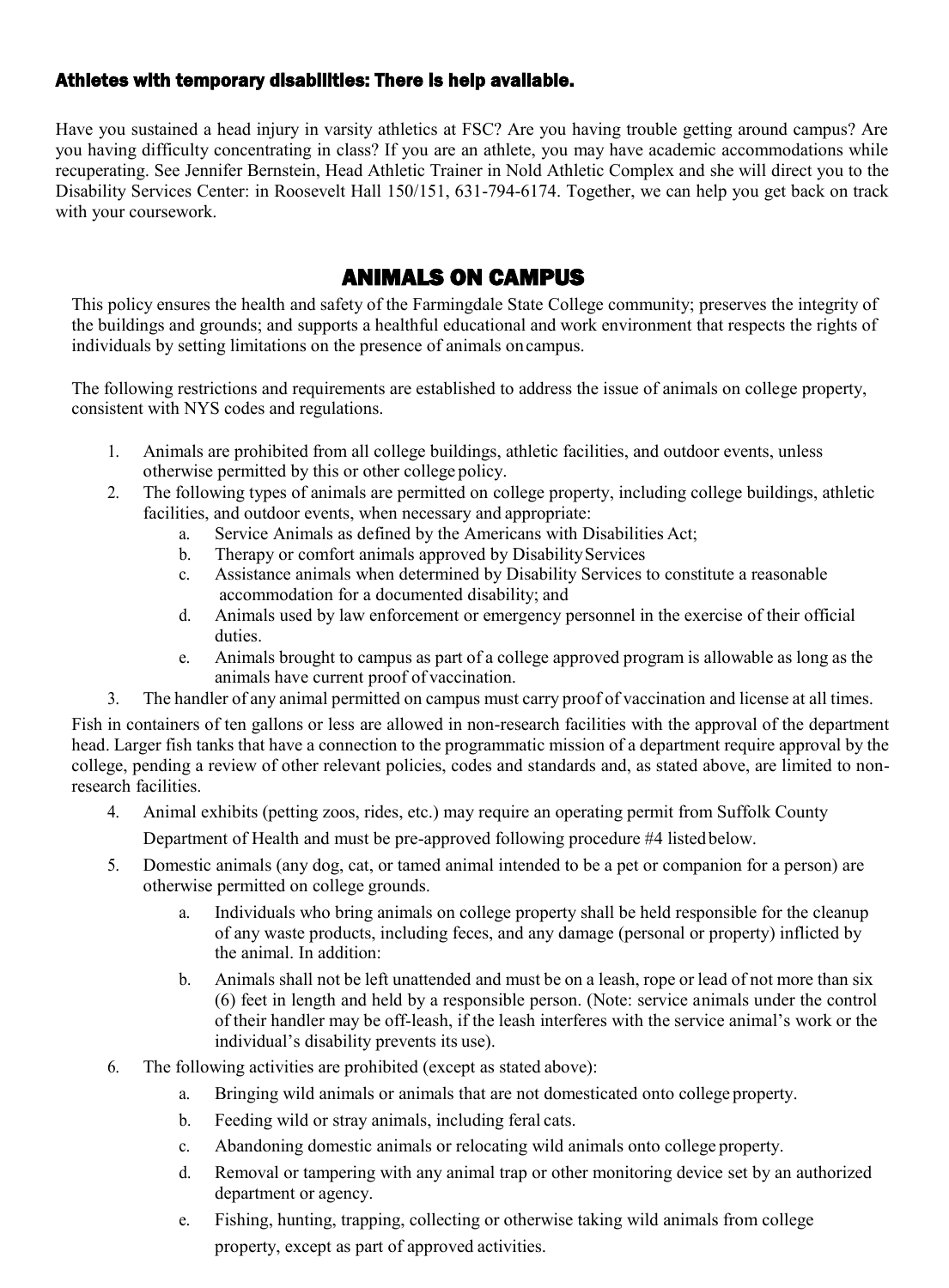### Athletes with temporary disabilities: There is help available.

Have you sustained a head injury in varsity athletics at FSC? Are you having trouble getting around campus? Are you having difficulty concentrating in class? If you are an athlete, you may have academic accommodations while recuperating. See Jennifer Bernstein, Head Athletic Trainer in Nold Athletic Complex and she will direct you to the Disability Services Center: in Roosevelt Hall 150/151, 631-794-6174. Together, we can help you get back on track with your coursework.

## ANIMALS ON CAMPUS

This policy ensures the health and safety of the Farmingdale State College community; preserves the integrity of the buildings and grounds; and supports a healthful educational and work environment that respects the rights of individuals by setting limitations on the presence of animals on campus.

The following restrictions and requirements are established to address the issue of animals on college property, consistent with NYS codes and regulations.

1. Animals are prohibited from all college buildings, athletic facilities, and outdoor events, unless otherwise permitted by this or other college policy.
2. The following types of animals are permitted on college property, including college buildings, athletic facilities, and outdoor events, when necessary and appropriate:
   a. Service Animals as defined by the Americans with Disabilities Act;
   b. Therapy or comfort animals approved by Disability Services
   c. Assistance animals when determined by Disability Services to constitute a reasonable accommodation for a documented disability; and
   d. Animals used by law enforcement or emergency personnel in the exercise of their official duties.
   e. Animals brought to campus as part of a college approved program is allowable as long as the animals have current proof of vaccination.
3. The handler of any animal permitted on campus must carry proof of vaccination and license at all times.

Fish in containers of ten gallons or less are allowed in non-research facilities with the approval of the department head. Larger fish tanks that have a connection to the programmatic mission of a department require approval by the college, pending a review of other relevant policies, codes and standards and, as stated above, are limited to non-research facilities.

4. Animal exhibits (petting zoos, rides, etc.) may require an operating permit from Suffolk County Department of Health and must be pre-approved following procedure #4 listed below.
5. Domestic animals (any dog, cat, or tamed animal intended to be a pet or companion for a person) are otherwise permitted on college grounds.
   a. Individuals who bring animals on college property shall be held responsible for the cleanup of any waste products, including feces, and any damage (personal or property) inflicted by the animal. In addition:
   b. Animals shall not be left unattended and must be on a leash, rope or lead of not more than six (6) feet in length and held by a responsible person. (Note: service animals under the control of their handler may be off-leash, if the leash interferes with the service animal's work or the individual's disability prevents its use).
6. The following activities are prohibited (except as stated above):
   a. Bringing wild animals or animals that are not domesticated onto college property.
   b. Feeding wild or stray animals, including feral cats.
   c. Abandoning domestic animals or relocating wild animals onto college property.
   d. Removal or tampering with any animal trap or other monitoring device set by an authorized department or agency.
   e. Fishing, hunting, trapping, collecting or otherwise taking wild animals from college property, except as part of approved activities.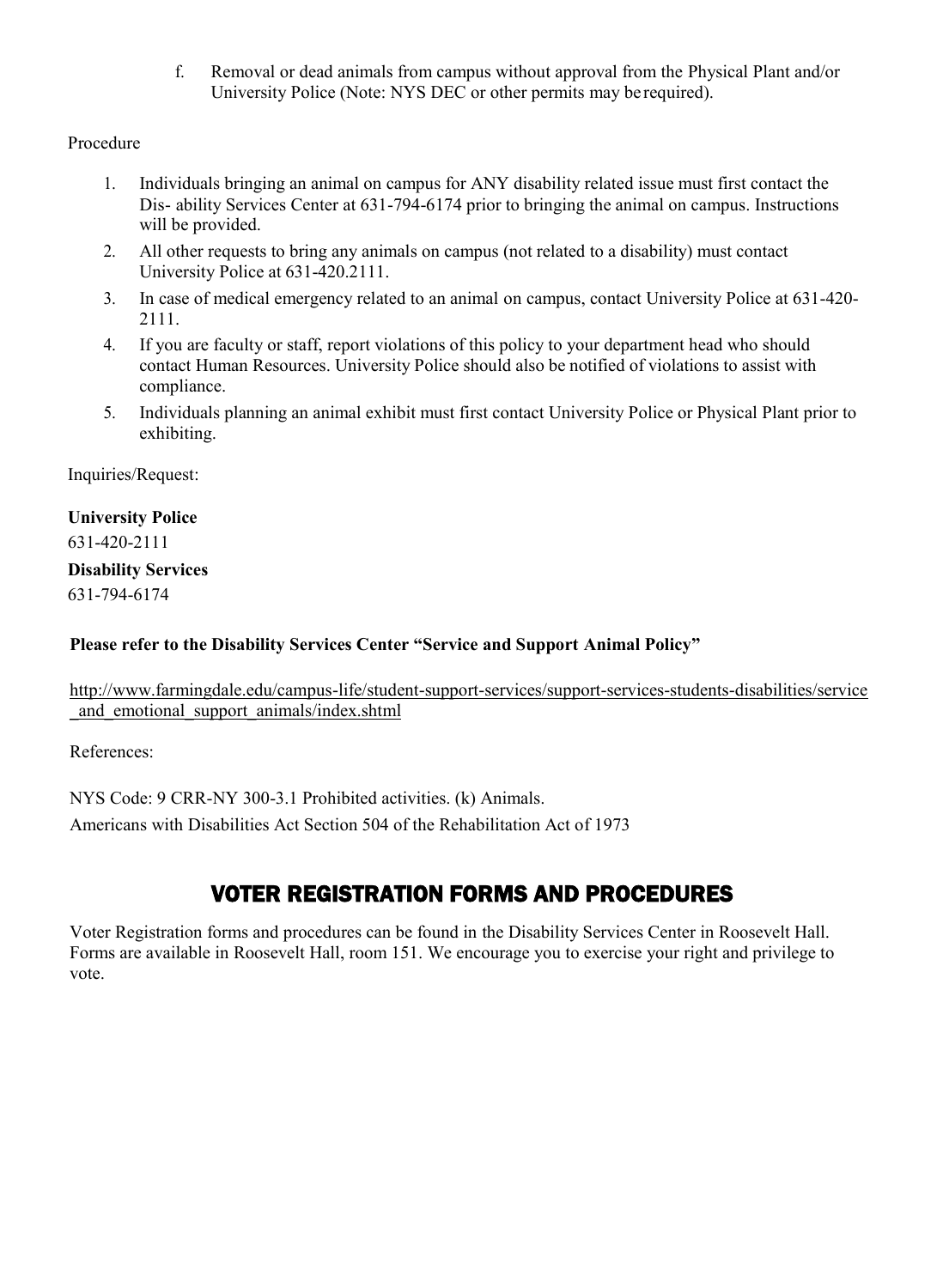f. Removal or dead animals from campus without approval from the Physical Plant and/or University Police (Note: NYS DEC or other permits may be required).

Procedure

1. Individuals bringing an animal on campus for ANY disability related issue must first contact the Dis- ability Services Center at 631-794-6174 prior to bringing the animal on campus. Instructions will be provided.
2. All other requests to bring any animals on campus (not related to a disability) must contact University Police at 631-420.2111.
3. In case of medical emergency related to an animal on campus, contact University Police at 631-420-2111.
4. If you are faculty or staff, report violations of this policy to your department head who should contact Human Resources. University Police should also be notified of violations to assist with compliance.
5. Individuals planning an animal exhibit must first contact University Police or Physical Plant prior to exhibiting.

Inquiries/Request:

**University Police**
631-420-2111

**Disability Services**
631-794-6174

**Please refer to the Disability Services Center "Service and Support Animal Policy"**

http://www.farmingdale.edu/campus-life/student-support-services/support-services-students-disabilities/service_and_emotional_support_animals/index.shtml

References:

NYS Code: 9 CRR-NY 300-3.1 Prohibited activities. (k) Animals.
Americans with Disabilities Act Section 504 of the Rehabilitation Act of 1973

## VOTER REGISTRATION FORMS AND PROCEDURES

Voter Registration forms and procedures can be found in the Disability Services Center in Roosevelt Hall. Forms are available in Roosevelt Hall, room 151. We encourage you to exercise your right and privilege to vote.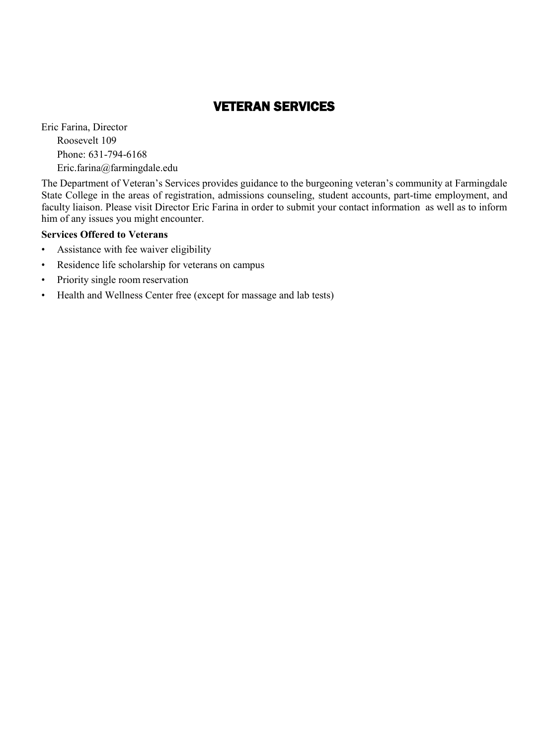## VETERAN SERVICES

Eric Farina, Director
Roosevelt 109
Phone: 631-794-6168
Eric.farina@farmingdale.edu

The Department of Veteran's Services provides guidance to the burgeoning veteran's community at Farmingdale State College in the areas of registration, admissions counseling, student accounts, part-time employment, and faculty liaison. Please visit Director Eric Farina in order to submit your contact information as well as to inform him of any issues you might encounter.

**Services Offered to Veterans**

- Assistance with fee waiver eligibility
- Residence life scholarship for veterans on campus
- Priority single room reservation
- Health and Wellness Center free (except for massage and lab tests)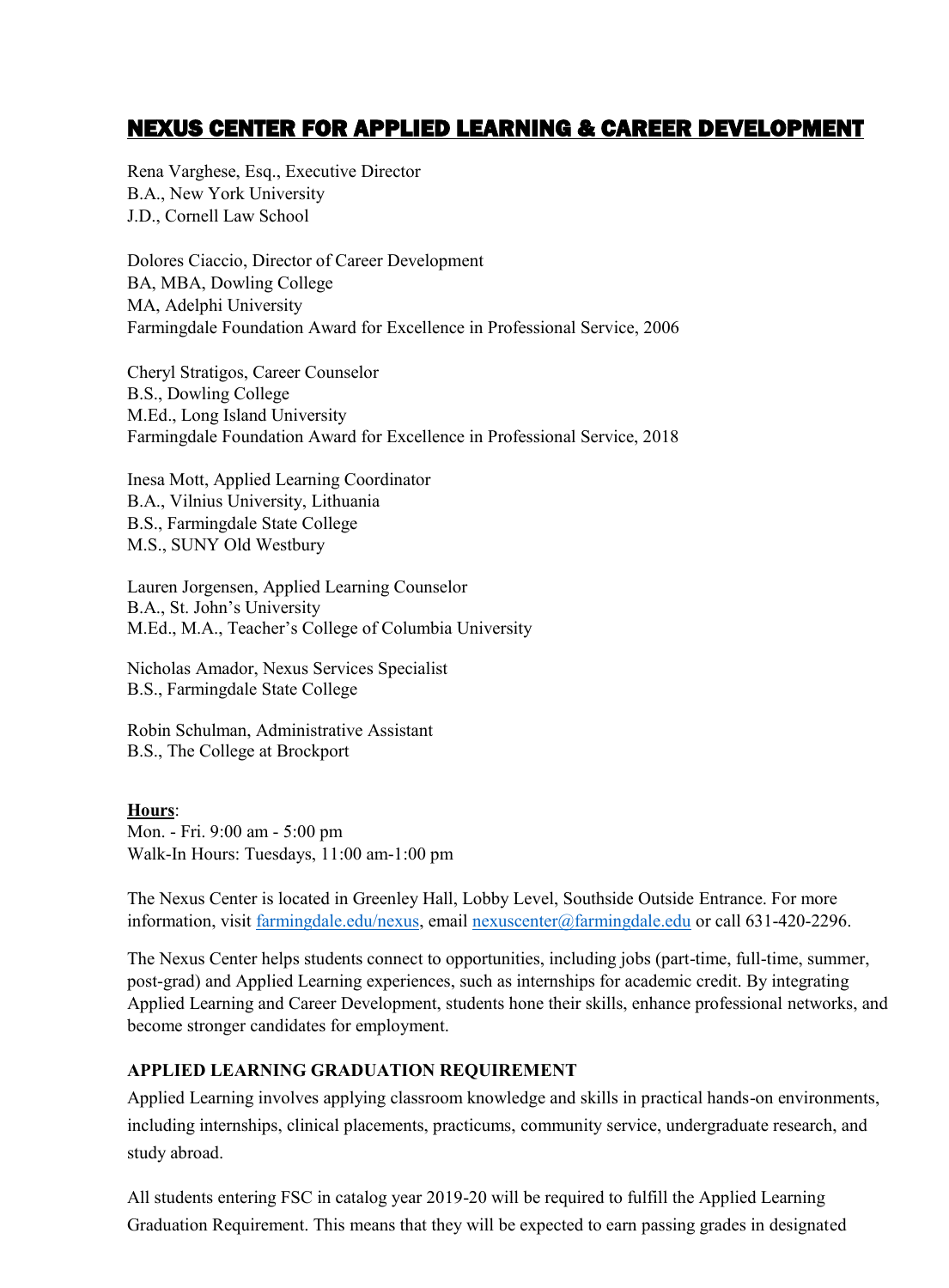## NEXUS CENTER FOR APPLIED LEARNING & CAREER DEVELOPMENT

Rena Varghese, Esq., Executive Director
B.A., New York University
J.D., Cornell Law School

Dolores Ciaccio, Director of Career Development
BA, MBA, Dowling College
MA, Adelphi University
Farmingdale Foundation Award for Excellence in Professional Service, 2006

Cheryl Stratigos, Career Counselor
B.S., Dowling College
M.Ed., Long Island University
Farmingdale Foundation Award for Excellence in Professional Service, 2018

Inesa Mott, Applied Learning Coordinator
B.A., Vilnius University, Lithuania
B.S., Farmingdale State College
M.S., SUNY Old Westbury

Lauren Jorgensen, Applied Learning Counselor
B.A., St. John's University
M.Ed., M.A., Teacher's College of Columbia University

Nicholas Amador, Nexus Services Specialist
B.S., Farmingdale State College

Robin Schulman, Administrative Assistant
B.S., The College at Brockport

**Hours**:
Mon. - Fri. 9:00 am - 5:00 pm
Walk-In Hours: Tuesdays, 11:00 am-1:00 pm

The Nexus Center is located in Greenley Hall, Lobby Level, Southside Outside Entrance. For more information, visit [farmingdale.edu/nexus](farmingdale.edu/nexus), email [nexuscenter@farmingdale.edu](mailto:nexuscenter@farmingdale.edu) or call 631-420-2296.

The Nexus Center helps students connect to opportunities, including jobs (part-time, full-time, summer, post-grad) and Applied Learning experiences, such as internships for academic credit. By integrating Applied Learning and Career Development, students hone their skills, enhance professional networks, and become stronger candidates for employment.

### APPLIED LEARNING GRADUATION REQUIREMENT

Applied Learning involves applying classroom knowledge and skills in practical hands-on environments, including internships, clinical placements, practicums, community service, undergraduate research, and study abroad.

All students entering FSC in catalog year 2019-20 will be required to fulfill the Applied Learning Graduation Requirement. This means that they will be expected to earn passing grades in designated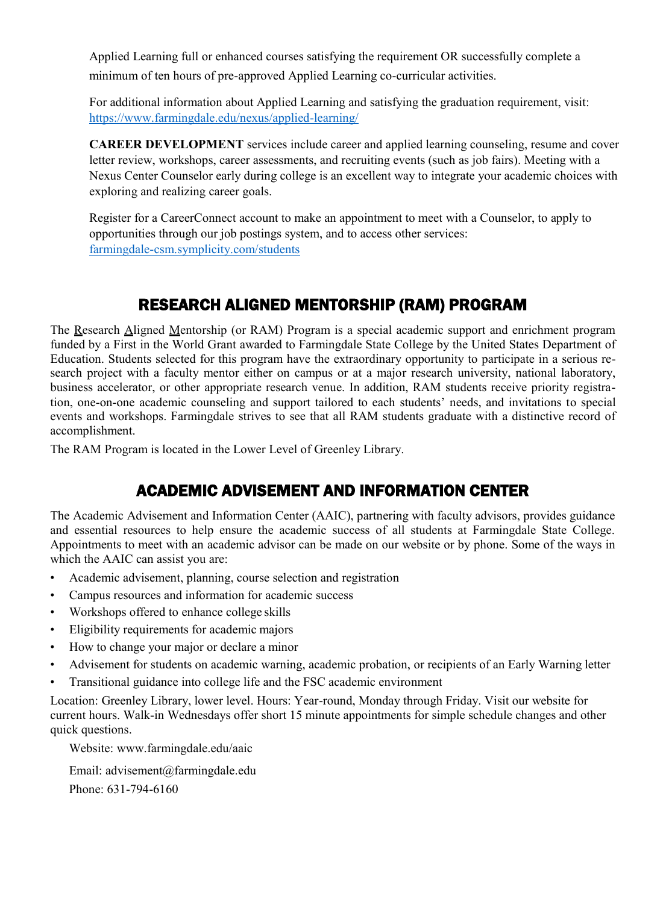Applied Learning full or enhanced courses satisfying the requirement OR successfully complete a minimum of ten hours of pre-approved Applied Learning co-curricular activities.

For additional information about Applied Learning and satisfying the graduation requirement, visit: [https://www.farmingdale.edu/nexus/applied-learning/](https://www.farmingdale.edu/nexus/applied-learning/)

**CAREER DEVELOPMENT** services include career and applied learning counseling, resume and cover letter review, workshops, career assessments, and recruiting events (such as job fairs). Meeting with a Nexus Center Counselor early during college is an excellent way to integrate your academic choices with exploring and realizing career goals.

Register for a CareerConnect account to make an appointment to meet with a Counselor, to apply to opportunities through our job postings system, and to access other services: [farmingdale-csm.symplicity.com/students](farmingdale-csm.symplicity.com/students)

## RESEARCH ALIGNED MENTORSHIP (RAM) PROGRAM

The Research Aligned Mentorship (or RAM) Program is a special academic support and enrichment program funded by a First in the World Grant awarded to Farmingdale State College by the United States Department of Education. Students selected for this program have the extraordinary opportunity to participate in a serious research project with a faculty mentor either on campus or at a major research university, national laboratory, business accelerator, or other appropriate research venue. In addition, RAM students receive priority registration, one-on-one academic counseling and support tailored to each students' needs, and invitations to special events and workshops. Farmingdale strives to see that all RAM students graduate with a distinctive record of accomplishment.

The RAM Program is located in the Lower Level of Greenley Library.

## ACADEMIC ADVISEMENT AND INFORMATION CENTER

The Academic Advisement and Information Center (AAIC), partnering with faculty advisors, provides guidance and essential resources to help ensure the academic success of all students at Farmingdale State College. Appointments to meet with an academic advisor can be made on our website or by phone. Some of the ways in which the AAIC can assist you are:

- Academic advisement, planning, course selection and registration
- Campus resources and information for academic success
- Workshops offered to enhance college skills
- Eligibility requirements for academic majors
- How to change your major or declare a minor
- Advisement for students on academic warning, academic probation, or recipients of an Early Warning letter
- Transitional guidance into college life and the FSC academic environment

Location: Greenley Library, lower level. Hours: Year-round, Monday through Friday. Visit our website for current hours. Walk-in Wednesdays offer short 15 minute appointments for simple schedule changes and other quick questions.

Website: www.farmingdale.edu/aaic

Email: advisement@farmingdale.edu

Phone: 631-794-6160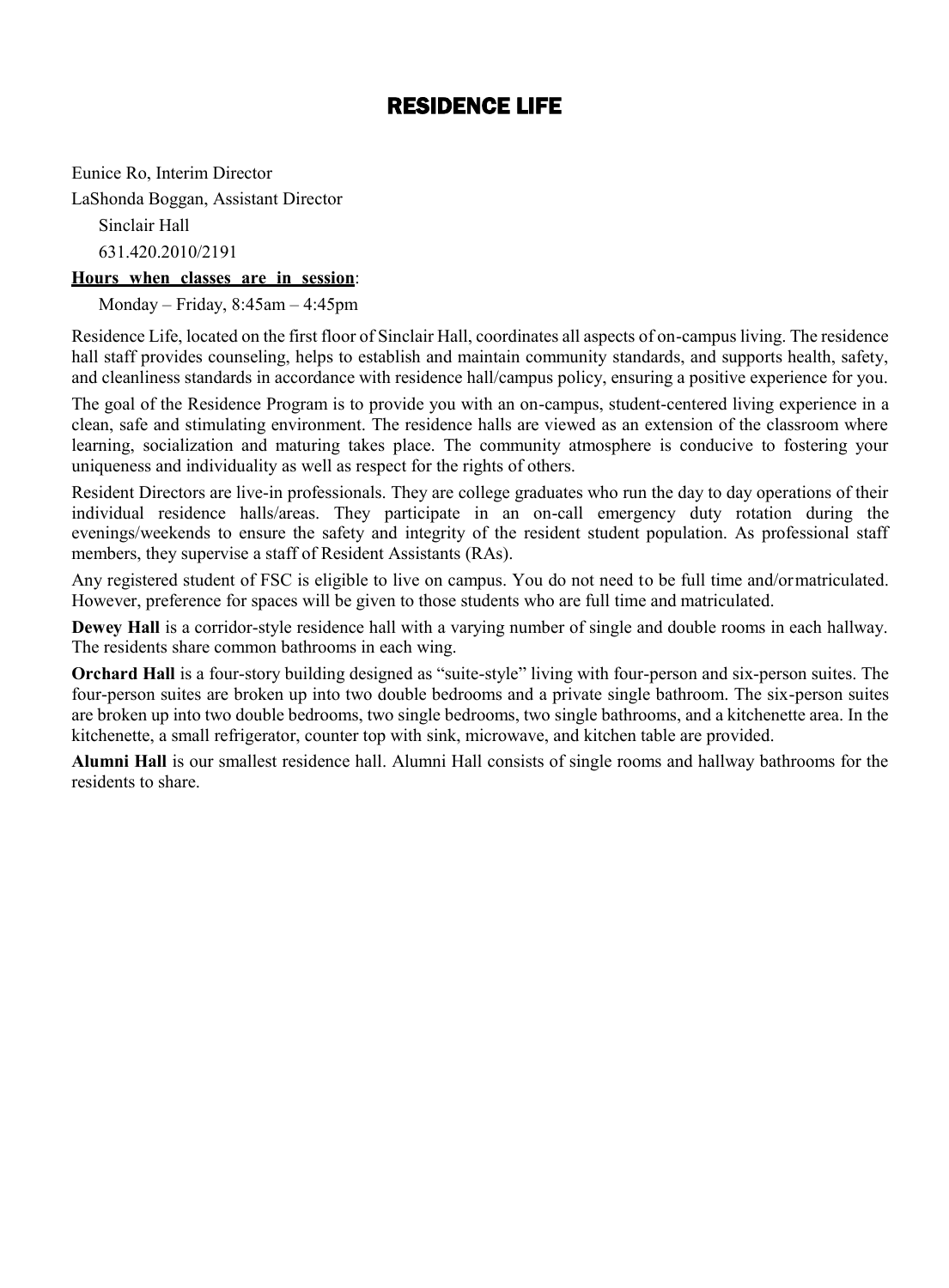# RESIDENCE LIFE

Eunice Ro, Interim Director

LaShonda Boggan, Assistant Director

Sinclair Hall

631.420.2010/2191

**Hours when classes are in session**:

Monday – Friday, 8:45am – 4:45pm

Residence Life, located on the first floor of Sinclair Hall, coordinates all aspects of on-campus living. The residence hall staff provides counseling, helps to establish and maintain community standards, and supports health, safety, and cleanliness standards in accordance with residence hall/campus policy, ensuring a positive experience for you.

The goal of the Residence Program is to provide you with an on-campus, student-centered living experience in a clean, safe and stimulating environment. The residence halls are viewed as an extension of the classroom where learning, socialization and maturing takes place. The community atmosphere is conducive to fostering your uniqueness and individuality as well as respect for the rights of others.

Resident Directors are live-in professionals. They are college graduates who run the day to day operations of their individual residence halls/areas. They participate in an on-call emergency duty rotation during the evenings/weekends to ensure the safety and integrity of the resident student population. As professional staff members, they supervise a staff of Resident Assistants (RAs).

Any registered student of FSC is eligible to live on campus. You do not need to be full time and/ormatriculated. However, preference for spaces will be given to those students who are full time and matriculated.

**Dewey Hall** is a corridor-style residence hall with a varying number of single and double rooms in each hallway. The residents share common bathrooms in each wing.

**Orchard Hall** is a four-story building designed as "suite-style" living with four-person and six-person suites. The four-person suites are broken up into two double bedrooms and a private single bathroom. The six-person suites are broken up into two double bedrooms, two single bedrooms, two single bathrooms, and a kitchenette area. In the kitchenette, a small refrigerator, counter top with sink, microwave, and kitchen table are provided.

**Alumni Hall** is our smallest residence hall. Alumni Hall consists of single rooms and hallway bathrooms for the residents to share.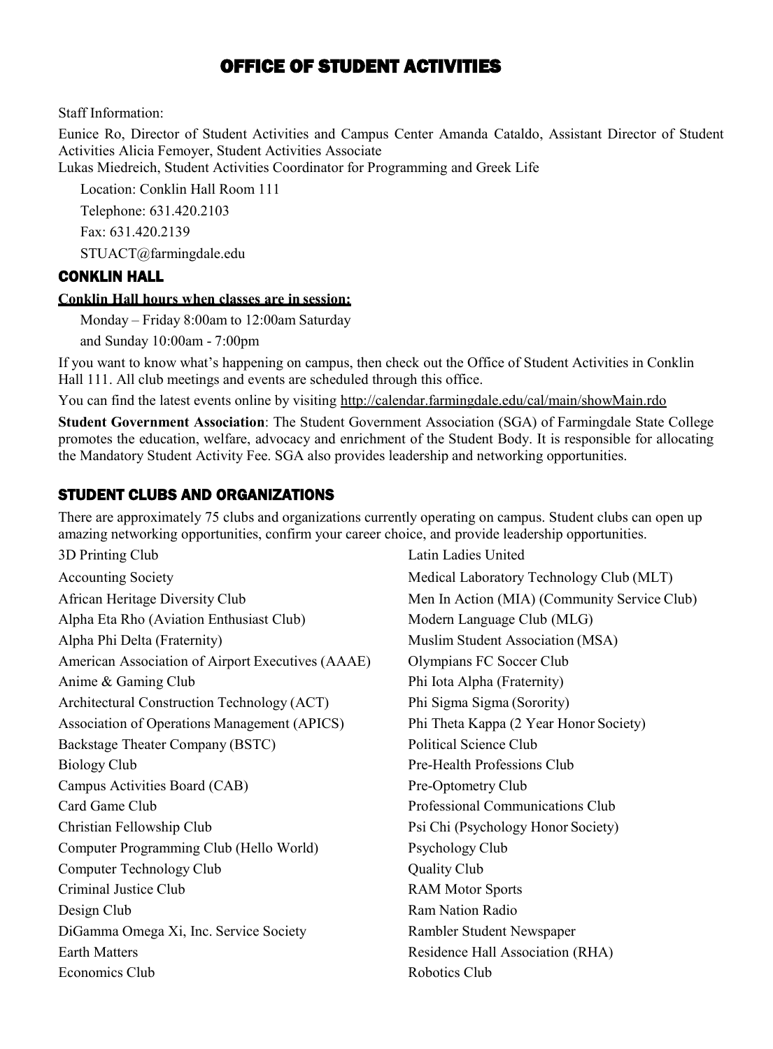# OFFICE OF STUDENT ACTIVITIES

Staff Information:

Eunice Ro, Director of Student Activities and Campus Center Amanda Cataldo, Assistant Director of Student Activities Alicia Femoyer, Student Activities Associate
Lukas Miedreich, Student Activities Coordinator for Programming and Greek Life

Location: Conklin Hall Room 111

Telephone: 631.420.2103

Fax: 631.420.2139

STUACT@farmingdale.edu

## CONKLIN HALL

**Conklin Hall hours when classes are in session:**

Monday – Friday 8:00am to 12:00am Saturday

and Sunday 10:00am - 7:00pm

If you want to know what's happening on campus, then check out the Office of Student Activities in Conklin Hall 111. All club meetings and events are scheduled through this office.

You can find the latest events online by visiting http://calendar.farmingdale.edu/cal/main/showMain.rdo

**Student Government Association**: The Student Government Association (SGA) of Farmingdale State College promotes the education, welfare, advocacy and enrichment of the Student Body. It is responsible for allocating the Mandatory Student Activity Fee. SGA also provides leadership and networking opportunities.

## STUDENT CLUBS AND ORGANIZATIONS

There are approximately 75 clubs and organizations currently operating on campus. Student clubs can open up amazing networking opportunities, confirm your career choice, and provide leadership opportunities.

3D Printing Club
Accounting Society
African Heritage Diversity Club
Alpha Eta Rho (Aviation Enthusiast Club)
Alpha Phi Delta (Fraternity)
American Association of Airport Executives (AAAE)
Anime & Gaming Club
Architectural Construction Technology (ACT)
Association of Operations Management (APICS)
Backstage Theater Company (BSTC)
Biology Club
Campus Activities Board (CAB)
Card Game Club
Christian Fellowship Club
Computer Programming Club (Hello World)
Computer Technology Club
Criminal Justice Club
Design Club
DiGamma Omega Xi, Inc. Service Society
Earth Matters
Economics Club
Latin Ladies United
Medical Laboratory Technology Club (MLT)
Men In Action (MIA) (Community Service Club)
Modern Language Club (MLG)
Muslim Student Association (MSA)
Olympians FC Soccer Club
Phi Iota Alpha (Fraternity)
Phi Sigma Sigma (Sorority)
Phi Theta Kappa (2 Year Honor Society)
Political Science Club
Pre-Health Professions Club
Pre-Optometry Club
Professional Communications Club
Psi Chi (Psychology Honor Society)
Psychology Club
Quality Club
RAM Motor Sports
Ram Nation Radio
Rambler Student Newspaper
Residence Hall Association (RHA)
Robotics Club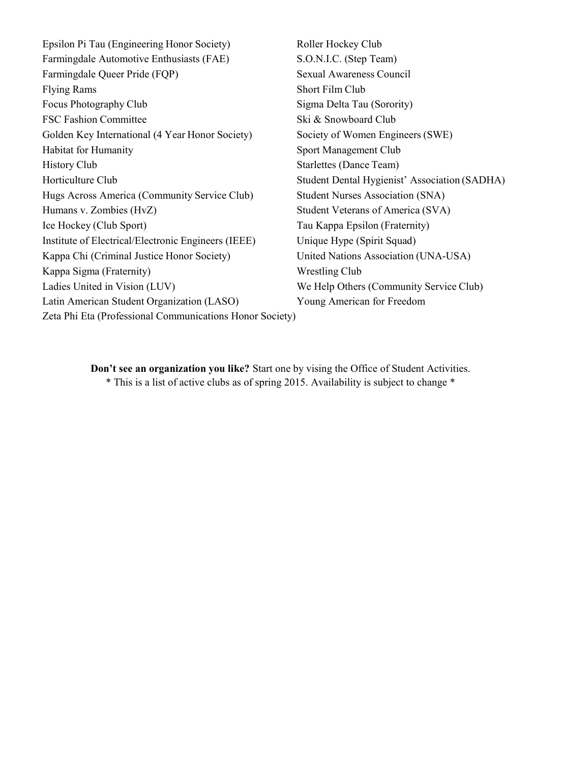Epsilon Pi Tau (Engineering Honor Society)
Farmingdale Automotive Enthusiasts (FAE)
Farmingdale Queer Pride (FQP)
Flying Rams
Focus Photography Club
FSC Fashion Committee
Golden Key International (4 Year Honor Society)
Habitat for Humanity
History Club
Horticulture Club
Hugs Across America (Community Service Club)
Humans v. Zombies (HvZ)
Ice Hockey (Club Sport)
Institute of Electrical/Electronic Engineers (IEEE)
Kappa Chi (Criminal Justice Honor Society)
Kappa Sigma (Fraternity)
Ladies United in Vision (LUV)
Latin American Student Organization (LASO)
Zeta Phi Eta (Professional Communications Honor Society)
Roller Hockey Club
S.O.N.I.C. (Step Team)
Sexual Awareness Council
Short Film Club
Sigma Delta Tau (Sorority)
Ski & Snowboard Club
Society of Women Engineers (SWE)
Sport Management Club
Starlettes (Dance Team)
Student Dental Hygienist' Association (SADHA)
Student Nurses Association (SNA)
Student Veterans of America (SVA)
Tau Kappa Epsilon (Fraternity)
Unique Hype (Spirit Squad)
United Nations Association (UNA-USA)
Wrestling Club
We Help Others (Community Service Club)
Young American for Freedom

**Don't see an organization you like?** Start one by vising the Office of Student Activities.
* This is a list of active clubs as of spring 2015. Availability is subject to change *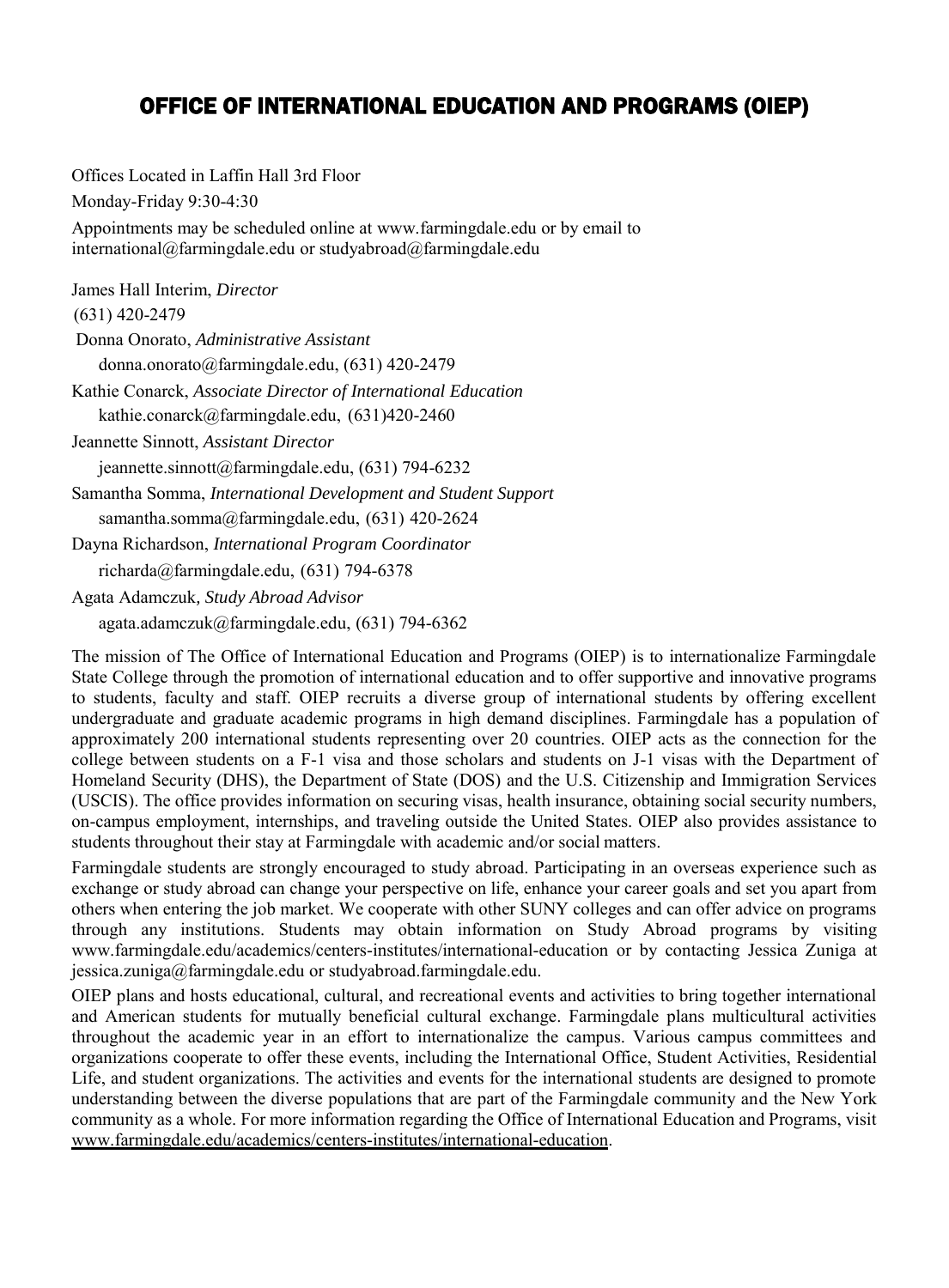# OFFICE OF INTERNATIONAL EDUCATION AND PROGRAMS (OIEP)

Offices Located in Laffin Hall 3rd Floor

Monday-Friday 9:30-4:30

Appointments may be scheduled online at www.farmingdale.edu or by email to international@farmingdale.edu or studyabroad@farmingdale.edu

James Hall Interim, *Director*
(631) 420-2479

Donna Onorato, *Administrative Assistant*
donna.onorato@farmingdale.edu, (631) 420-2479

Kathie Conarck, *Associate Director of International Education*
kathie.conarck@farmingdale.edu, (631)420-2460

Jeannette Sinnott, *Assistant Director*
jeannette.sinnott@farmingdale.edu, (631) 794-6232

Samantha Somma, *International Development and Student Support*
samantha.somma@farmingdale.edu, (631) 420-2624

Dayna Richardson, *International Program Coordinator*
richarda@farmingdale.edu, (631) 794-6378

Agata Adamczuk, *Study Abroad Advisor*
agata.adamczuk@farmingdale.edu, (631) 794-6362

The mission of The Office of International Education and Programs (OIEP) is to internationalize Farmingdale State College through the promotion of international education and to offer supportive and innovative programs to students, faculty and staff. OIEP recruits a diverse group of international students by offering excellent undergraduate and graduate academic programs in high demand disciplines. Farmingdale has a population of approximately 200 international students representing over 20 countries. OIEP acts as the connection for the college between students on a F-1 visa and those scholars and students on J-1 visas with the Department of Homeland Security (DHS), the Department of State (DOS) and the U.S. Citizenship and Immigration Services (USCIS). The office provides information on securing visas, health insurance, obtaining social security numbers, on-campus employment, internships, and traveling outside the United States. OIEP also provides assistance to students throughout their stay at Farmingdale with academic and/or social matters.

Farmingdale students are strongly encouraged to study abroad. Participating in an overseas experience such as exchange or study abroad can change your perspective on life, enhance your career goals and set you apart from others when entering the job market. We cooperate with other SUNY colleges and can offer advice on programs through any institutions. Students may obtain information on Study Abroad programs by visiting www.farmingdale.edu/academics/centers-institutes/international-education or by contacting Jessica Zuniga at jessica.zuniga@farmingdale.edu or studyabroad.farmingdale.edu.

OIEP plans and hosts educational, cultural, and recreational events and activities to bring together international and American students for mutually beneficial cultural exchange. Farmingdale plans multicultural activities throughout the academic year in an effort to internationalize the campus. Various campus committees and organizations cooperate to offer these events, including the International Office, Student Activities, Residential Life, and student organizations. The activities and events for the international students are designed to promote understanding between the diverse populations that are part of the Farmingdale community and the New York community as a whole. For more information regarding the Office of International Education and Programs, visit www.farmingdale.edu/academics/centers-institutes/international-education.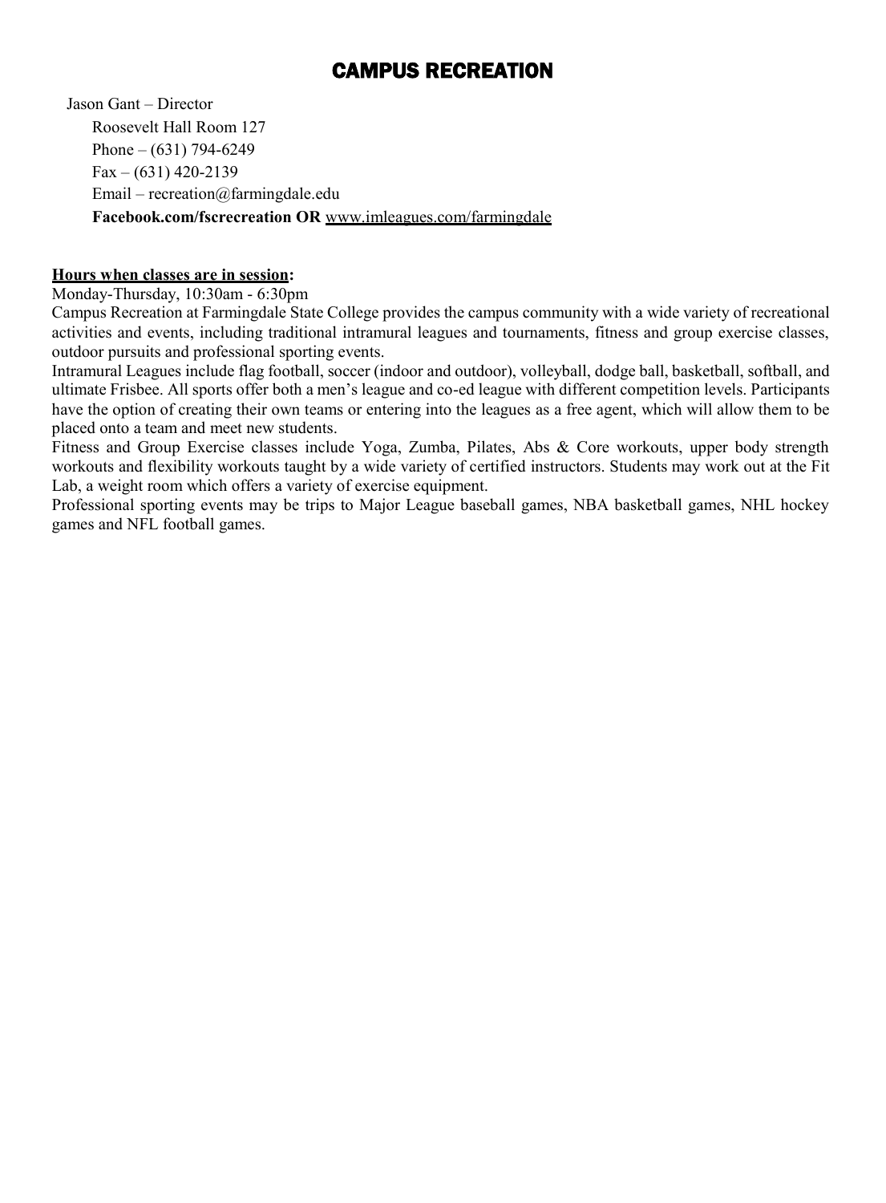# CAMPUS RECREATION

Jason Gant – Director

Roosevelt Hall Room 127

Phone – (631) 794-6249

Fax – (631) 420-2139

Email – recreation@farmingdale.edu

**Facebook.com/fscrecreation OR** www.imleagues.com/farmingdale

**Hours when classes are in session:**

Monday-Thursday, 10:30am - 6:30pm

Campus Recreation at Farmingdale State College provides the campus community with a wide variety of recreational activities and events, including traditional intramural leagues and tournaments, fitness and group exercise classes, outdoor pursuits and professional sporting events.

Intramural Leagues include flag football, soccer (indoor and outdoor), volleyball, dodge ball, basketball, softball, and ultimate Frisbee. All sports offer both a men's league and co-ed league with different competition levels. Participants have the option of creating their own teams or entering into the leagues as a free agent, which will allow them to be placed onto a team and meet new students.

Fitness and Group Exercise classes include Yoga, Zumba, Pilates, Abs & Core workouts, upper body strength workouts and flexibility workouts taught by a wide variety of certified instructors. Students may work out at the Fit Lab, a weight room which offers a variety of exercise equipment.

Professional sporting events may be trips to Major League baseball games, NBA basketball games, NHL hockey games and NFL football games.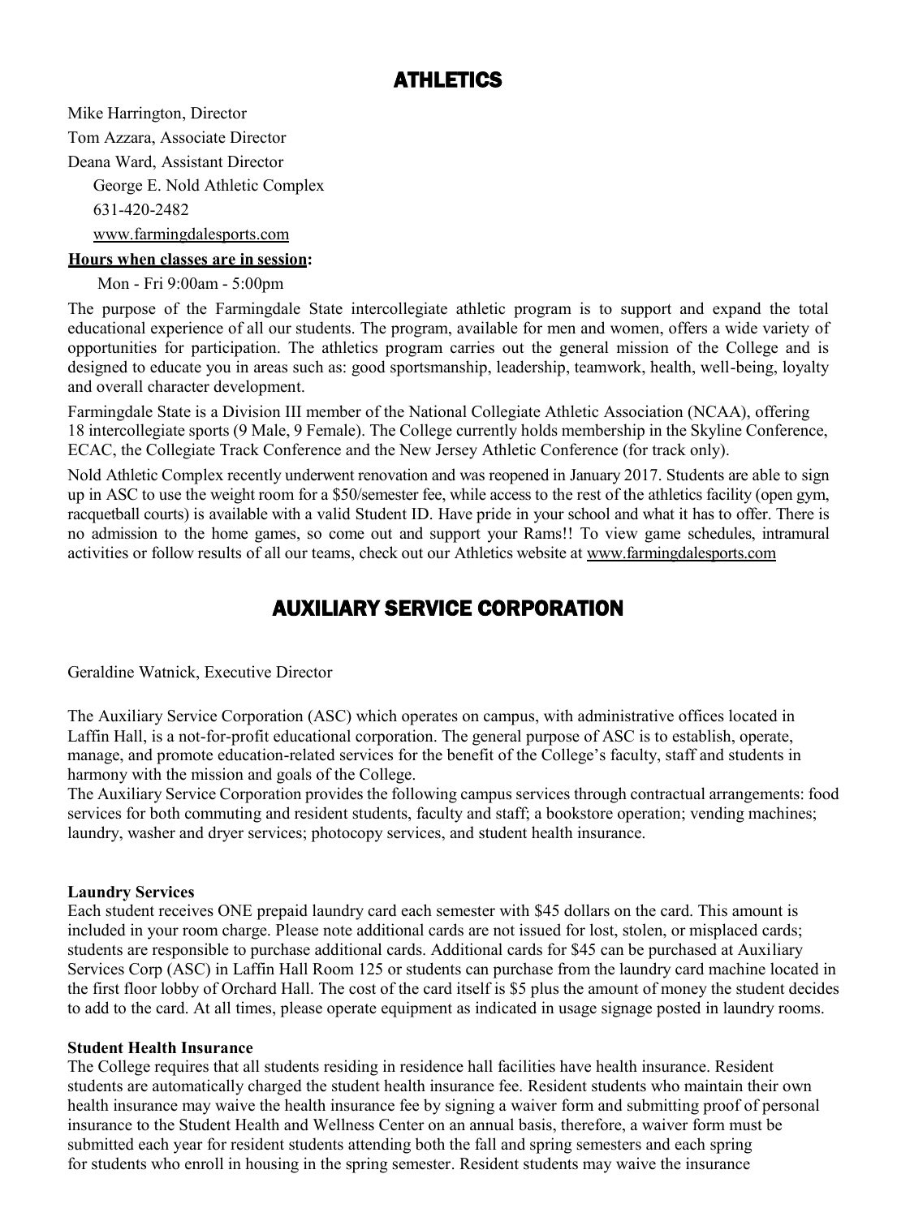# ATHLETICS

Mike Harrington, Director

Tom Azzara, Associate Director

Deana Ward, Assistant Director

George E. Nold Athletic Complex

631-420-2482

www.farmingdalesports.com

**Hours when classes are in session:**

Mon - Fri 9:00am - 5:00pm

The purpose of the Farmingdale State intercollegiate athletic program is to support and expand the total educational experience of all our students. The program, available for men and women, offers a wide variety of opportunities for participation. The athletics program carries out the general mission of the College and is designed to educate you in areas such as: good sportsmanship, leadership, teamwork, health, well-being, loyalty and overall character development.

Farmingdale State is a Division III member of the National Collegiate Athletic Association (NCAA), offering 18 intercollegiate sports (9 Male, 9 Female). The College currently holds membership in the Skyline Conference, ECAC, the Collegiate Track Conference and the New Jersey Athletic Conference (for track only).

Nold Athletic Complex recently underwent renovation and was reopened in January 2017. Students are able to sign up in ASC to use the weight room for a $50/semester fee, while access to the rest of the athletics facility (open gym, racquetball courts) is available with a valid Student ID. Have pride in your school and what it has to offer. There is no admission to the home games, so come out and support your Rams!! To view game schedules, intramural activities or follow results of all our teams, check out our Athletics website at www.farmingdalesports.com

# AUXILIARY SERVICE CORPORATION

Geraldine Watnick, Executive Director

The Auxiliary Service Corporation (ASC) which operates on campus, with administrative offices located in Laffin Hall, is a not-for-profit educational corporation. The general purpose of ASC is to establish, operate, manage, and promote education-related services for the benefit of the College's faculty, staff and students in harmony with the mission and goals of the College.

The Auxiliary Service Corporation provides the following campus services through contractual arrangements: food services for both commuting and resident students, faculty and staff; a bookstore operation; vending machines; laundry, washer and dryer services; photocopy services, and student health insurance.

**Laundry Services**

Each student receives ONE prepaid laundry card each semester with $45 dollars on the card. This amount is included in your room charge. Please note additional cards are not issued for lost, stolen, or misplaced cards; students are responsible to purchase additional cards. Additional cards for $45 can be purchased at Auxiliary Services Corp (ASC) in Laffin Hall Room 125 or students can purchase from the laundry card machine located in the first floor lobby of Orchard Hall. The cost of the card itself is $5 plus the amount of money the student decides to add to the card. At all times, please operate equipment as indicated in usage signage posted in laundry rooms.

**Student Health Insurance**

The College requires that all students residing in residence hall facilities have health insurance. Resident students are automatically charged the student health insurance fee. Resident students who maintain their own health insurance may waive the health insurance fee by signing a waiver form and submitting proof of personal insurance to the Student Health and Wellness Center on an annual basis, therefore, a waiver form must be submitted each year for resident students attending both the fall and spring semesters and each spring for students who enroll in housing in the spring semester. Resident students may waive the insurance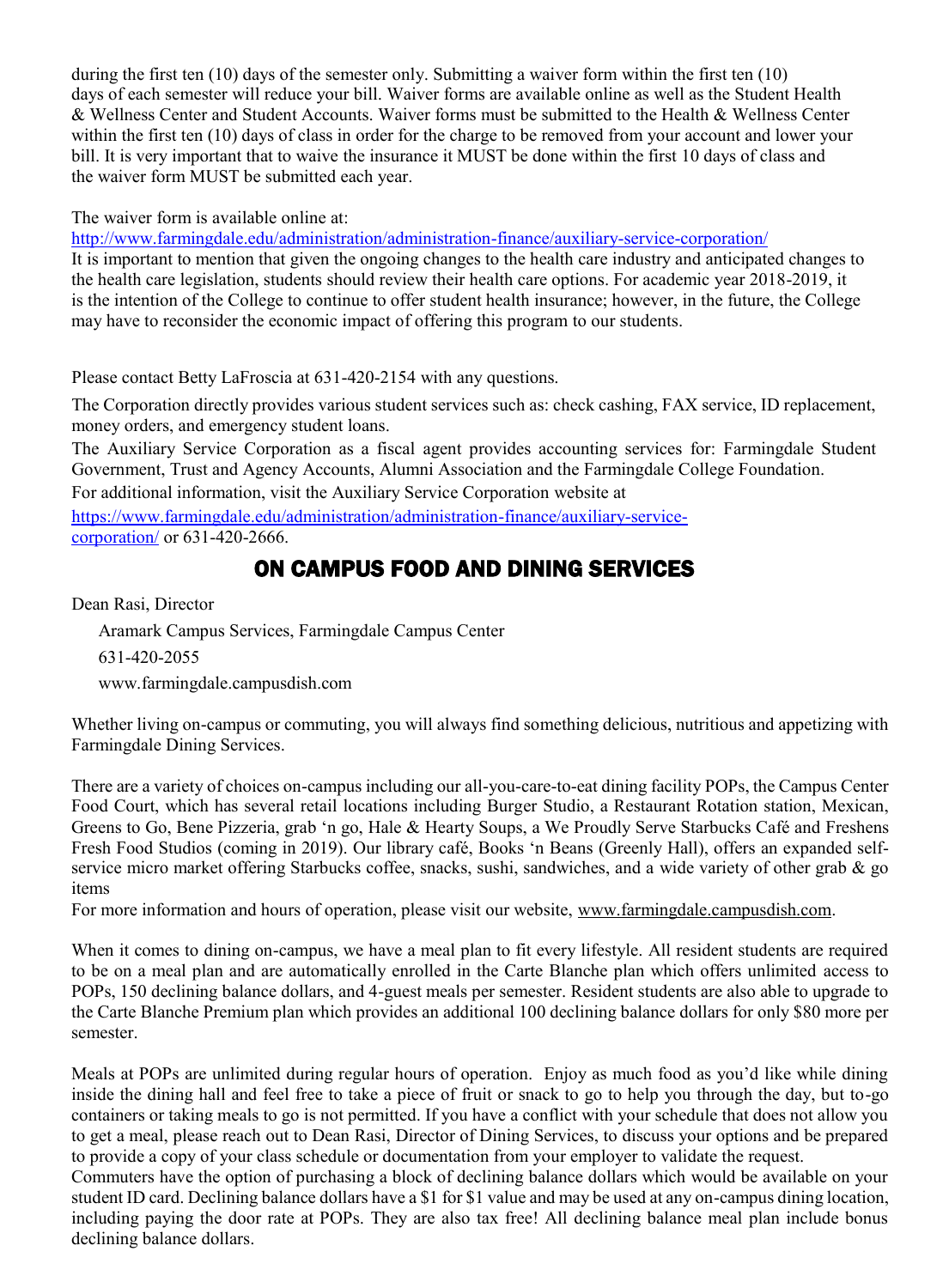during the first ten (10) days of the semester only. Submitting a waiver form within the first ten (10) days of each semester will reduce your bill. Waiver forms are available online as well as the Student Health & Wellness Center and Student Accounts. Waiver forms must be submitted to the Health & Wellness Center within the first ten (10) days of class in order for the charge to be removed from your account and lower your bill. It is very important that to waive the insurance it MUST be done within the first 10 days of class and the waiver form MUST be submitted each year.

The waiver form is available online at:
http://www.farmingdale.edu/administration/administration-finance/auxiliary-service-corporation/
It is important to mention that given the ongoing changes to the health care industry and anticipated changes to the health care legislation, students should review their health care options. For academic year 2018-2019, it is the intention of the College to continue to offer student health insurance; however, in the future, the College may have to reconsider the economic impact of offering this program to our students.

Please contact Betty LaFroscia at 631-420-2154 with any questions.

The Corporation directly provides various student services such as: check cashing, FAX service, ID replacement, money orders, and emergency student loans.

The Auxiliary Service Corporation as a fiscal agent provides accounting services for: Farmingdale Student Government, Trust and Agency Accounts, Alumni Association and the Farmingdale College Foundation.

For additional information, visit the Auxiliary Service Corporation website at https://www.farmingdale.edu/administration/administration-finance/auxiliary-service-corporation/ or 631-420-2666.

## ON CAMPUS FOOD AND DINING SERVICES

Dean Rasi, Director

Aramark Campus Services, Farmingdale Campus Center

631-420-2055

www.farmingdale.campusdish.com

Whether living on-campus or commuting, you will always find something delicious, nutritious and appetizing with Farmingdale Dining Services.

There are a variety of choices on-campus including our all-you-care-to-eat dining facility POPs, the Campus Center Food Court, which has several retail locations including Burger Studio, a Restaurant Rotation station, Mexican, Greens to Go, Bene Pizzeria, grab 'n go, Hale & Hearty Soups, a We Proudly Serve Starbucks Café and Freshens Fresh Food Studios (coming in 2019). Our library café, Books 'n Beans (Greenly Hall), offers an expanded self-service micro market offering Starbucks coffee, snacks, sushi, sandwiches, and a wide variety of other grab & go items

For more information and hours of operation, please visit our website, www.farmingdale.campusdish.com.

When it comes to dining on-campus, we have a meal plan to fit every lifestyle. All resident students are required to be on a meal plan and are automatically enrolled in the Carte Blanche plan which offers unlimited access to POPs, 150 declining balance dollars, and 4-guest meals per semester. Resident students are also able to upgrade to the Carte Blanche Premium plan which provides an additional 100 declining balance dollars for only $80 more per semester.

Meals at POPs are unlimited during regular hours of operation. Enjoy as much food as you'd like while dining inside the dining hall and feel free to take a piece of fruit or snack to go to help you through the day, but to-go containers or taking meals to go is not permitted. If you have a conflict with your schedule that does not allow you to get a meal, please reach out to Dean Rasi, Director of Dining Services, to discuss your options and be prepared to provide a copy of your class schedule or documentation from your employer to validate the request.

Commuters have the option of purchasing a block of declining balance dollars which would be available on your student ID card. Declining balance dollars have a $1 for $1 value and may be used at any on-campus dining location, including paying the door rate at POPs. They are also tax free! All declining balance meal plan include bonus declining balance dollars.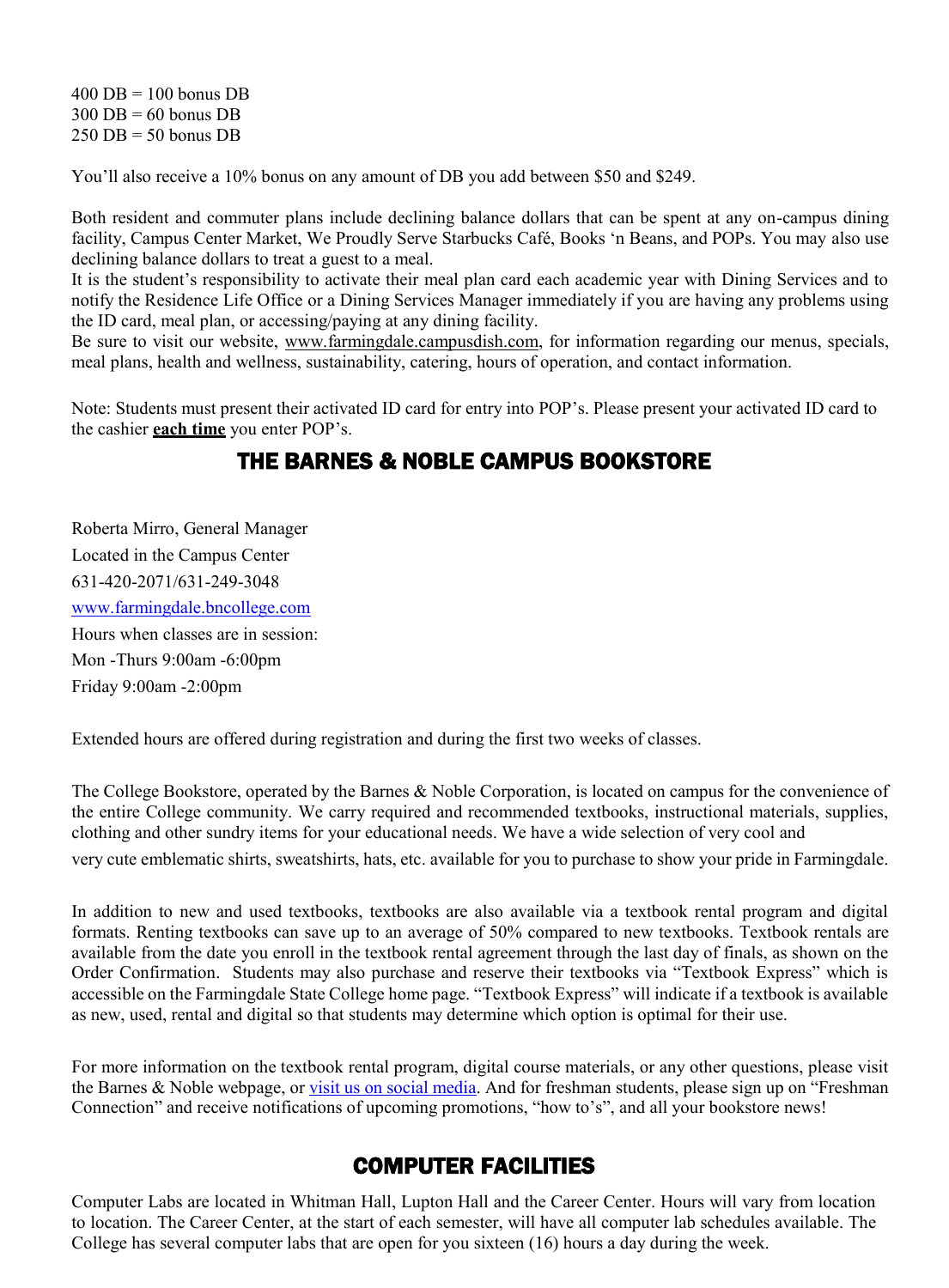400 DB = 100 bonus DB  
300 DB = 60 bonus DB  
250 DB = 50 bonus DB

You'll also receive a 10% bonus on any amount of DB you add between $50 and $249.

Both resident and commuter plans include declining balance dollars that can be spent at any on-campus dining facility, Campus Center Market, We Proudly Serve Starbucks Café, Books 'n Beans, and POPs. You may also use declining balance dollars to treat a guest to a meal.

It is the student's responsibility to activate their meal plan card each academic year with Dining Services and to notify the Residence Life Office or a Dining Services Manager immediately if you are having any problems using the ID card, meal plan, or accessing/paying at any dining facility.

Be sure to visit our website, www.farmingdale.campusdish.com, for information regarding our menus, specials, meal plans, health and wellness, sustainability, catering, hours of operation, and contact information.

Note: Students must present their activated ID card for entry into POP's. Please present your activated ID card to the cashier **each time** you enter POP's.

## THE BARNES & NOBLE CAMPUS BOOKSTORE

Roberta Mirro, General Manager  
Located in the Campus Center  
631-420-2071/631-249-3048  
www.farmingdale.bncollege.com  
Hours when classes are in session:  
Mon -Thurs 9:00am -6:00pm  
Friday 9:00am -2:00pm

Extended hours are offered during registration and during the first two weeks of classes.

The College Bookstore, operated by the Barnes & Noble Corporation, is located on campus for the convenience of the entire College community. We carry required and recommended textbooks, instructional materials, supplies, clothing and other sundry items for your educational needs. We have a wide selection of very cool and very cute emblematic shirts, sweatshirts, hats, etc. available for you to purchase to show your pride in Farmingdale.

In addition to new and used textbooks, textbooks are also available via a textbook rental program and digital formats. Renting textbooks can save up to an average of 50% compared to new textbooks. Textbook rentals are available from the date you enroll in the textbook rental agreement through the last day of finals, as shown on the Order Confirmation. Students may also purchase and reserve their textbooks via "Textbook Express" which is accessible on the Farmingdale State College home page. "Textbook Express" will indicate if a textbook is available as new, used, rental and digital so that students may determine which option is optimal for their use.

For more information on the textbook rental program, digital course materials, or any other questions, please visit the Barnes & Noble webpage, or visit us on social media. And for freshman students, please sign up on "Freshman Connection" and receive notifications of upcoming promotions, "how to's", and all your bookstore news!

## COMPUTER FACILITIES

Computer Labs are located in Whitman Hall, Lupton Hall and the Career Center. Hours will vary from location to location. The Career Center, at the start of each semester, will have all computer lab schedules available. The College has several computer labs that are open for you sixteen (16) hours a day during the week.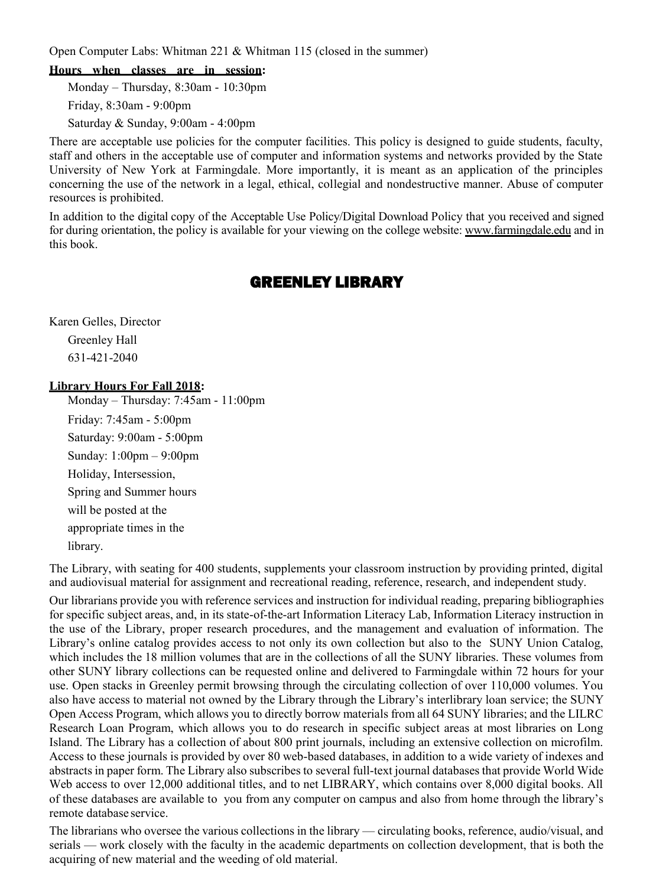Open Computer Labs: Whitman 221 & Whitman 115 (closed in the summer)

**Hours when classes are in session:**

Monday – Thursday, 8:30am - 10:30pm

Friday, 8:30am - 9:00pm

Saturday & Sunday, 9:00am - 4:00pm

There are acceptable use policies for the computer facilities. This policy is designed to guide students, faculty, staff and others in the acceptable use of computer and information systems and networks provided by the State University of New York at Farmingdale. More importantly, it is meant as an application of the principles concerning the use of the network in a legal, ethical, collegial and nondestructive manner. Abuse of computer resources is prohibited.

In addition to the digital copy of the Acceptable Use Policy/Digital Download Policy that you received and signed for during orientation, the policy is available for your viewing on the college website: www.farmingdale.edu and in this book.

## GREENLEY LIBRARY

Karen Gelles, Director

Greenley Hall

631-421-2040

**Library Hours For Fall 2018:**

Monday – Thursday: 7:45am - 11:00pm

Friday: 7:45am - 5:00pm

Saturday: 9:00am - 5:00pm

Sunday: 1:00pm – 9:00pm

Holiday, Intersession, Spring and Summer hours will be posted at the appropriate times in the library.

The Library, with seating for 400 students, supplements your classroom instruction by providing printed, digital and audiovisual material for assignment and recreational reading, reference, research, and independent study.

Our librarians provide you with reference services and instruction for individual reading, preparing bibliographies for specific subject areas, and, in its state-of-the-art Information Literacy Lab, Information Literacy instruction in the use of the Library, proper research procedures, and the management and evaluation of information. The Library's online catalog provides access to not only its own collection but also to the SUNY Union Catalog, which includes the 18 million volumes that are in the collections of all the SUNY libraries. These volumes from other SUNY library collections can be requested online and delivered to Farmingdale within 72 hours for your use. Open stacks in Greenley permit browsing through the circulating collection of over 110,000 volumes. You also have access to material not owned by the Library through the Library's interlibrary loan service; the SUNY Open Access Program, which allows you to directly borrow materials from all 64 SUNY libraries; and the LILRC Research Loan Program, which allows you to do research in specific subject areas at most libraries on Long Island. The Library has a collection of about 800 print journals, including an extensive collection on microfilm. Access to these journals is provided by over 80 web-based databases, in addition to a wide variety of indexes and abstracts in paper form. The Library also subscribes to several full-text journal databases that provide World Wide Web access to over 12,000 additional titles, and to net LIBRARY, which contains over 8,000 digital books. All of these databases are available to you from any computer on campus and also from home through the library's remote database service.

The librarians who oversee the various collections in the library — circulating books, reference, audio/visual, and serials — work closely with the faculty in the academic departments on collection development, that is both the acquiring of new material and the weeding of old material.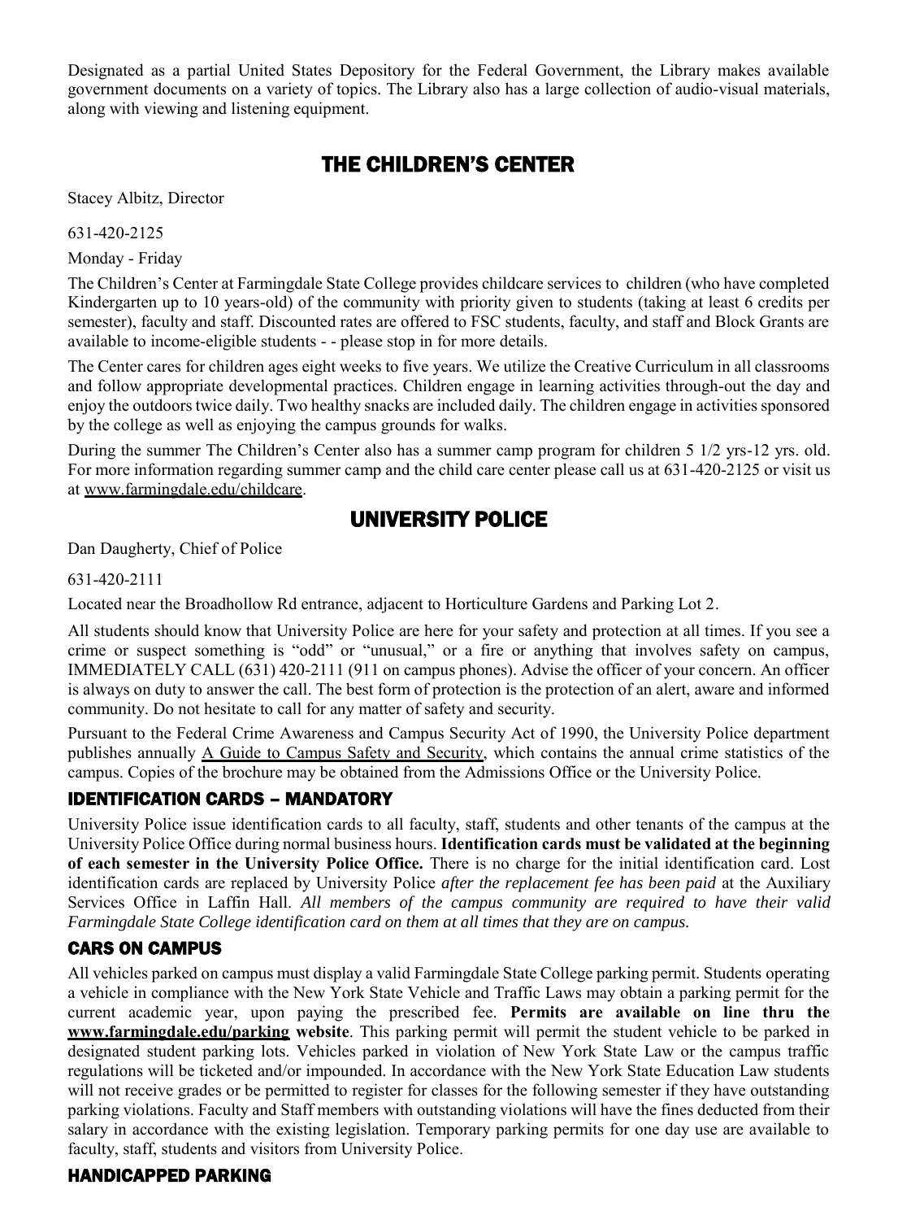Designated as a partial United States Depository for the Federal Government, the Library makes available government documents on a variety of topics. The Library also has a large collection of audio-visual materials, along with viewing and listening equipment.

## THE CHILDREN'S CENTER

Stacey Albitz, Director

631-420-2125

Monday - Friday

The Children's Center at Farmingdale State College provides childcare services to children (who have completed Kindergarten up to 10 years-old) of the community with priority given to students (taking at least 6 credits per semester), faculty and staff. Discounted rates are offered to FSC students, faculty, and staff and Block Grants are available to income-eligible students - - please stop in for more details.

The Center cares for children ages eight weeks to five years. We utilize the Creative Curriculum in all classrooms and follow appropriate developmental practices. Children engage in learning activities through-out the day and enjoy the outdoors twice daily. Two healthy snacks are included daily. The children engage in activities sponsored by the college as well as enjoying the campus grounds for walks.

During the summer The Children's Center also has a summer camp program for children 5 1/2 yrs-12 yrs. old. For more information regarding summer camp and the child care center please call us at 631-420-2125 or visit us at www.farmingdale.edu/childcare.

## UNIVERSITY POLICE

Dan Daugherty, Chief of Police

631-420-2111

Located near the Broadhollow Rd entrance, adjacent to Horticulture Gardens and Parking Lot 2.

All students should know that University Police are here for your safety and protection at all times. If you see a crime or suspect something is "odd" or "unusual," or a fire or anything that involves safety on campus, IMMEDIATELY CALL (631) 420-2111 (911 on campus phones). Advise the officer of your concern. An officer is always on duty to answer the call. The best form of protection is the protection of an alert, aware and informed community. Do not hesitate to call for any matter of safety and security.

Pursuant to the Federal Crime Awareness and Campus Security Act of 1990, the University Police department publishes annually A Guide to Campus Safety and Security, which contains the annual crime statistics of the campus. Copies of the brochure may be obtained from the Admissions Office or the University Police.

### IDENTIFICATION CARDS – MANDATORY

University Police issue identification cards to all faculty, staff, students and other tenants of the campus at the University Police Office during normal business hours. **Identification cards must be validated at the beginning of each semester in the University Police Office.** There is no charge for the initial identification card. Lost identification cards are replaced by University Police *after the replacement fee has been paid* at the Auxiliary Services Office in Laffin Hall. *All members of the campus community are required to have their valid Farmingdale State College identification card on them at all times that they are on campus.*

### CARS ON CAMPUS

All vehicles parked on campus must display a valid Farmingdale State College parking permit. Students operating a vehicle in compliance with the New York State Vehicle and Traffic Laws may obtain a parking permit for the current academic year, upon paying the prescribed fee. **Permits are available on line thru the www.farmingdale.edu/parking website**. This parking permit will permit the student vehicle to be parked in designated student parking lots. Vehicles parked in violation of New York State Law or the campus traffic regulations will be ticketed and/or impounded. In accordance with the New York State Education Law students will not receive grades or be permitted to register for classes for the following semester if they have outstanding parking violations. Faculty and Staff members with outstanding violations will have the fines deducted from their salary in accordance with the existing legislation. Temporary parking permits for one day use are available to faculty, staff, students and visitors from University Police.

### HANDICAPPED PARKING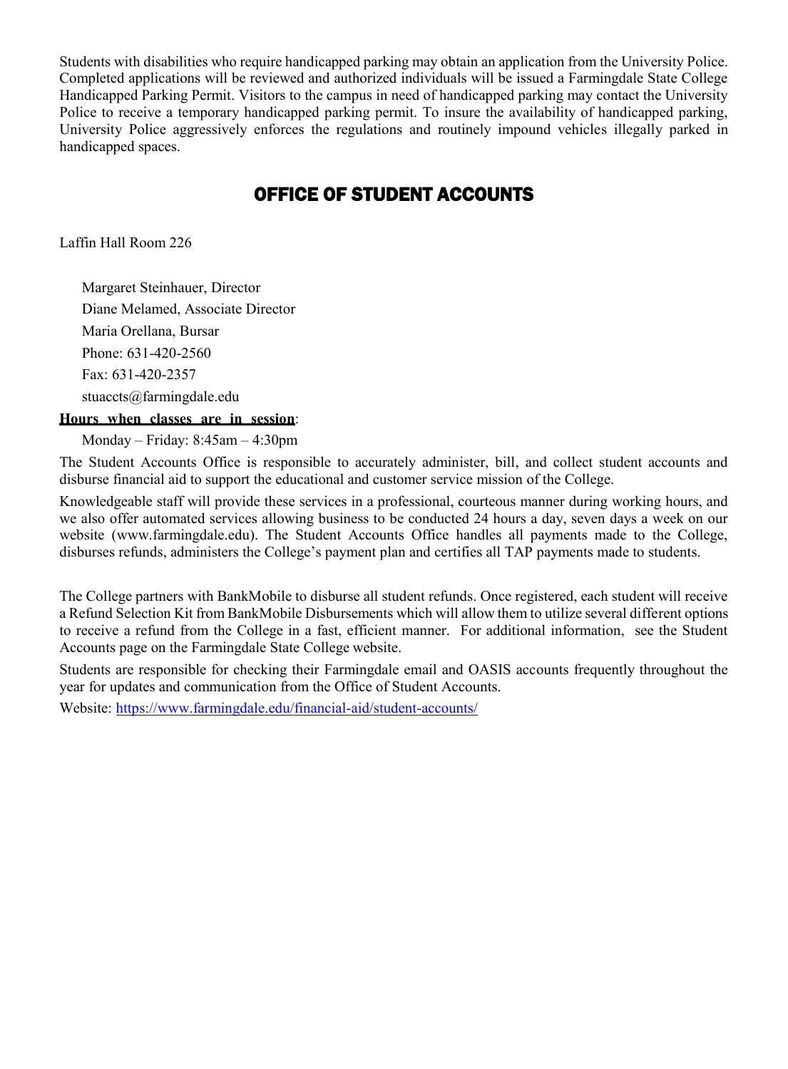Students with disabilities who require handicapped parking may obtain an application from the University Police. Completed applications will be reviewed and authorized individuals will be issued a Farmingdale State College Handicapped Parking Permit. Visitors to the campus in need of handicapped parking may contact the University Police to receive a temporary handicapped parking permit. To insure the availability of handicapped parking, University Police aggressively enforces the regulations and routinely impound vehicles illegally parked in handicapped spaces.

## OFFICE OF STUDENT ACCOUNTS

Laffin Hall Room 226

Margaret Steinhauer, Director
Diane Melamed, Associate Director
Maria Orellana, Bursar
Phone: 631-420-2560
Fax: 631-420-2357
stuaccts@farmingdale.edu

**Hours when classes are in session**:

Monday – Friday: 8:45am – 4:30pm

The Student Accounts Office is responsible to accurately administer, bill, and collect student accounts and disburse financial aid to support the educational and customer service mission of the College.

Knowledgeable staff will provide these services in a professional, courteous manner during working hours, and we also offer automated services allowing business to be conducted 24 hours a day, seven days a week on our website (www.farmingdale.edu). The Student Accounts Office handles all payments made to the College, disburses refunds, administers the College's payment plan and certifies all TAP payments made to students.

The College partners with BankMobile to disburse all student refunds. Once registered, each student will receive a Refund Selection Kit from BankMobile Disbursements which will allow them to utilize several different options to receive a refund from the College in a fast, efficient manner. For additional information, see the Student Accounts page on the Farmingdale State College website.

Students are responsible for checking their Farmingdale email and OASIS accounts frequently throughout the year for updates and communication from the Office of Student Accounts.

Website: https://www.farmingdale.edu/financial-aid/student-accounts/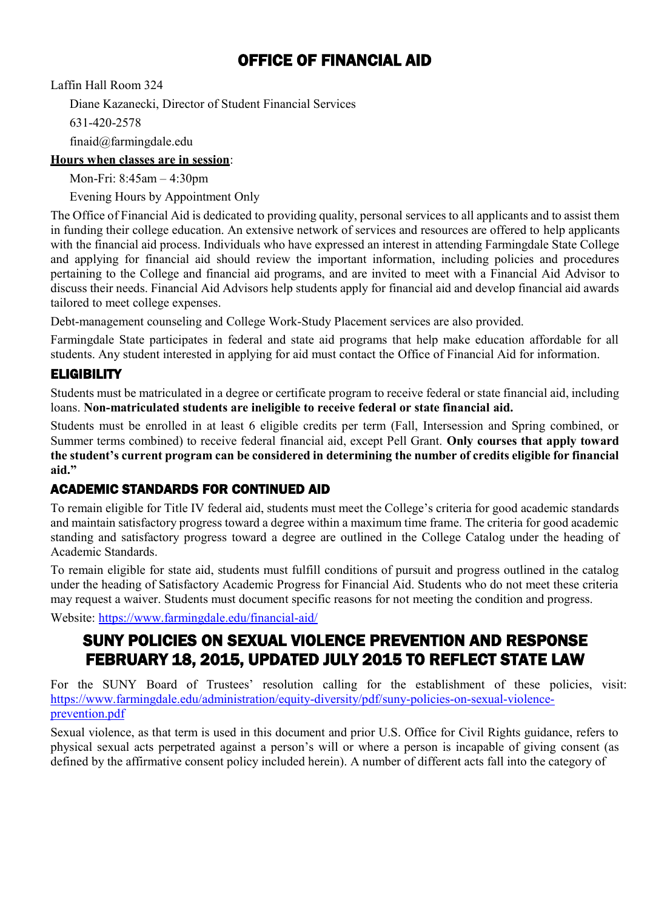# OFFICE OF FINANCIAL AID

Laffin Hall Room 324

Diane Kazanecki, Director of Student Financial Services

631-420-2578

finaid@farmingdale.edu

**Hours when classes are in session**:

Mon-Fri: 8:45am – 4:30pm

Evening Hours by Appointment Only

The Office of Financial Aid is dedicated to providing quality, personal services to all applicants and to assist them in funding their college education. An extensive network of services and resources are offered to help applicants with the financial aid process. Individuals who have expressed an interest in attending Farmingdale State College and applying for financial aid should review the important information, including policies and procedures pertaining to the College and financial aid programs, and are invited to meet with a Financial Aid Advisor to discuss their needs. Financial Aid Advisors help students apply for financial aid and develop financial aid awards tailored to meet college expenses.

Debt-management counseling and College Work-Study Placement services are also provided.

Farmingdale State participates in federal and state aid programs that help make education affordable for all students. Any student interested in applying for aid must contact the Office of Financial Aid for information.

## ELIGIBILITY

Students must be matriculated in a degree or certificate program to receive federal or state financial aid, including loans. **Non-matriculated students are ineligible to receive federal or state financial aid.**

Students must be enrolled in at least 6 eligible credits per term (Fall, Intersession and Spring combined, or Summer terms combined) to receive federal financial aid, except Pell Grant. **Only courses that apply toward the student's current program can be considered in determining the number of credits eligible for financial aid."**

## ACADEMIC STANDARDS FOR CONTINUED AID

To remain eligible for Title IV federal aid, students must meet the College's criteria for good academic standards and maintain satisfactory progress toward a degree within a maximum time frame. The criteria for good academic standing and satisfactory progress toward a degree are outlined in the College Catalog under the heading of Academic Standards.

To remain eligible for state aid, students must fulfill conditions of pursuit and progress outlined in the catalog under the heading of Satisfactory Academic Progress for Financial Aid. Students who do not meet these criteria may request a waiver. Students must document specific reasons for not meeting the condition and progress.

Website: https://www.farmingdale.edu/financial-aid/

# SUNY POLICIES ON SEXUAL VIOLENCE PREVENTION AND RESPONSE FEBRUARY 18, 2015, UPDATED JULY 2015 TO REFLECT STATE LAW

For the SUNY Board of Trustees' resolution calling for the establishment of these policies, visit: https://www.farmingdale.edu/administration/equity-diversity/pdf/suny-policies-on-sexual-violence-prevention.pdf

Sexual violence, as that term is used in this document and prior U.S. Office for Civil Rights guidance, refers to physical sexual acts perpetrated against a person's will or where a person is incapable of giving consent (as defined by the affirmative consent policy included herein). A number of different acts fall into the category of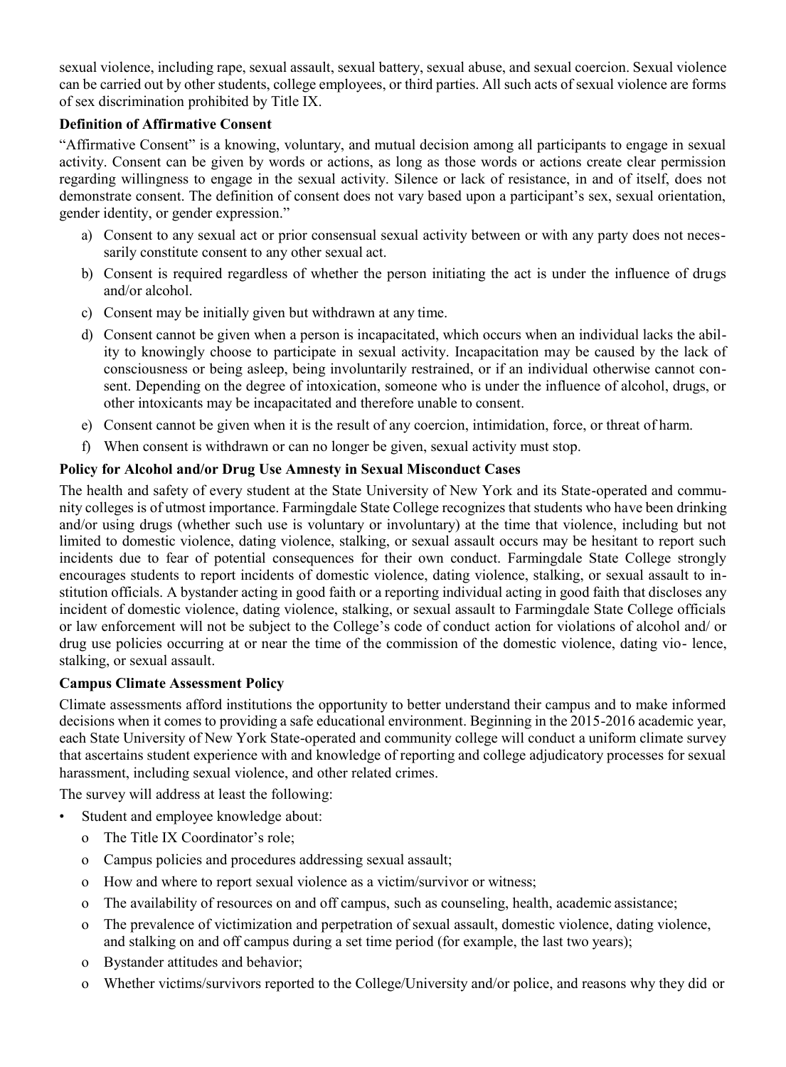sexual violence, including rape, sexual assault, sexual battery, sexual abuse, and sexual coercion. Sexual violence can be carried out by other students, college employees, or third parties. All such acts of sexual violence are forms of sex discrimination prohibited by Title IX.

**Definition of Affirmative Consent**

"Affirmative Consent" is a knowing, voluntary, and mutual decision among all participants to engage in sexual activity. Consent can be given by words or actions, as long as those words or actions create clear permission regarding willingness to engage in the sexual activity. Silence or lack of resistance, in and of itself, does not demonstrate consent. The definition of consent does not vary based upon a participant's sex, sexual orientation, gender identity, or gender expression."

a) Consent to any sexual act or prior consensual sexual activity between or with any party does not necessarily constitute consent to any other sexual act.
b) Consent is required regardless of whether the person initiating the act is under the influence of drugs and/or alcohol.
c) Consent may be initially given but withdrawn at any time.
d) Consent cannot be given when a person is incapacitated, which occurs when an individual lacks the ability to knowingly choose to participate in sexual activity. Incapacitation may be caused by the lack of consciousness or being asleep, being involuntarily restrained, or if an individual otherwise cannot consent. Depending on the degree of intoxication, someone who is under the influence of alcohol, drugs, or other intoxicants may be incapacitated and therefore unable to consent.
e) Consent cannot be given when it is the result of any coercion, intimidation, force, or threat of harm.
f) When consent is withdrawn or can no longer be given, sexual activity must stop.

**Policy for Alcohol and/or Drug Use Amnesty in Sexual Misconduct Cases**

The health and safety of every student at the State University of New York and its State-operated and community colleges is of utmost importance. Farmingdale State College recognizes that students who have been drinking and/or using drugs (whether such use is voluntary or involuntary) at the time that violence, including but not limited to domestic violence, dating violence, stalking, or sexual assault occurs may be hesitant to report such incidents due to fear of potential consequences for their own conduct. Farmingdale State College strongly encourages students to report incidents of domestic violence, dating violence, stalking, or sexual assault to institution officials. A bystander acting in good faith or a reporting individual acting in good faith that discloses any incident of domestic violence, dating violence, stalking, or sexual assault to Farmingdale State College officials or law enforcement will not be subject to the College's code of conduct action for violations of alcohol and/ or drug use policies occurring at or near the time of the commission of the domestic violence, dating violence, stalking, or sexual assault.

**Campus Climate Assessment Policy**

Climate assessments afford institutions the opportunity to better understand their campus and to make informed decisions when it comes to providing a safe educational environment. Beginning in the 2015-2016 academic year, each State University of New York State-operated and community college will conduct a uniform climate survey that ascertains student experience with and knowledge of reporting and college adjudicatory processes for sexual harassment, including sexual violence, and other related crimes.

The survey will address at least the following:

- Student and employee knowledge about:
  - The Title IX Coordinator's role;
  - Campus policies and procedures addressing sexual assault;
  - How and where to report sexual violence as a victim/survivor or witness;
  - The availability of resources on and off campus, such as counseling, health, academic assistance;
  - The prevalence of victimization and perpetration of sexual assault, domestic violence, dating violence, and stalking on and off campus during a set time period (for example, the last two years);
  - Bystander attitudes and behavior;
  - Whether victims/survivors reported to the College/University and/or police, and reasons why they did or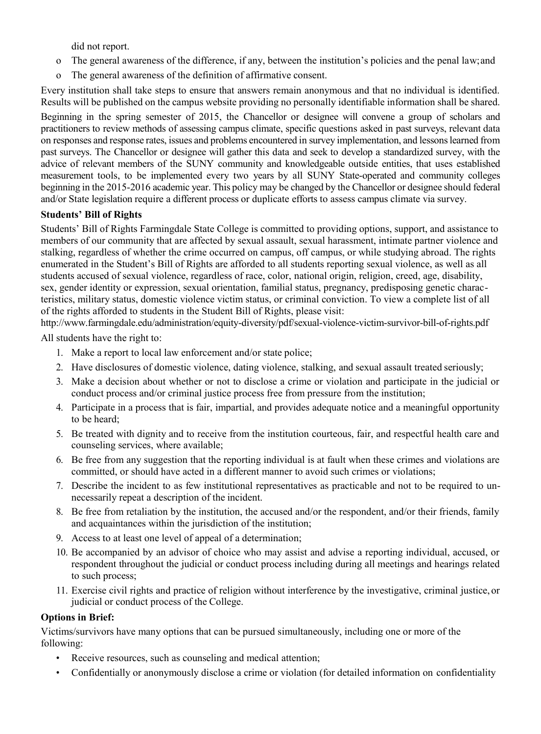did not report.

- o The general awareness of the difference, if any, between the institution's policies and the penal law; and
- o The general awareness of the definition of affirmative consent.

Every institution shall take steps to ensure that answers remain anonymous and that no individual is identified. Results will be published on the campus website providing no personally identifiable information shall be shared.

Beginning in the spring semester of 2015, the Chancellor or designee will convene a group of scholars and practitioners to review methods of assessing campus climate, specific questions asked in past surveys, relevant data on responses and response rates, issues and problems encountered in survey implementation, and lessons learned from past surveys. The Chancellor or designee will gather this data and seek to develop a standardized survey, with the advice of relevant members of the SUNY community and knowledgeable outside entities, that uses established measurement tools, to be implemented every two years by all SUNY State-operated and community colleges beginning in the 2015-2016 academic year. This policy may be changed by the Chancellor or designee should federal and/or State legislation require a different process or duplicate efforts to assess campus climate via survey.

**Students' Bill of Rights**

Students' Bill of Rights Farmingdale State College is committed to providing options, support, and assistance to members of our community that are affected by sexual assault, sexual harassment, intimate partner violence and stalking, regardless of whether the crime occurred on campus, off campus, or while studying abroad. The rights enumerated in the Student's Bill of Rights are afforded to all students reporting sexual violence, as well as all students accused of sexual violence, regardless of race, color, national origin, religion, creed, age, disability, sex, gender identity or expression, sexual orientation, familial status, pregnancy, predisposing genetic characteristics, military status, domestic violence victim status, or criminal conviction. To view a complete list of all of the rights afforded to students in the Student Bill of Rights, please visit:
http://www.farmingdale.edu/administration/equity-diversity/pdf/sexual-violence-victim-survivor-bill-of-rights.pdf

All students have the right to:

1. Make a report to local law enforcement and/or state police;
2. Have disclosures of domestic violence, dating violence, stalking, and sexual assault treated seriously;
3. Make a decision about whether or not to disclose a crime or violation and participate in the judicial or conduct process and/or criminal justice process free from pressure from the institution;
4. Participate in a process that is fair, impartial, and provides adequate notice and a meaningful opportunity to be heard;
5. Be treated with dignity and to receive from the institution courteous, fair, and respectful health care and counseling services, where available;
6. Be free from any suggestion that the reporting individual is at fault when these crimes and violations are committed, or should have acted in a different manner to avoid such crimes or violations;
7. Describe the incident to as few institutional representatives as practicable and not to be required to unnecessarily repeat a description of the incident.
8. Be free from retaliation by the institution, the accused and/or the respondent, and/or their friends, family and acquaintances within the jurisdiction of the institution;
9. Access to at least one level of appeal of a determination;
10. Be accompanied by an advisor of choice who may assist and advise a reporting individual, accused, or respondent throughout the judicial or conduct process including during all meetings and hearings related to such process;
11. Exercise civil rights and practice of religion without interference by the investigative, criminal justice, or judicial or conduct process of the College.

**Options in Brief:**

Victims/survivors have many options that can be pursued simultaneously, including one or more of the following:

- Receive resources, such as counseling and medical attention;
- Confidentially or anonymously disclose a crime or violation (for detailed information on confidentiality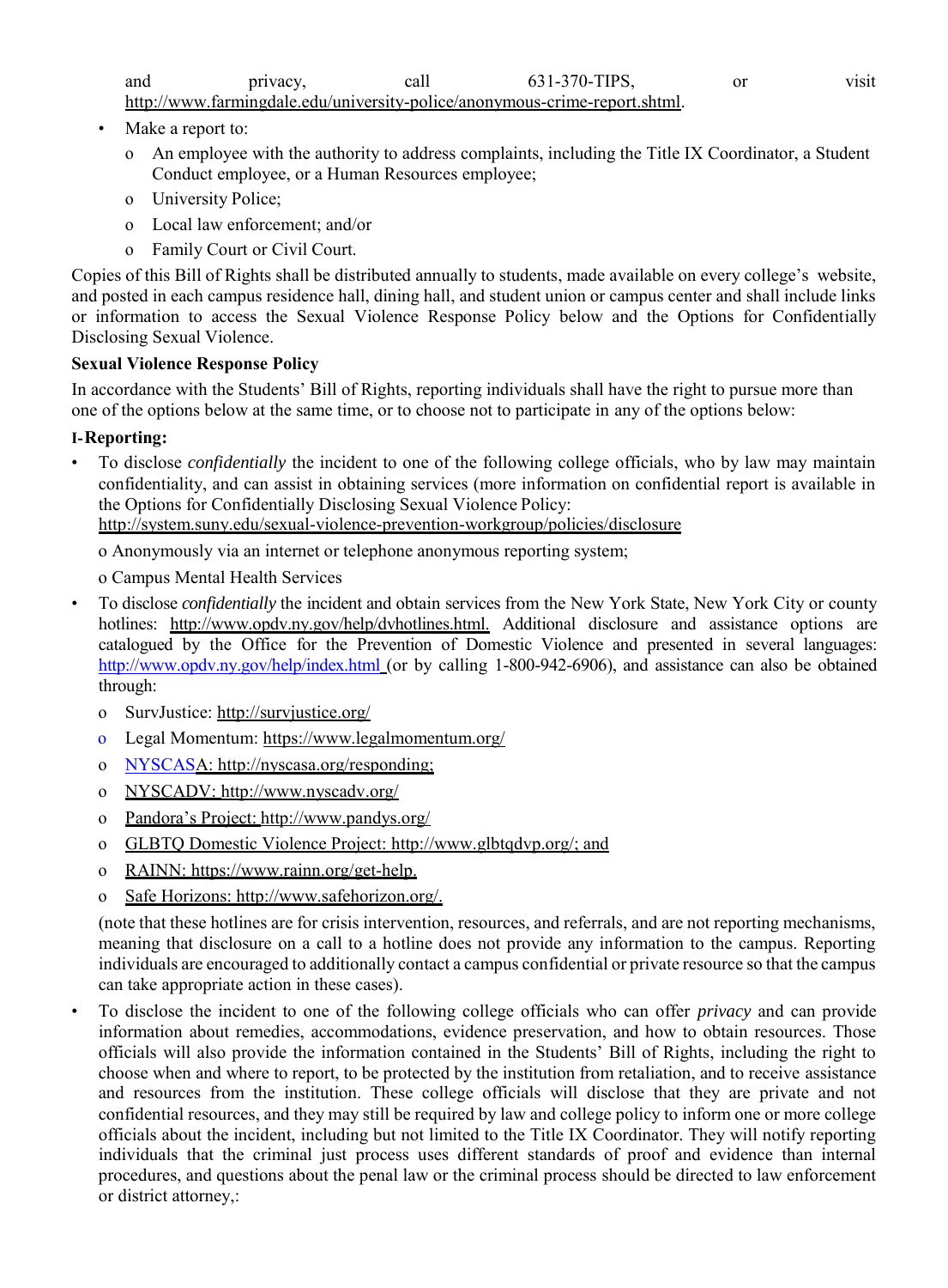and privacy, call 631-370-TIPS, or visit http://www.farmingdale.edu/university-police/anonymous-crime-report.shtml.

- Make a report to:
  - An employee with the authority to address complaints, including the Title IX Coordinator, a Student Conduct employee, or a Human Resources employee;
  - University Police;
  - Local law enforcement; and/or
  - Family Court or Civil Court.

Copies of this Bill of Rights shall be distributed annually to students, made available on every college's website, and posted in each campus residence hall, dining hall, and student union or campus center and shall include links or information to access the Sexual Violence Response Policy below and the Options for Confidentially Disclosing Sexual Violence.

**Sexual Violence Response Policy**

In accordance with the Students' Bill of Rights, reporting individuals shall have the right to pursue more than one of the options below at the same time, or to choose not to participate in any of the options below:

**I-Reporting:**

- To disclose *confidentially* the incident to one of the following college officials, who by law may maintain confidentiality, and can assist in obtaining services (more information on confidential report is available in the Options for Confidentially Disclosing Sexual Violence Policy: http://system.suny.edu/sexual-violence-prevention-workgroup/policies/disclosure
  - Anonymously via an internet or telephone anonymous reporting system;
  - Campus Mental Health Services
- To disclose *confidentially* the incident and obtain services from the New York State, New York City or county hotlines: http://www.opdv.ny.gov/help/dvhotlines.html. Additional disclosure and assistance options are catalogued by the Office for the Prevention of Domestic Violence and presented in several languages: http://www.opdv.ny.gov/help/index.html (or by calling 1-800-942-6906), and assistance can also be obtained through:
  - SurvJustice: http://survjustice.org/
  - Legal Momentum: https://www.legalmomentum.org/
  - NYSCASA: http://nyscasa.org/responding;
  - NYSCADV: http://www.nyscadv.org/
  - Pandora's Project: http://www.pandys.org/
  - GLBTQ Domestic Violence Project: http://www.glbtqdvp.org/; and
  - RAINN: https://www.rainn.org/get-help.
  - Safe Horizons: http://www.safehorizon.org/.

  (note that these hotlines are for crisis intervention, resources, and referrals, and are not reporting mechanisms, meaning that disclosure on a call to a hotline does not provide any information to the campus. Reporting individuals are encouraged to additionally contact a campus confidential or private resource so that the campus can take appropriate action in these cases).
- To disclose the incident to one of the following college officials who can offer *privacy* and can provide information about remedies, accommodations, evidence preservation, and how to obtain resources. Those officials will also provide the information contained in the Students' Bill of Rights, including the right to choose when and where to report, to be protected by the institution from retaliation, and to receive assistance and resources from the institution. These college officials will disclose that they are private and not confidential resources, and they may still be required by law and college policy to inform one or more college officials about the incident, including but not limited to the Title IX Coordinator. They will notify reporting individuals that the criminal just process uses different standards of proof and evidence than internal procedures, and questions about the penal law or the criminal process should be directed to law enforcement or district attorney,: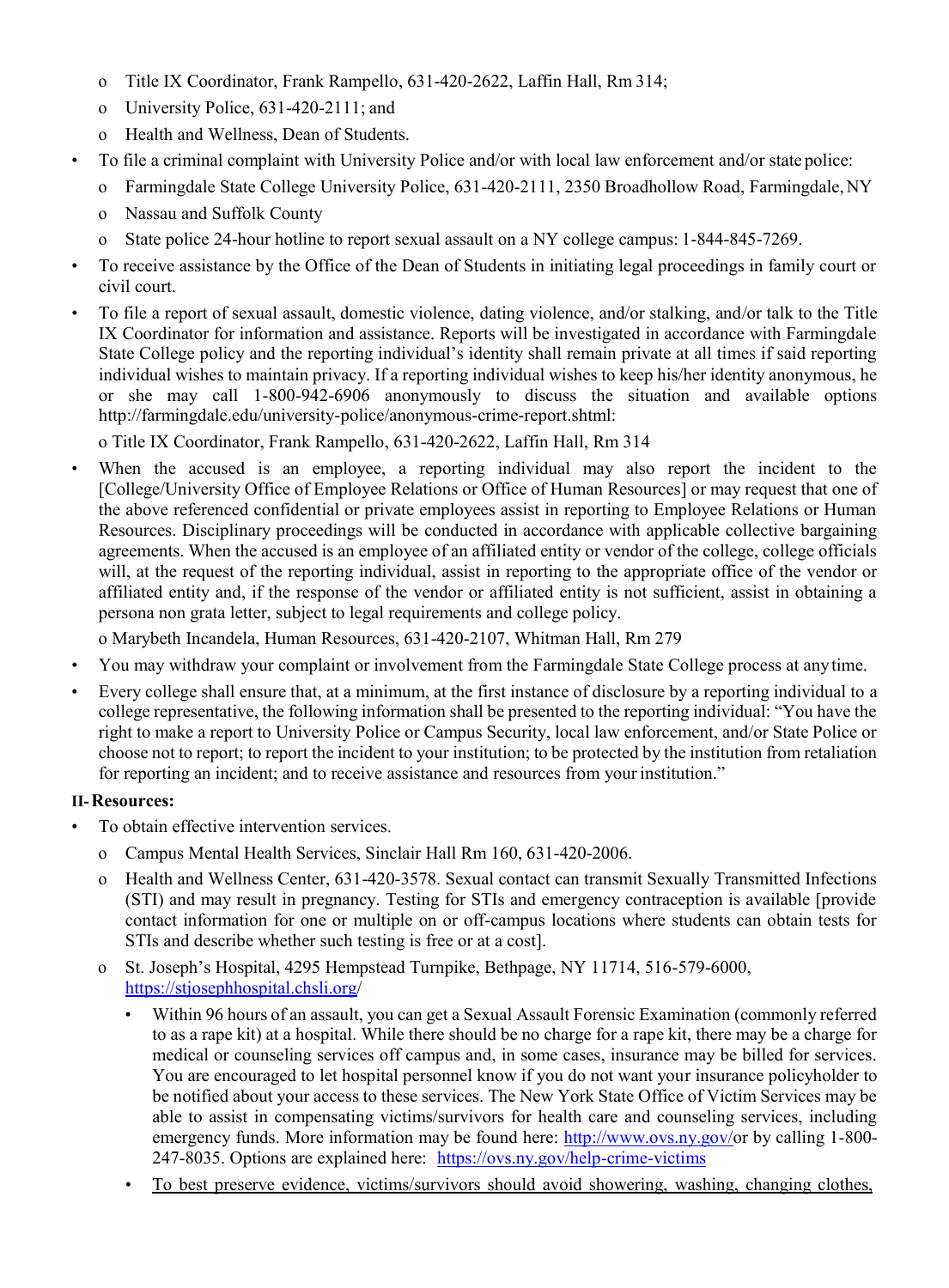- Title IX Coordinator, Frank Rampello, 631-420-2622, Laffin Hall, Rm 314;
  - University Police, 631-420-2111; and
  - Health and Wellness, Dean of Students.
- To file a criminal complaint with University Police and/or with local law enforcement and/or state police:
  - Farmingdale State College University Police, 631-420-2111, 2350 Broadhollow Road, Farmingdale, NY
  - Nassau and Suffolk County
  - State police 24-hour hotline to report sexual assault on a NY college campus: 1-844-845-7269.
- To receive assistance by the Office of the Dean of Students in initiating legal proceedings in family court or civil court.
- To file a report of sexual assault, domestic violence, dating violence, and/or stalking, and/or talk to the Title IX Coordinator for information and assistance. Reports will be investigated in accordance with Farmingdale State College policy and the reporting individual's identity shall remain private at all times if said reporting individual wishes to maintain privacy. If a reporting individual wishes to keep his/her identity anonymous, he or she may call 1-800-942-6906 anonymously to discuss the situation and available options http://farmingdale.edu/university-police/anonymous-crime-report.shtml:

  o Title IX Coordinator, Frank Rampello, 631-420-2622, Laffin Hall, Rm 314
- When the accused is an employee, a reporting individual may also report the incident to the [College/University Office of Employee Relations or Office of Human Resources] or may request that one of the above referenced confidential or private employees assist in reporting to Employee Relations or Human Resources. Disciplinary proceedings will be conducted in accordance with applicable collective bargaining agreements. When the accused is an employee of an affiliated entity or vendor of the college, college officials will, at the request of the reporting individual, assist in reporting to the appropriate office of the vendor or affiliated entity and, if the response of the vendor or affiliated entity is not sufficient, assist in obtaining a persona non grata letter, subject to legal requirements and college policy.

  o Marybeth Incandela, Human Resources, 631-420-2107, Whitman Hall, Rm 279
- You may withdraw your complaint or involvement from the Farmingdale State College process at any time.
- Every college shall ensure that, at a minimum, at the first instance of disclosure by a reporting individual to a college representative, the following information shall be presented to the reporting individual: "You have the right to make a report to University Police or Campus Security, local law enforcement, and/or State Police or choose not to report; to report the incident to your institution; to be protected by the institution from retaliation for reporting an incident; and to receive assistance and resources from your institution."

**II- Resources:**

- To obtain effective intervention services.
  - Campus Mental Health Services, Sinclair Hall Rm 160, 631-420-2006.
  - Health and Wellness Center, 631-420-3578. Sexual contact can transmit Sexually Transmitted Infections (STI) and may result in pregnancy. Testing for STIs and emergency contraception is available [provide contact information for one or multiple on or off-campus locations where students can obtain tests for STIs and describe whether such testing is free or at a cost].
  - St. Joseph's Hospital, 4295 Hempstead Turnpike, Bethpage, NY 11714, 516-579-6000, https://stjosephhospital.chsli.org/
    - Within 96 hours of an assault, you can get a Sexual Assault Forensic Examination (commonly referred to as a rape kit) at a hospital. While there should be no charge for a rape kit, there may be a charge for medical or counseling services off campus and, in some cases, insurance may be billed for services. You are encouraged to let hospital personnel know if you do not want your insurance policyholder to be notified about your access to these services. The New York State Office of Victim Services may be able to assist in compensating victims/survivors for health care and counseling services, including emergency funds. More information may be found here: http://www.ovs.ny.gov/or by calling 1-800-247-8035. Options are explained here: https://ovs.ny.gov/help-crime-victims
    - To best preserve evidence, victims/survivors should avoid showering, washing, changing clothes,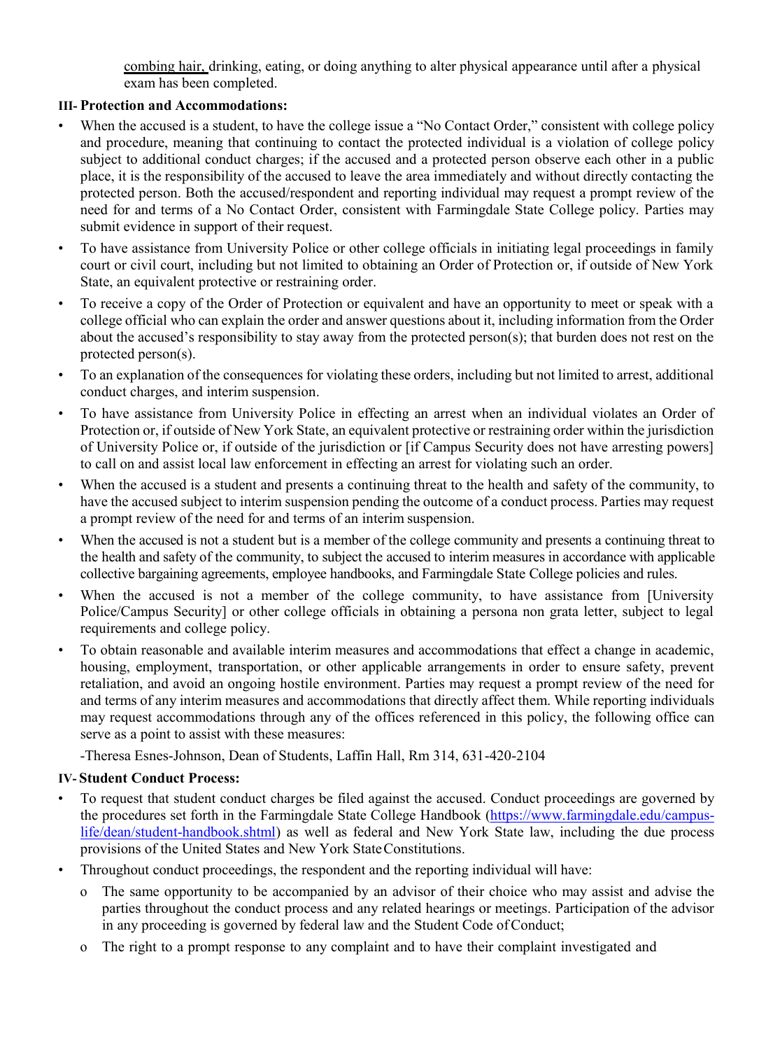combing hair, drinking, eating, or doing anything to alter physical appearance until after a physical exam has been completed.

**III- Protection and Accommodations:**

- When the accused is a student, to have the college issue a "No Contact Order," consistent with college policy and procedure, meaning that continuing to contact the protected individual is a violation of college policy subject to additional conduct charges; if the accused and a protected person observe each other in a public place, it is the responsibility of the accused to leave the area immediately and without directly contacting the protected person. Both the accused/respondent and reporting individual may request a prompt review of the need for and terms of a No Contact Order, consistent with Farmingdale State College policy. Parties may submit evidence in support of their request.
- To have assistance from University Police or other college officials in initiating legal proceedings in family court or civil court, including but not limited to obtaining an Order of Protection or, if outside of New York State, an equivalent protective or restraining order.
- To receive a copy of the Order of Protection or equivalent and have an opportunity to meet or speak with a college official who can explain the order and answer questions about it, including information from the Order about the accused's responsibility to stay away from the protected person(s); that burden does not rest on the protected person(s).
- To an explanation of the consequences for violating these orders, including but not limited to arrest, additional conduct charges, and interim suspension.
- To have assistance from University Police in effecting an arrest when an individual violates an Order of Protection or, if outside of New York State, an equivalent protective or restraining order within the jurisdiction of University Police or, if outside of the jurisdiction or [if Campus Security does not have arresting powers] to call on and assist local law enforcement in effecting an arrest for violating such an order.
- When the accused is a student and presents a continuing threat to the health and safety of the community, to have the accused subject to interim suspension pending the outcome of a conduct process. Parties may request a prompt review of the need for and terms of an interim suspension.
- When the accused is not a student but is a member of the college community and presents a continuing threat to the health and safety of the community, to subject the accused to interim measures in accordance with applicable collective bargaining agreements, employee handbooks, and Farmingdale State College policies and rules.
- When the accused is not a member of the college community, to have assistance from [University Police/Campus Security] or other college officials in obtaining a persona non grata letter, subject to legal requirements and college policy.
- To obtain reasonable and available interim measures and accommodations that effect a change in academic, housing, employment, transportation, or other applicable arrangements in order to ensure safety, prevent retaliation, and avoid an ongoing hostile environment. Parties may request a prompt review of the need for and terms of any interim measures and accommodations that directly affect them. While reporting individuals may request accommodations through any of the offices referenced in this policy, the following office can serve as a point to assist with these measures:

  -Theresa Esnes-Johnson, Dean of Students, Laffin Hall, Rm 314, 631-420-2104

**IV- Student Conduct Process:**

- To request that student conduct charges be filed against the accused. Conduct proceedings are governed by the procedures set forth in the Farmingdale State College Handbook (https://www.farmingdale.edu/campus-life/dean/student-handbook.shtml) as well as federal and New York State law, including the due process provisions of the United States and New York State Constitutions.
- Throughout conduct proceedings, the respondent and the reporting individual will have:
  - The same opportunity to be accompanied by an advisor of their choice who may assist and advise the parties throughout the conduct process and any related hearings or meetings. Participation of the advisor in any proceeding is governed by federal law and the Student Code of Conduct;
  - The right to a prompt response to any complaint and to have their complaint investigated and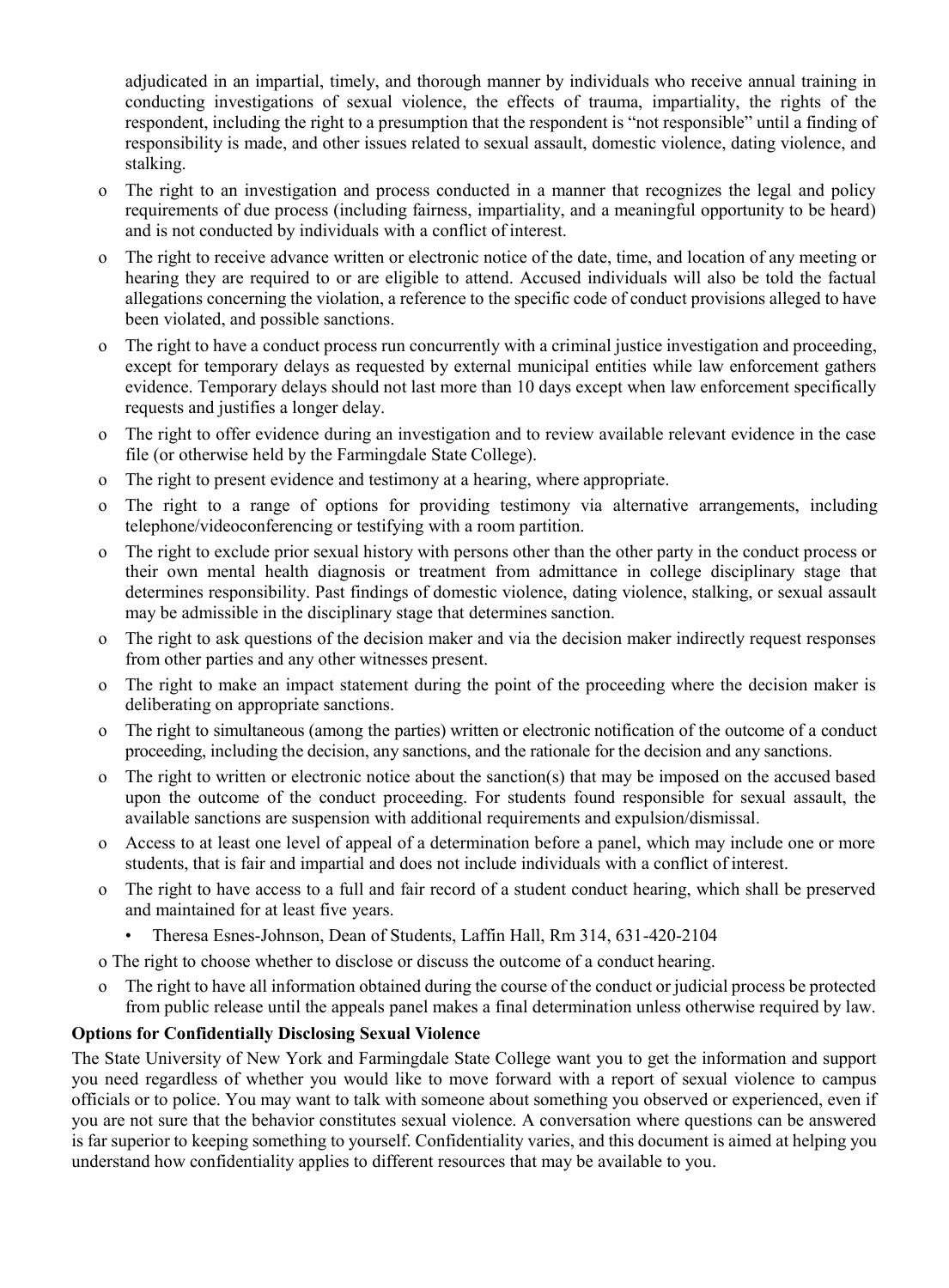adjudicated in an impartial, timely, and thorough manner by individuals who receive annual training in conducting investigations of sexual violence, the effects of trauma, impartiality, the rights of the respondent, including the right to a presumption that the respondent is "not responsible" until a finding of responsibility is made, and other issues related to sexual assault, domestic violence, dating violence, and stalking.

- The right to an investigation and process conducted in a manner that recognizes the legal and policy requirements of due process (including fairness, impartiality, and a meaningful opportunity to be heard) and is not conducted by individuals with a conflict of interest.
- The right to receive advance written or electronic notice of the date, time, and location of any meeting or hearing they are required to or are eligible to attend. Accused individuals will also be told the factual allegations concerning the violation, a reference to the specific code of conduct provisions alleged to have been violated, and possible sanctions.
- The right to have a conduct process run concurrently with a criminal justice investigation and proceeding, except for temporary delays as requested by external municipal entities while law enforcement gathers evidence. Temporary delays should not last more than 10 days except when law enforcement specifically requests and justifies a longer delay.
- The right to offer evidence during an investigation and to review available relevant evidence in the case file (or otherwise held by the Farmingdale State College).
- The right to present evidence and testimony at a hearing, where appropriate.
- The right to a range of options for providing testimony via alternative arrangements, including telephone/videoconferencing or testifying with a room partition.
- The right to exclude prior sexual history with persons other than the other party in the conduct process or their own mental health diagnosis or treatment from admittance in college disciplinary stage that determines responsibility. Past findings of domestic violence, dating violence, stalking, or sexual assault may be admissible in the disciplinary stage that determines sanction.
- The right to ask questions of the decision maker and via the decision maker indirectly request responses from other parties and any other witnesses present.
- The right to make an impact statement during the point of the proceeding where the decision maker is deliberating on appropriate sanctions.
- The right to simultaneous (among the parties) written or electronic notification of the outcome of a conduct proceeding, including the decision, any sanctions, and the rationale for the decision and any sanctions.
- The right to written or electronic notice about the sanction(s) that may be imposed on the accused based upon the outcome of the conduct proceeding. For students found responsible for sexual assault, the available sanctions are suspension with additional requirements and expulsion/dismissal.
- Access to at least one level of appeal of a determination before a panel, which may include one or more students, that is fair and impartial and does not include individuals with a conflict of interest.
- The right to have access to a full and fair record of a student conduct hearing, which shall be preserved and maintained for at least five years.
  - Theresa Esnes-Johnson, Dean of Students, Laffin Hall, Rm 314, 631-420-2104
- The right to choose whether to disclose or discuss the outcome of a conduct hearing.
- The right to have all information obtained during the course of the conduct or judicial process be protected from public release until the appeals panel makes a final determination unless otherwise required by law.

**Options for Confidentially Disclosing Sexual Violence**

The State University of New York and Farmingdale State College want you to get the information and support you need regardless of whether you would like to move forward with a report of sexual violence to campus officials or to police. You may want to talk with someone about something you observed or experienced, even if you are not sure that the behavior constitutes sexual violence. A conversation where questions can be answered is far superior to keeping something to yourself. Confidentiality varies, and this document is aimed at helping you understand how confidentiality applies to different resources that may be available to you.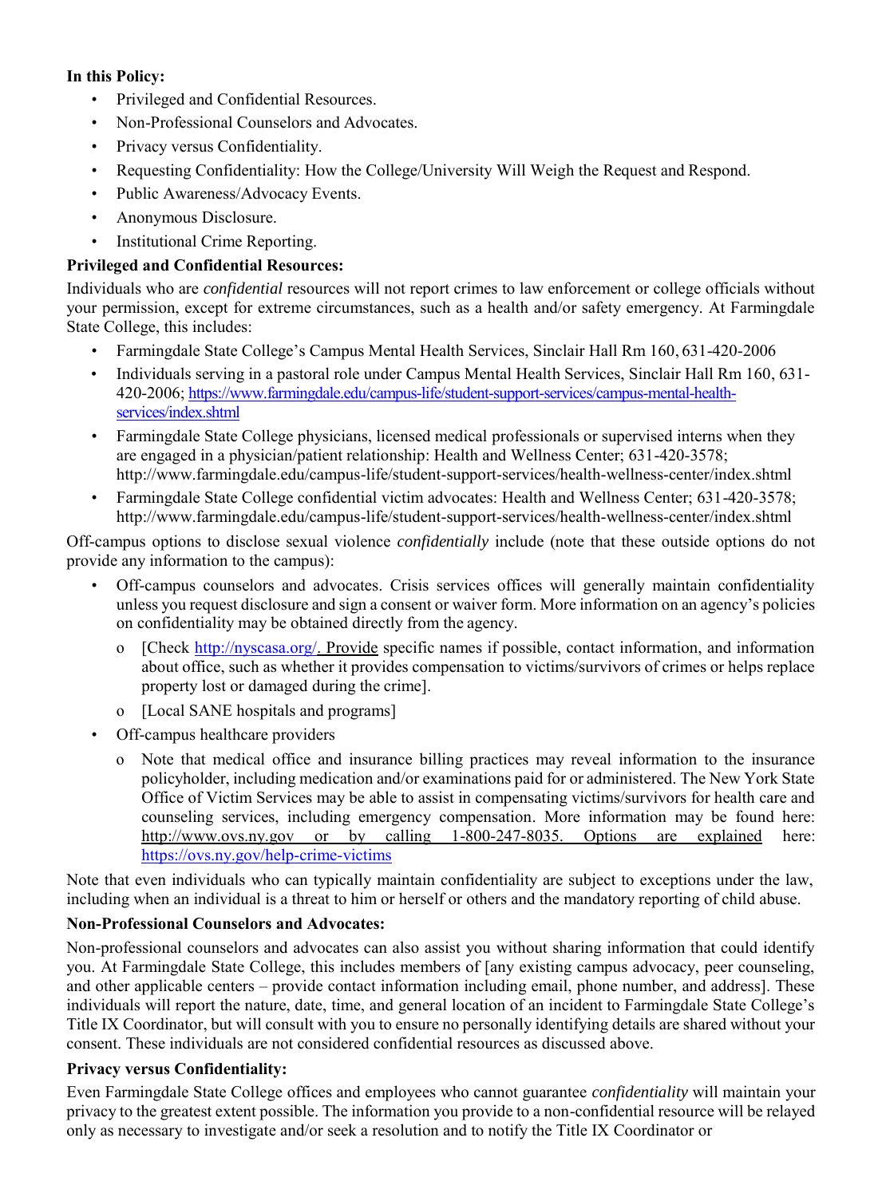**In this Policy:**

- Privileged and Confidential Resources.
- Non-Professional Counselors and Advocates.
- Privacy versus Confidentiality.
- Requesting Confidentiality: How the College/University Will Weigh the Request and Respond.
- Public Awareness/Advocacy Events.
- Anonymous Disclosure.
- Institutional Crime Reporting.

**Privileged and Confidential Resources:**

Individuals who are *confidential* resources will not report crimes to law enforcement or college officials without your permission, except for extreme circumstances, such as a health and/or safety emergency. At Farmingdale State College, this includes:

- Farmingdale State College's Campus Mental Health Services, Sinclair Hall Rm 160, 631-420-2006
- Individuals serving in a pastoral role under Campus Mental Health Services, Sinclair Hall Rm 160, 631-420-2006; https://www.farmingdale.edu/campus-life/student-support-services/campus-mental-health-services/index.shtml
- Farmingdale State College physicians, licensed medical professionals or supervised interns when they are engaged in a physician/patient relationship: Health and Wellness Center; 631-420-3578; http://www.farmingdale.edu/campus-life/student-support-services/health-wellness-center/index.shtml
- Farmingdale State College confidential victim advocates: Health and Wellness Center; 631-420-3578; http://www.farmingdale.edu/campus-life/student-support-services/health-wellness-center/index.shtml

Off-campus options to disclose sexual violence *confidentially* include (note that these outside options do not provide any information to the campus):

- Off-campus counselors and advocates. Crisis services offices will generally maintain confidentiality unless you request disclosure and sign a consent or waiver form. More information on an agency's policies on confidentiality may be obtained directly from the agency.
  - [Check http://nyscasa.org/. Provide specific names if possible, contact information, and information about office, such as whether it provides compensation to victims/survivors of crimes or helps replace property lost or damaged during the crime].
  - [Local SANE hospitals and programs]
- Off-campus healthcare providers
  - Note that medical office and insurance billing practices may reveal information to the insurance policyholder, including medication and/or examinations paid for or administered. The New York State Office of Victim Services may be able to assist in compensating victims/survivors for health care and counseling services, including emergency compensation. More information may be found here: http://www.ovs.ny.gov or by calling 1-800-247-8035. Options are explained here: https://ovs.ny.gov/help-crime-victims

Note that even individuals who can typically maintain confidentiality are subject to exceptions under the law, including when an individual is a threat to him or herself or others and the mandatory reporting of child abuse.

**Non-Professional Counselors and Advocates:**

Non-professional counselors and advocates can also assist you without sharing information that could identify you. At Farmingdale State College, this includes members of [any existing campus advocacy, peer counseling, and other applicable centers – provide contact information including email, phone number, and address]. These individuals will report the nature, date, time, and general location of an incident to Farmingdale State College's Title IX Coordinator, but will consult with you to ensure no personally identifying details are shared without your consent. These individuals are not considered confidential resources as discussed above.

**Privacy versus Confidentiality:**

Even Farmingdale State College offices and employees who cannot guarantee *confidentiality* will maintain your privacy to the greatest extent possible. The information you provide to a non-confidential resource will be relayed only as necessary to investigate and/or seek a resolution and to notify the Title IX Coordinator or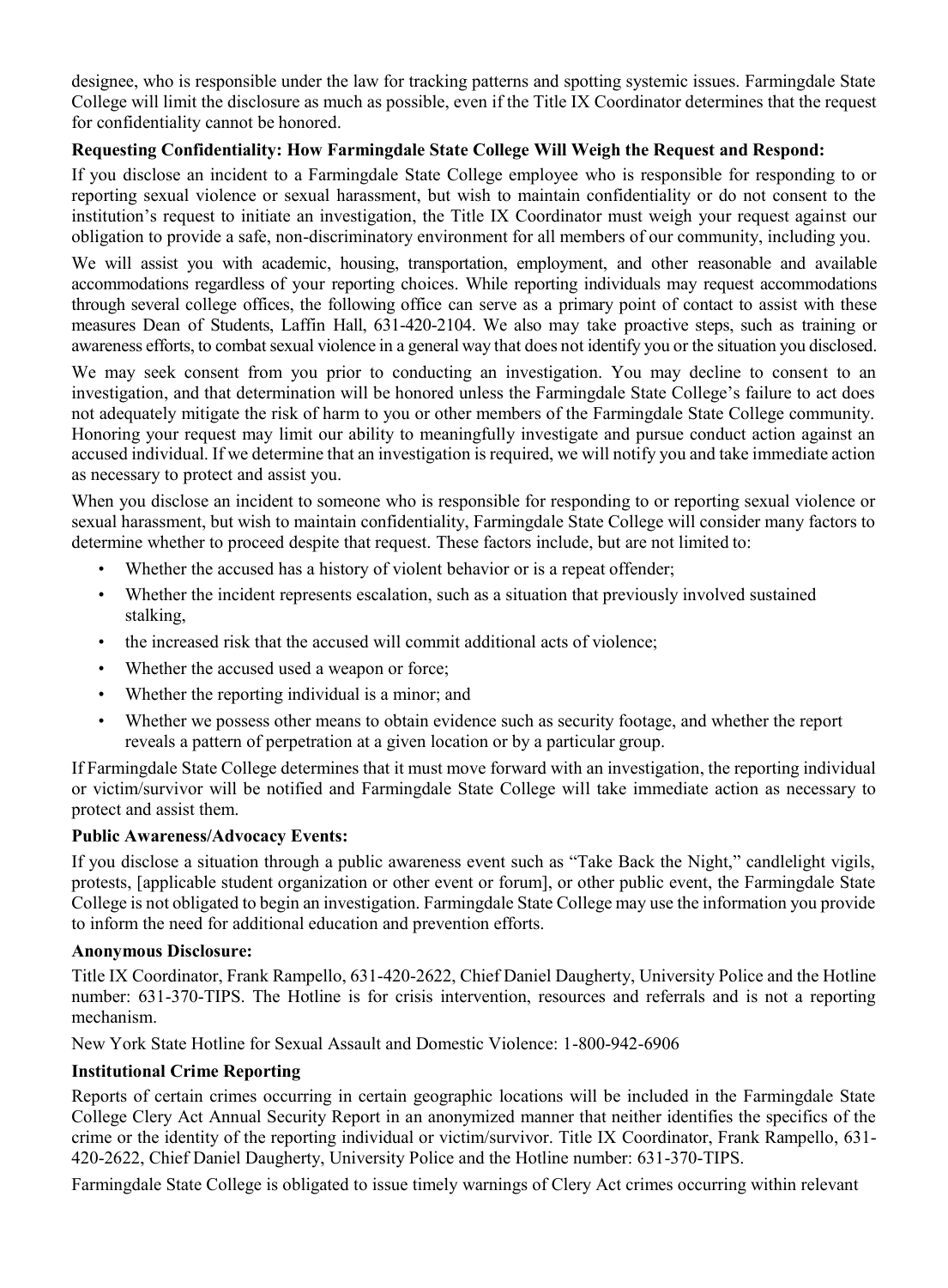designee, who is responsible under the law for tracking patterns and spotting systemic issues. Farmingdale State College will limit the disclosure as much as possible, even if the Title IX Coordinator determines that the request for confidentiality cannot be honored.

**Requesting Confidentiality: How Farmingdale State College Will Weigh the Request and Respond:**

If you disclose an incident to a Farmingdale State College employee who is responsible for responding to or reporting sexual violence or sexual harassment, but wish to maintain confidentiality or do not consent to the institution's request to initiate an investigation, the Title IX Coordinator must weigh your request against our obligation to provide a safe, non-discriminatory environment for all members of our community, including you.

We will assist you with academic, housing, transportation, employment, and other reasonable and available accommodations regardless of your reporting choices. While reporting individuals may request accommodations through several college offices, the following office can serve as a primary point of contact to assist with these measures Dean of Students, Laffin Hall, 631-420-2104. We also may take proactive steps, such as training or awareness efforts, to combat sexual violence in a general way that does not identify you or the situation you disclosed.

We may seek consent from you prior to conducting an investigation. You may decline to consent to an investigation, and that determination will be honored unless the Farmingdale State College's failure to act does not adequately mitigate the risk of harm to you or other members of the Farmingdale State College community. Honoring your request may limit our ability to meaningfully investigate and pursue conduct action against an accused individual. If we determine that an investigation is required, we will notify you and take immediate action as necessary to protect and assist you.

When you disclose an incident to someone who is responsible for responding to or reporting sexual violence or sexual harassment, but wish to maintain confidentiality, Farmingdale State College will consider many factors to determine whether to proceed despite that request. These factors include, but are not limited to:

- Whether the accused has a history of violent behavior or is a repeat offender;
- Whether the incident represents escalation, such as a situation that previously involved sustained stalking,
- the increased risk that the accused will commit additional acts of violence;
- Whether the accused used a weapon or force;
- Whether the reporting individual is a minor; and
- Whether we possess other means to obtain evidence such as security footage, and whether the report reveals a pattern of perpetration at a given location or by a particular group.

If Farmingdale State College determines that it must move forward with an investigation, the reporting individual or victim/survivor will be notified and Farmingdale State College will take immediate action as necessary to protect and assist them.

**Public Awareness/Advocacy Events:**

If you disclose a situation through a public awareness event such as "Take Back the Night," candlelight vigils, protests, [applicable student organization or other event or forum], or other public event, the Farmingdale State College is not obligated to begin an investigation. Farmingdale State College may use the information you provide to inform the need for additional education and prevention efforts.

**Anonymous Disclosure:**

Title IX Coordinator, Frank Rampello, 631-420-2622, Chief Daniel Daugherty, University Police and the Hotline number: 631-370-TIPS. The Hotline is for crisis intervention, resources and referrals and is not a reporting mechanism.

New York State Hotline for Sexual Assault and Domestic Violence: 1-800-942-6906

**Institutional Crime Reporting**

Reports of certain crimes occurring in certain geographic locations will be included in the Farmingdale State College Clery Act Annual Security Report in an anonymized manner that neither identifies the specifics of the crime or the identity of the reporting individual or victim/survivor. Title IX Coordinator, Frank Rampello, 631-420-2622, Chief Daniel Daugherty, University Police and the Hotline number: 631-370-TIPS.

Farmingdale State College is obligated to issue timely warnings of Clery Act crimes occurring within relevant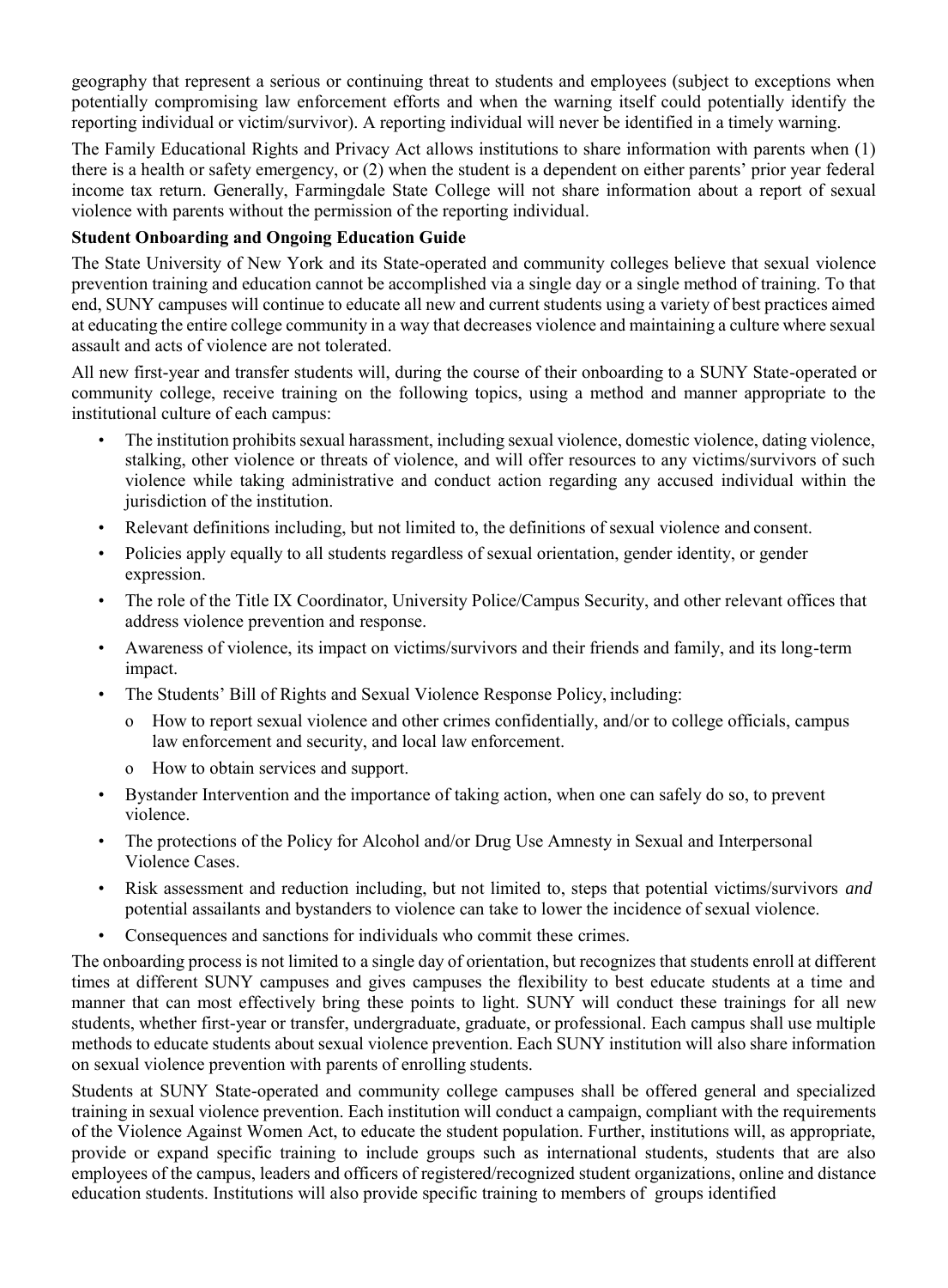geography that represent a serious or continuing threat to students and employees (subject to exceptions when potentially compromising law enforcement efforts and when the warning itself could potentially identify the reporting individual or victim/survivor). A reporting individual will never be identified in a timely warning.

The Family Educational Rights and Privacy Act allows institutions to share information with parents when (1) there is a health or safety emergency, or (2) when the student is a dependent on either parents' prior year federal income tax return. Generally, Farmingdale State College will not share information about a report of sexual violence with parents without the permission of the reporting individual.

**Student Onboarding and Ongoing Education Guide**

The State University of New York and its State-operated and community colleges believe that sexual violence prevention training and education cannot be accomplished via a single day or a single method of training. To that end, SUNY campuses will continue to educate all new and current students using a variety of best practices aimed at educating the entire college community in a way that decreases violence and maintaining a culture where sexual assault and acts of violence are not tolerated.

All new first-year and transfer students will, during the course of their onboarding to a SUNY State-operated or community college, receive training on the following topics, using a method and manner appropriate to the institutional culture of each campus:

- The institution prohibits sexual harassment, including sexual violence, domestic violence, dating violence, stalking, other violence or threats of violence, and will offer resources to any victims/survivors of such violence while taking administrative and conduct action regarding any accused individual within the jurisdiction of the institution.
- Relevant definitions including, but not limited to, the definitions of sexual violence and consent.
- Policies apply equally to all students regardless of sexual orientation, gender identity, or gender expression.
- The role of the Title IX Coordinator, University Police/Campus Security, and other relevant offices that address violence prevention and response.
- Awareness of violence, its impact on victims/survivors and their friends and family, and its long-term impact.
- The Students' Bill of Rights and Sexual Violence Response Policy, including:
  - How to report sexual violence and other crimes confidentially, and/or to college officials, campus law enforcement and security, and local law enforcement.
  - How to obtain services and support.
- Bystander Intervention and the importance of taking action, when one can safely do so, to prevent violence.
- The protections of the Policy for Alcohol and/or Drug Use Amnesty in Sexual and Interpersonal Violence Cases.
- Risk assessment and reduction including, but not limited to, steps that potential victims/survivors *and* potential assailants and bystanders to violence can take to lower the incidence of sexual violence.
- Consequences and sanctions for individuals who commit these crimes.

The onboarding process is not limited to a single day of orientation, but recognizes that students enroll at different times at different SUNY campuses and gives campuses the flexibility to best educate students at a time and manner that can most effectively bring these points to light. SUNY will conduct these trainings for all new students, whether first-year or transfer, undergraduate, graduate, or professional. Each campus shall use multiple methods to educate students about sexual violence prevention. Each SUNY institution will also share information on sexual violence prevention with parents of enrolling students.

Students at SUNY State-operated and community college campuses shall be offered general and specialized training in sexual violence prevention. Each institution will conduct a campaign, compliant with the requirements of the Violence Against Women Act, to educate the student population. Further, institutions will, as appropriate, provide or expand specific training to include groups such as international students, students that are also employees of the campus, leaders and officers of registered/recognized student organizations, online and distance education students. Institutions will also provide specific training to members of groups identified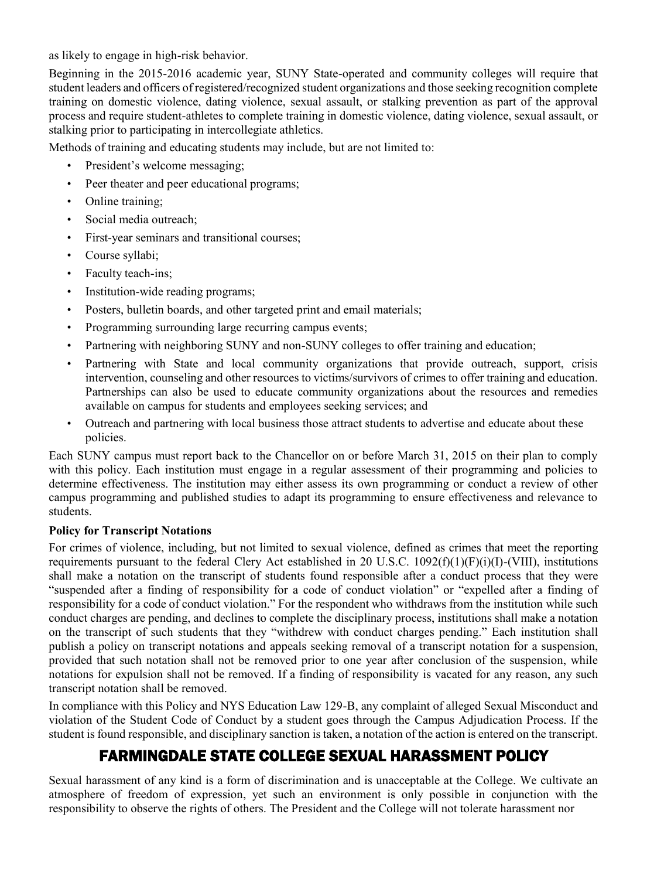as likely to engage in high-risk behavior.

Beginning in the 2015-2016 academic year, SUNY State-operated and community colleges will require that student leaders and officers of registered/recognized student organizations and those seeking recognition complete training on domestic violence, dating violence, sexual assault, or stalking prevention as part of the approval process and require student-athletes to complete training in domestic violence, dating violence, sexual assault, or stalking prior to participating in intercollegiate athletics.

Methods of training and educating students may include, but are not limited to:

- President's welcome messaging;
- Peer theater and peer educational programs;
- Online training;
- Social media outreach;
- First-year seminars and transitional courses;
- Course syllabi;
- Faculty teach-ins;
- Institution-wide reading programs;
- Posters, bulletin boards, and other targeted print and email materials;
- Programming surrounding large recurring campus events;
- Partnering with neighboring SUNY and non-SUNY colleges to offer training and education;
- Partnering with State and local community organizations that provide outreach, support, crisis intervention, counseling and other resources to victims/survivors of crimes to offer training and education. Partnerships can also be used to educate community organizations about the resources and remedies available on campus for students and employees seeking services; and
- Outreach and partnering with local business those attract students to advertise and educate about these policies.

Each SUNY campus must report back to the Chancellor on or before March 31, 2015 on their plan to comply with this policy. Each institution must engage in a regular assessment of their programming and policies to determine effectiveness. The institution may either assess its own programming or conduct a review of other campus programming and published studies to adapt its programming to ensure effectiveness and relevance to students.

**Policy for Transcript Notations**

For crimes of violence, including, but not limited to sexual violence, defined as crimes that meet the reporting requirements pursuant to the federal Clery Act established in 20 U.S.C. 1092(f)(1)(F)(i)(I)-(VIII), institutions shall make a notation on the transcript of students found responsible after a conduct process that they were "suspended after a finding of responsibility for a code of conduct violation" or "expelled after a finding of responsibility for a code of conduct violation." For the respondent who withdraws from the institution while such conduct charges are pending, and declines to complete the disciplinary process, institutions shall make a notation on the transcript of such students that they "withdrew with conduct charges pending." Each institution shall publish a policy on transcript notations and appeals seeking removal of a transcript notation for a suspension, provided that such notation shall not be removed prior to one year after conclusion of the suspension, while notations for expulsion shall not be removed. If a finding of responsibility is vacated for any reason, any such transcript notation shall be removed.

In compliance with this Policy and NYS Education Law 129-B, any complaint of alleged Sexual Misconduct and violation of the Student Code of Conduct by a student goes through the Campus Adjudication Process. If the student is found responsible, and disciplinary sanction is taken, a notation of the action is entered on the transcript.

## FARMINGDALE STATE COLLEGE SEXUAL HARASSMENT POLICY

Sexual harassment of any kind is a form of discrimination and is unacceptable at the College. We cultivate an atmosphere of freedom of expression, yet such an environment is only possible in conjunction with the responsibility to observe the rights of others. The President and the College will not tolerate harassment nor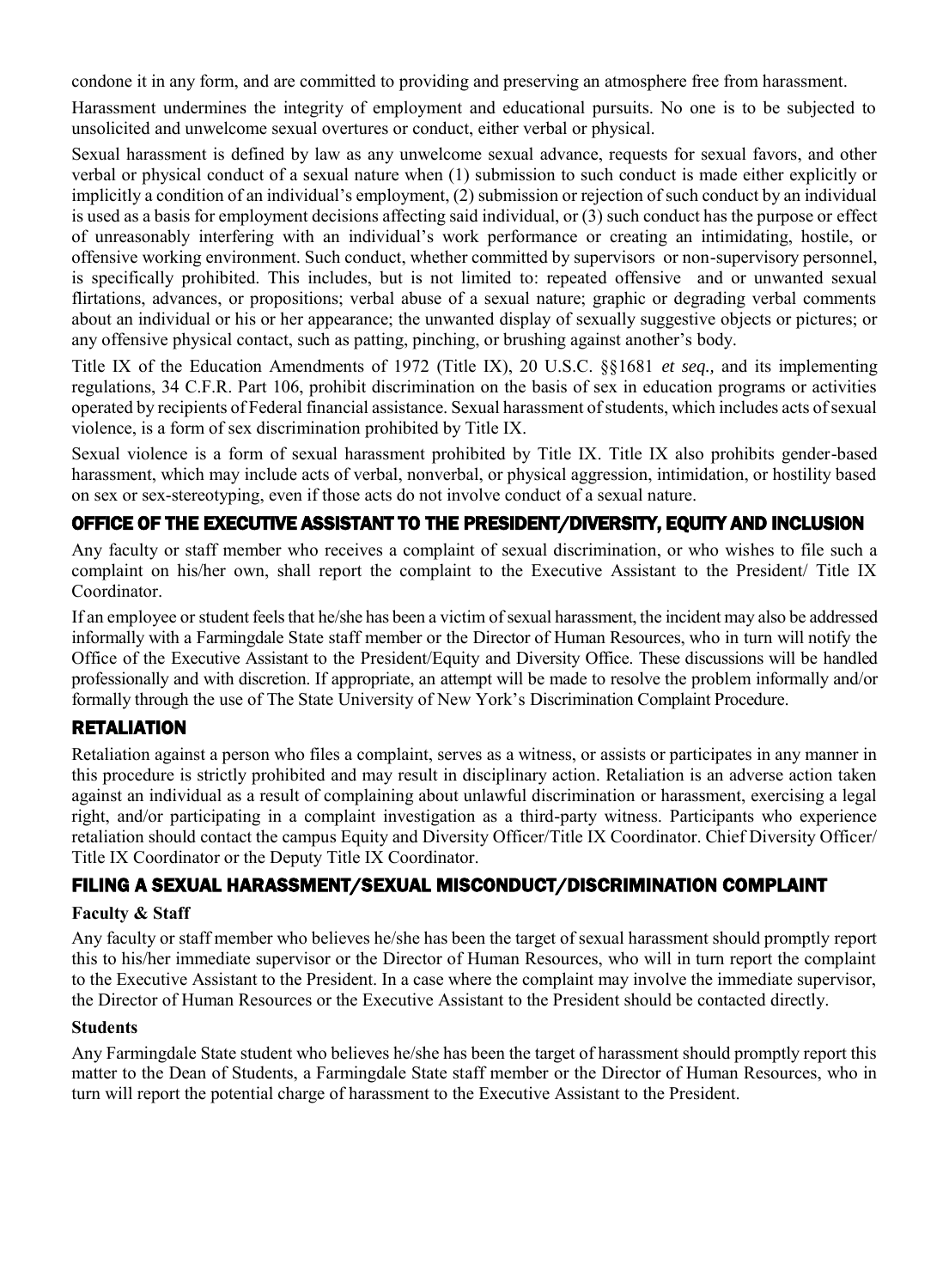condone it in any form, and are committed to providing and preserving an atmosphere free from harassment.

Harassment undermines the integrity of employment and educational pursuits. No one is to be subjected to unsolicited and unwelcome sexual overtures or conduct, either verbal or physical.

Sexual harassment is defined by law as any unwelcome sexual advance, requests for sexual favors, and other verbal or physical conduct of a sexual nature when (1) submission to such conduct is made either explicitly or implicitly a condition of an individual's employment, (2) submission or rejection of such conduct by an individual is used as a basis for employment decisions affecting said individual, or (3) such conduct has the purpose or effect of unreasonably interfering with an individual's work performance or creating an intimidating, hostile, or offensive working environment. Such conduct, whether committed by supervisors or non-supervisory personnel, is specifically prohibited. This includes, but is not limited to: repeated offensive and or unwanted sexual flirtations, advances, or propositions; verbal abuse of a sexual nature; graphic or degrading verbal comments about an individual or his or her appearance; the unwanted display of sexually suggestive objects or pictures; or any offensive physical contact, such as patting, pinching, or brushing against another's body.

Title IX of the Education Amendments of 1972 (Title IX), 20 U.S.C. §§1681 *et seq.,* and its implementing regulations, 34 C.F.R. Part 106, prohibit discrimination on the basis of sex in education programs or activities operated by recipients of Federal financial assistance. Sexual harassment of students, which includes acts of sexual violence, is a form of sex discrimination prohibited by Title IX.

Sexual violence is a form of sexual harassment prohibited by Title IX. Title IX also prohibits gender-based harassment, which may include acts of verbal, nonverbal, or physical aggression, intimidation, or hostility based on sex or sex-stereotyping, even if those acts do not involve conduct of a sexual nature.

## OFFICE OF THE EXECUTIVE ASSISTANT TO THE PRESIDENT/DIVERSITY, EQUITY AND INCLUSION

Any faculty or staff member who receives a complaint of sexual discrimination, or who wishes to file such a complaint on his/her own, shall report the complaint to the Executive Assistant to the President/ Title IX Coordinator.

If an employee or student feels that he/she has been a victim of sexual harassment, the incident may also be addressed informally with a Farmingdale State staff member or the Director of Human Resources, who in turn will notify the Office of the Executive Assistant to the President/Equity and Diversity Office. These discussions will be handled professionally and with discretion. If appropriate, an attempt will be made to resolve the problem informally and/or formally through the use of The State University of New York's Discrimination Complaint Procedure.

## RETALIATION

Retaliation against a person who files a complaint, serves as a witness, or assists or participates in any manner in this procedure is strictly prohibited and may result in disciplinary action. Retaliation is an adverse action taken against an individual as a result of complaining about unlawful discrimination or harassment, exercising a legal right, and/or participating in a complaint investigation as a third-party witness. Participants who experience retaliation should contact the campus Equity and Diversity Officer/Title IX Coordinator. Chief Diversity Officer/ Title IX Coordinator or the Deputy Title IX Coordinator.

## FILING A SEXUAL HARASSMENT/SEXUAL MISCONDUCT/DISCRIMINATION COMPLAINT

### Faculty & Staff

Any faculty or staff member who believes he/she has been the target of sexual harassment should promptly report this to his/her immediate supervisor or the Director of Human Resources, who will in turn report the complaint to the Executive Assistant to the President. In a case where the complaint may involve the immediate supervisor, the Director of Human Resources or the Executive Assistant to the President should be contacted directly.

### Students

Any Farmingdale State student who believes he/she has been the target of harassment should promptly report this matter to the Dean of Students, a Farmingdale State staff member or the Director of Human Resources, who in turn will report the potential charge of harassment to the Executive Assistant to the President.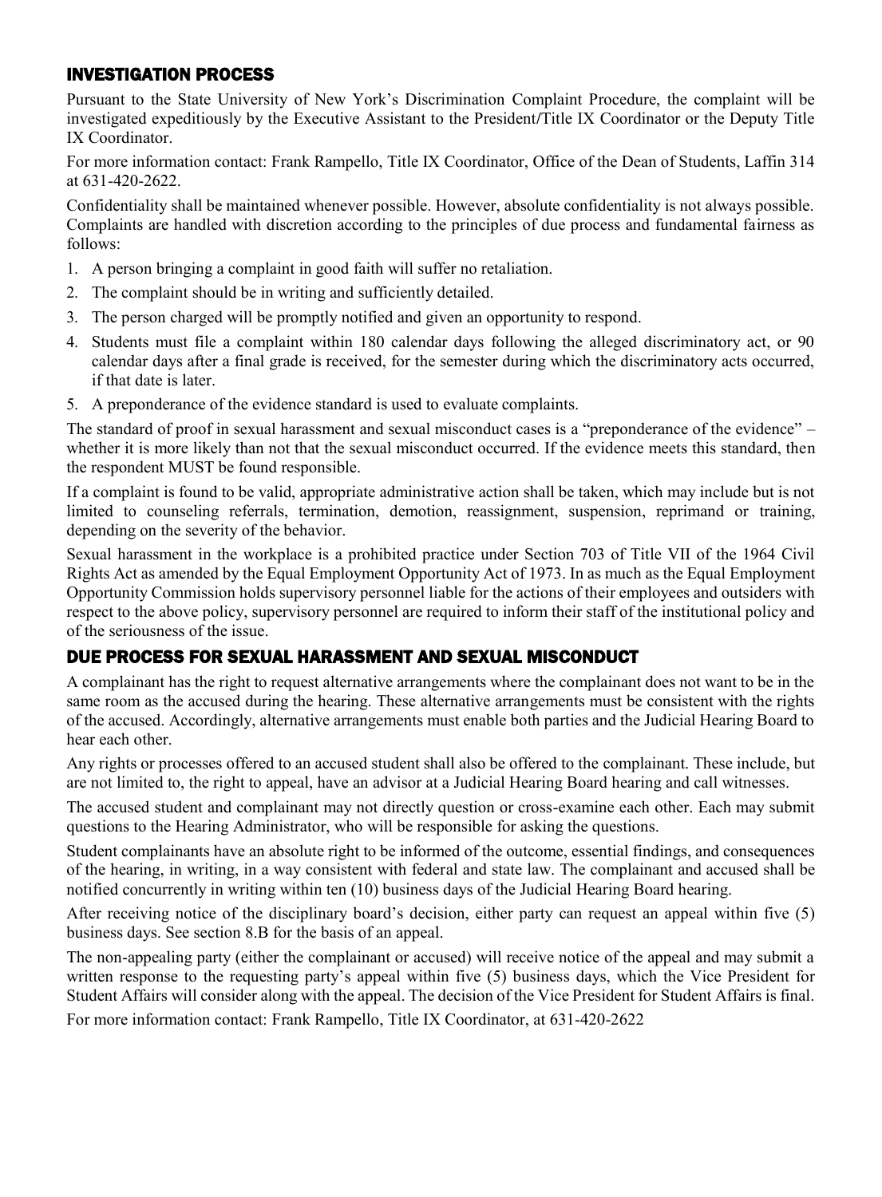## INVESTIGATION PROCESS

Pursuant to the State University of New York's Discrimination Complaint Procedure, the complaint will be investigated expeditiously by the Executive Assistant to the President/Title IX Coordinator or the Deputy Title IX Coordinator.

For more information contact: Frank Rampello, Title IX Coordinator, Office of the Dean of Students, Laffin 314 at 631-420-2622.

Confidentiality shall be maintained whenever possible. However, absolute confidentiality is not always possible. Complaints are handled with discretion according to the principles of due process and fundamental fairness as follows:

1. A person bringing a complaint in good faith will suffer no retaliation.
2. The complaint should be in writing and sufficiently detailed.
3. The person charged will be promptly notified and given an opportunity to respond.
4. Students must file a complaint within 180 calendar days following the alleged discriminatory act, or 90 calendar days after a final grade is received, for the semester during which the discriminatory acts occurred, if that date is later.
5. A preponderance of the evidence standard is used to evaluate complaints.

The standard of proof in sexual harassment and sexual misconduct cases is a "preponderance of the evidence" – whether it is more likely than not that the sexual misconduct occurred. If the evidence meets this standard, then the respondent MUST be found responsible.

If a complaint is found to be valid, appropriate administrative action shall be taken, which may include but is not limited to counseling referrals, termination, demotion, reassignment, suspension, reprimand or training, depending on the severity of the behavior.

Sexual harassment in the workplace is a prohibited practice under Section 703 of Title VII of the 1964 Civil Rights Act as amended by the Equal Employment Opportunity Act of 1973. In as much as the Equal Employment Opportunity Commission holds supervisory personnel liable for the actions of their employees and outsiders with respect to the above policy, supervisory personnel are required to inform their staff of the institutional policy and of the seriousness of the issue.

## DUE PROCESS FOR SEXUAL HARASSMENT AND SEXUAL MISCONDUCT

A complainant has the right to request alternative arrangements where the complainant does not want to be in the same room as the accused during the hearing. These alternative arrangements must be consistent with the rights of the accused. Accordingly, alternative arrangements must enable both parties and the Judicial Hearing Board to hear each other.

Any rights or processes offered to an accused student shall also be offered to the complainant. These include, but are not limited to, the right to appeal, have an advisor at a Judicial Hearing Board hearing and call witnesses.

The accused student and complainant may not directly question or cross-examine each other. Each may submit questions to the Hearing Administrator, who will be responsible for asking the questions.

Student complainants have an absolute right to be informed of the outcome, essential findings, and consequences of the hearing, in writing, in a way consistent with federal and state law. The complainant and accused shall be notified concurrently in writing within ten (10) business days of the Judicial Hearing Board hearing.

After receiving notice of the disciplinary board's decision, either party can request an appeal within five (5) business days. See section 8.B for the basis of an appeal.

The non-appealing party (either the complainant or accused) will receive notice of the appeal and may submit a written response to the requesting party's appeal within five (5) business days, which the Vice President for Student Affairs will consider along with the appeal. The decision of the Vice President for Student Affairs is final.

For more information contact: Frank Rampello, Title IX Coordinator, at 631-420-2622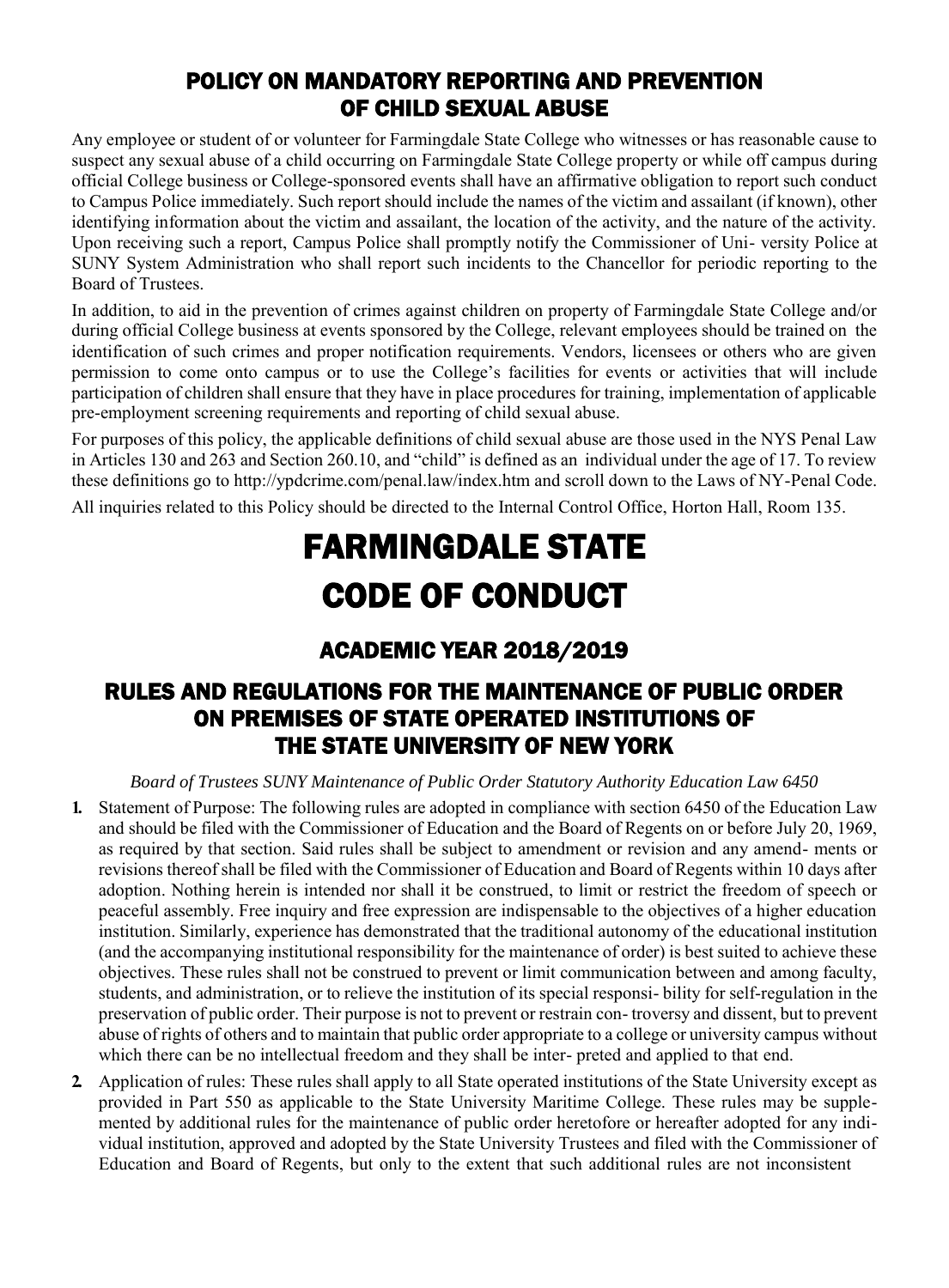## POLICY ON MANDATORY REPORTING AND PREVENTION OF CHILD SEXUAL ABUSE

Any employee or student of or volunteer for Farmingdale State College who witnesses or has reasonable cause to suspect any sexual abuse of a child occurring on Farmingdale State College property or while off campus during official College business or College-sponsored events shall have an affirmative obligation to report such conduct to Campus Police immediately. Such report should include the names of the victim and assailant (if known), other identifying information about the victim and assailant, the location of the activity, and the nature of the activity. Upon receiving such a report, Campus Police shall promptly notify the Commissioner of Uni- versity Police at SUNY System Administration who shall report such incidents to the Chancellor for periodic reporting to the Board of Trustees.

In addition, to aid in the prevention of crimes against children on property of Farmingdale State College and/or during official College business at events sponsored by the College, relevant employees should be trained on the identification of such crimes and proper notification requirements. Vendors, licensees or others who are given permission to come onto campus or to use the College's facilities for events or activities that will include participation of children shall ensure that they have in place procedures for training, implementation of applicable pre-employment screening requirements and reporting of child sexual abuse.

For purposes of this policy, the applicable definitions of child sexual abuse are those used in the NYS Penal Law in Articles 130 and 263 and Section 260.10, and "child" is defined as an individual under the age of 17. To review these definitions go to http://ypdcrime.com/penal.law/index.htm and scroll down to the Laws of NY-Penal Code.

All inquiries related to this Policy should be directed to the Internal Control Office, Horton Hall, Room 135.

# FARMINGDALE STATE CODE OF CONDUCT

## ACADEMIC YEAR 2018/2019

## RULES AND REGULATIONS FOR THE MAINTENANCE OF PUBLIC ORDER ON PREMISES OF STATE OPERATED INSTITUTIONS OF THE STATE UNIVERSITY OF NEW YORK

*Board of Trustees SUNY Maintenance of Public Order Statutory Authority Education Law 6450*

1. Statement of Purpose: The following rules are adopted in compliance with section 6450 of the Education Law and should be filed with the Commissioner of Education and the Board of Regents on or before July 20, 1969, as required by that section. Said rules shall be subject to amendment or revision and any amend- ments or revisions thereof shall be filed with the Commissioner of Education and Board of Regents within 10 days after adoption. Nothing herein is intended nor shall it be construed, to limit or restrict the freedom of speech or peaceful assembly. Free inquiry and free expression are indispensable to the objectives of a higher education institution. Similarly, experience has demonstrated that the traditional autonomy of the educational institution (and the accompanying institutional responsibility for the maintenance of order) is best suited to achieve these objectives. These rules shall not be construed to prevent or limit communication between and among faculty, students, and administration, or to relieve the institution of its special responsi- bility for self-regulation in the preservation of public order. Their purpose is not to prevent or restrain con- troversy and dissent, but to prevent abuse of rights of others and to maintain that public order appropriate to a college or university campus without which there can be no intellectual freedom and they shall be inter- preted and applied to that end.

2. Application of rules: These rules shall apply to all State operated institutions of the State University except as provided in Part 550 as applicable to the State University Maritime College. These rules may be supple- mented by additional rules for the maintenance of public order heretofore or hereafter adopted for any indi- vidual institution, approved and adopted by the State University Trustees and filed with the Commissioner of Education and Board of Regents, but only to the extent that such additional rules are not inconsistent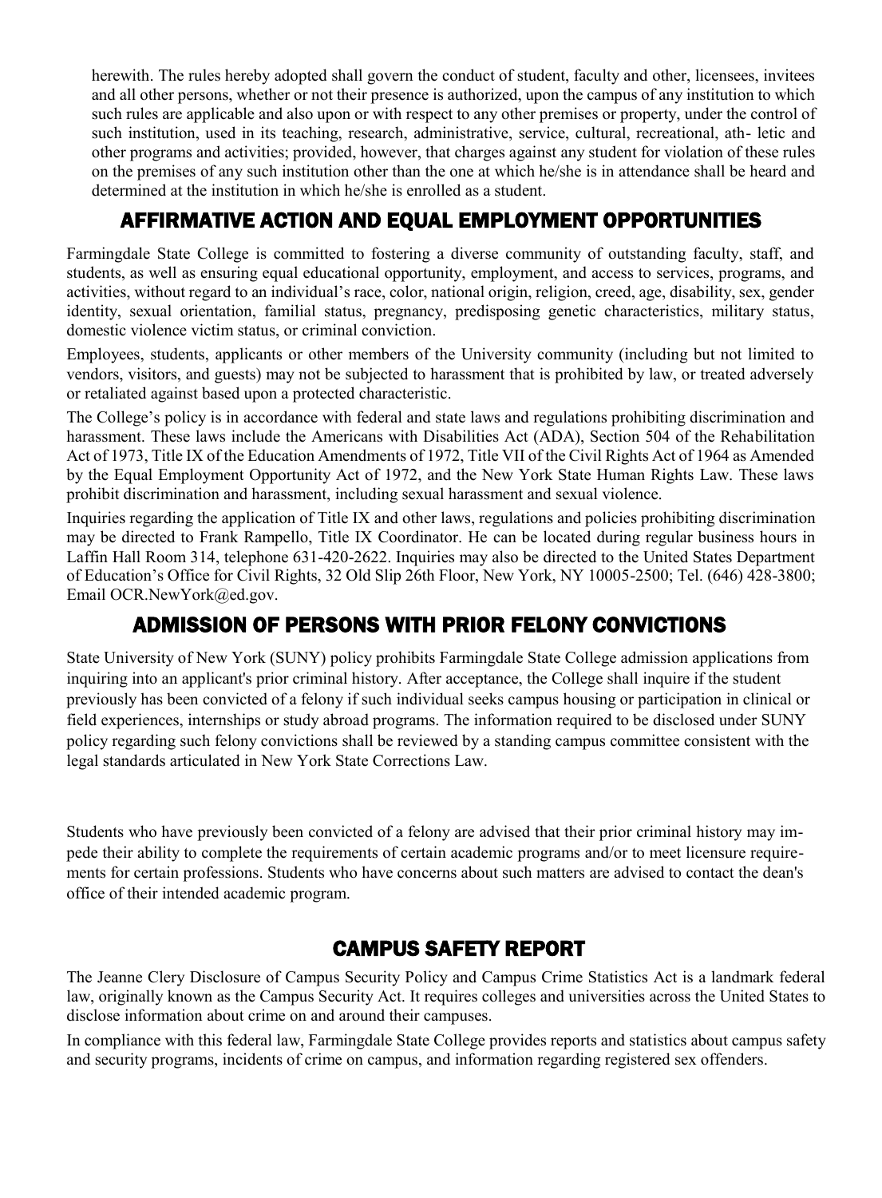herewith. The rules hereby adopted shall govern the conduct of student, faculty and other, licensees, invitees and all other persons, whether or not their presence is authorized, upon the campus of any institution to which such rules are applicable and also upon or with respect to any other premises or property, under the control of such institution, used in its teaching, research, administrative, service, cultural, recreational, ath- letic and other programs and activities; provided, however, that charges against any student for violation of these rules on the premises of any such institution other than the one at which he/she is in attendance shall be heard and determined at the institution in which he/she is enrolled as a student.

## AFFIRMATIVE ACTION AND EQUAL EMPLOYMENT OPPORTUNITIES

Farmingdale State College is committed to fostering a diverse community of outstanding faculty, staff, and students, as well as ensuring equal educational opportunity, employment, and access to services, programs, and activities, without regard to an individual's race, color, national origin, religion, creed, age, disability, sex, gender identity, sexual orientation, familial status, pregnancy, predisposing genetic characteristics, military status, domestic violence victim status, or criminal conviction.

Employees, students, applicants or other members of the University community (including but not limited to vendors, visitors, and guests) may not be subjected to harassment that is prohibited by law, or treated adversely or retaliated against based upon a protected characteristic.

The College's policy is in accordance with federal and state laws and regulations prohibiting discrimination and harassment. These laws include the Americans with Disabilities Act (ADA), Section 504 of the Rehabilitation Act of 1973, Title IX of the Education Amendments of 1972, Title VII of the Civil Rights Act of 1964 as Amended by the Equal Employment Opportunity Act of 1972, and the New York State Human Rights Law. These laws prohibit discrimination and harassment, including sexual harassment and sexual violence.

Inquiries regarding the application of Title IX and other laws, regulations and policies prohibiting discrimination may be directed to Frank Rampello, Title IX Coordinator. He can be located during regular business hours in Laffin Hall Room 314, telephone 631-420-2622. Inquiries may also be directed to the United States Department of Education's Office for Civil Rights, 32 Old Slip 26th Floor, New York, NY 10005-2500; Tel. (646) 428-3800; Email OCR.NewYork@ed.gov.

## ADMISSION OF PERSONS WITH PRIOR FELONY CONVICTIONS

State University of New York (SUNY) policy prohibits Farmingdale State College admission applications from inquiring into an applicant's prior criminal history. After acceptance, the College shall inquire if the student previously has been convicted of a felony if such individual seeks campus housing or participation in clinical or field experiences, internships or study abroad programs. The information required to be disclosed under SUNY policy regarding such felony convictions shall be reviewed by a standing campus committee consistent with the legal standards articulated in New York State Corrections Law.

Students who have previously been convicted of a felony are advised that their prior criminal history may impede their ability to complete the requirements of certain academic programs and/or to meet licensure requirements for certain professions. Students who have concerns about such matters are advised to contact the dean's office of their intended academic program.

## CAMPUS SAFETY REPORT

The Jeanne Clery Disclosure of Campus Security Policy and Campus Crime Statistics Act is a landmark federal law, originally known as the Campus Security Act. It requires colleges and universities across the United States to disclose information about crime on and around their campuses.

In compliance with this federal law, Farmingdale State College provides reports and statistics about campus safety and security programs, incidents of crime on campus, and information regarding registered sex offenders.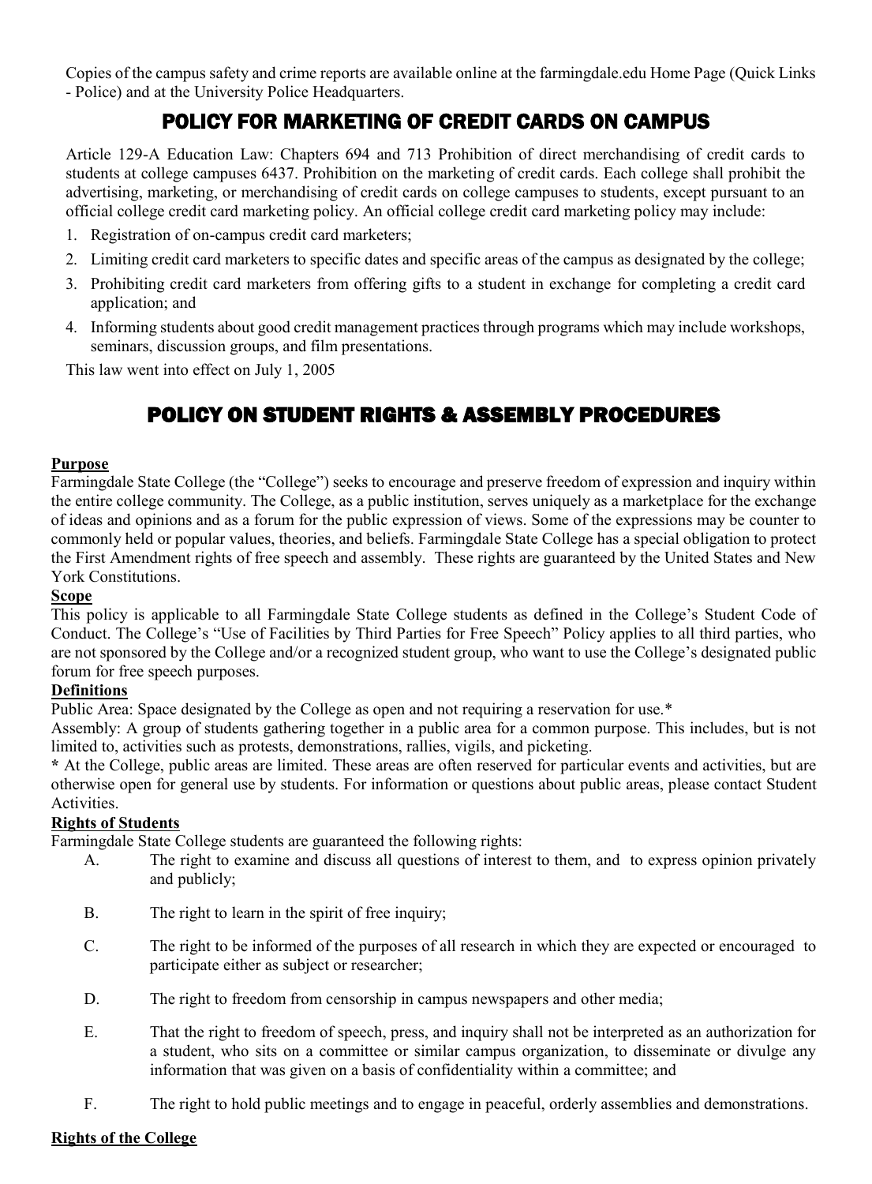Copies of the campus safety and crime reports are available online at the farmingdale.edu Home Page (Quick Links - Police) and at the University Police Headquarters.

## POLICY FOR MARKETING OF CREDIT CARDS ON CAMPUS

Article 129-A Education Law: Chapters 694 and 713 Prohibition of direct merchandising of credit cards to students at college campuses 6437. Prohibition on the marketing of credit cards. Each college shall prohibit the advertising, marketing, or merchandising of credit cards on college campuses to students, except pursuant to an official college credit card marketing policy. An official college credit card marketing policy may include:

1. Registration of on-campus credit card marketers;
2. Limiting credit card marketers to specific dates and specific areas of the campus as designated by the college;
3. Prohibiting credit card marketers from offering gifts to a student in exchange for completing a credit card application; and
4. Informing students about good credit management practices through programs which may include workshops, seminars, discussion groups, and film presentations.

This law went into effect on July 1, 2005

## POLICY ON STUDENT RIGHTS & ASSEMBLY PROCEDURES

**Purpose**

Farmingdale State College (the "College") seeks to encourage and preserve freedom of expression and inquiry within the entire college community. The College, as a public institution, serves uniquely as a marketplace for the exchange of ideas and opinions and as a forum for the public expression of views. Some of the expressions may be counter to commonly held or popular values, theories, and beliefs. Farmingdale State College has a special obligation to protect the First Amendment rights of free speech and assembly. These rights are guaranteed by the United States and New York Constitutions.

**Scope**

This policy is applicable to all Farmingdale State College students as defined in the College's Student Code of Conduct. The College's "Use of Facilities by Third Parties for Free Speech" Policy applies to all third parties, who are not sponsored by the College and/or a recognized student group, who want to use the College's designated public forum for free speech purposes.

**Definitions**

Public Area: Space designated by the College as open and not requiring a reservation for use.*

Assembly: A group of students gathering together in a public area for a common purpose. This includes, but is not limited to, activities such as protests, demonstrations, rallies, vigils, and picketing.

**\*** At the College, public areas are limited. These areas are often reserved for particular events and activities, but are otherwise open for general use by students. For information or questions about public areas, please contact Student Activities.

**Rights of Students**

Farmingdale State College students are guaranteed the following rights:

A. The right to examine and discuss all questions of interest to them, and to express opinion privately and publicly;

B. The right to learn in the spirit of free inquiry;

C. The right to be informed of the purposes of all research in which they are expected or encouraged to participate either as subject or researcher;

D. The right to freedom from censorship in campus newspapers and other media;

E. That the right to freedom of speech, press, and inquiry shall not be interpreted as an authorization for a student, who sits on a committee or similar campus organization, to disseminate or divulge any information that was given on a basis of confidentiality within a committee; and

F. The right to hold public meetings and to engage in peaceful, orderly assemblies and demonstrations.

**Rights of the College**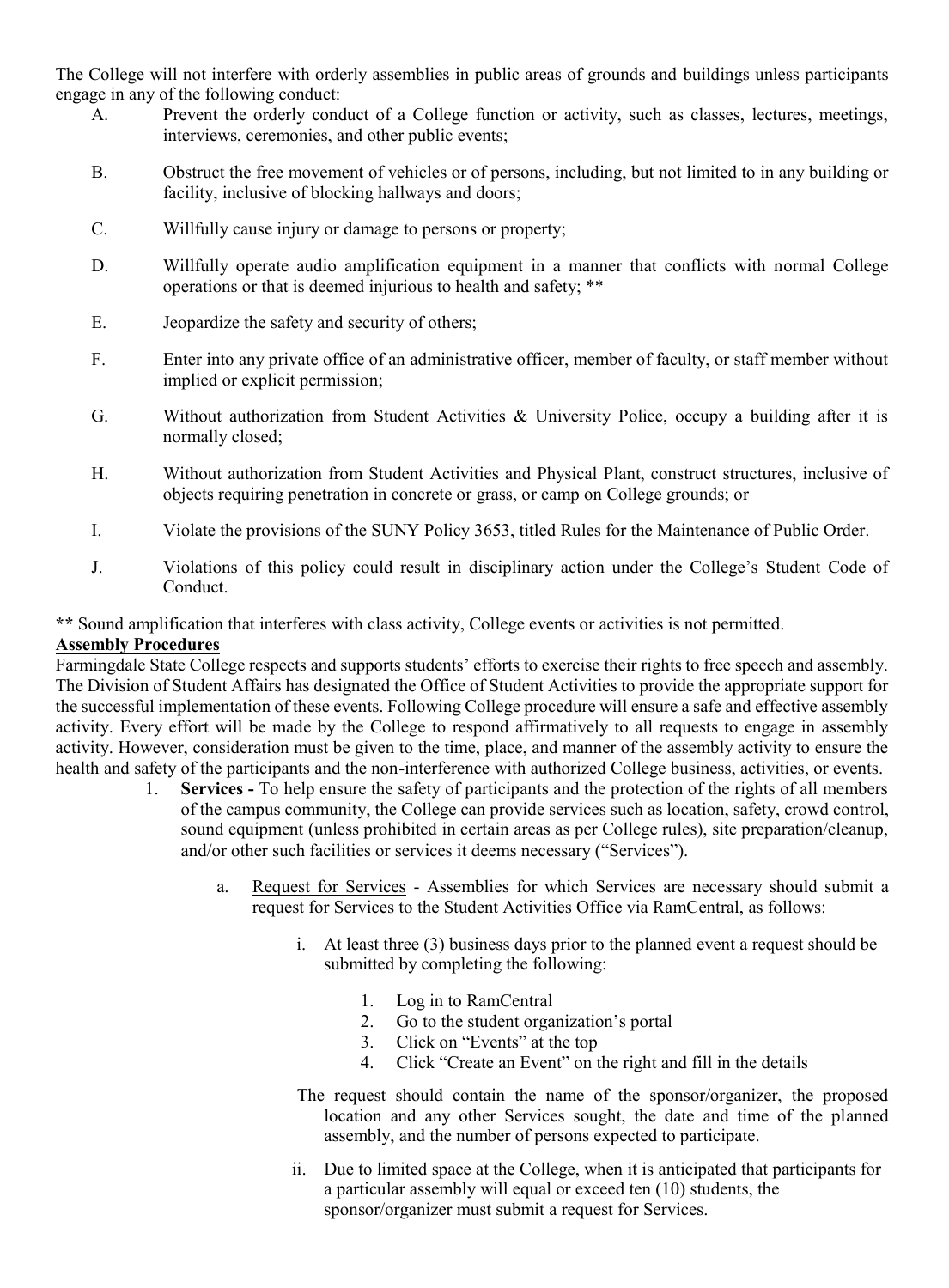The College will not interfere with orderly assemblies in public areas of grounds and buildings unless participants engage in any of the following conduct:

A. Prevent the orderly conduct of a College function or activity, such as classes, lectures, meetings, interviews, ceremonies, and other public events;

B. Obstruct the free movement of vehicles or of persons, including, but not limited to in any building or facility, inclusive of blocking hallways and doors;

C. Willfully cause injury or damage to persons or property;

D. Willfully operate audio amplification equipment in a manner that conflicts with normal College operations or that is deemed injurious to health and safety; **

E. Jeopardize the safety and security of others;

F. Enter into any private office of an administrative officer, member of faculty, or staff member without implied or explicit permission;

G. Without authorization from Student Activities & University Police, occupy a building after it is normally closed;

H. Without authorization from Student Activities and Physical Plant, construct structures, inclusive of objects requiring penetration in concrete or grass, or camp on College grounds; or

I. Violate the provisions of the SUNY Policy 3653, titled Rules for the Maintenance of Public Order.

J. Violations of this policy could result in disciplinary action under the College's Student Code of Conduct.

** Sound amplification that interferes with class activity, College events or activities is not permitted.

**Assembly Procedures**

Farmingdale State College respects and supports students' efforts to exercise their rights to free speech and assembly. The Division of Student Affairs has designated the Office of Student Activities to provide the appropriate support for the successful implementation of these events. Following College procedure will ensure a safe and effective assembly activity. Every effort will be made by the College to respond affirmatively to all requests to engage in assembly activity. However, consideration must be given to the time, place, and manner of the assembly activity to ensure the health and safety of the participants and the non-interference with authorized College business, activities, or events.

1. **Services -** To help ensure the safety of participants and the protection of the rights of all members of the campus community, the College can provide services such as location, safety, crowd control, sound equipment (unless prohibited in certain areas as per College rules), site preparation/cleanup, and/or other such facilities or services it deems necessary ("Services").

   a. Request for Services - Assemblies for which Services are necessary should submit a request for Services to the Student Activities Office via RamCentral, as follows:

      i. At least three (3) business days prior to the planned event a request should be submitted by completing the following:

         1. Log in to RamCentral
         2. Go to the student organization's portal
         3. Click on "Events" at the top
         4. Click "Create an Event" on the right and fill in the details

      The request should contain the name of the sponsor/organizer, the proposed location and any other Services sought, the date and time of the planned assembly, and the number of persons expected to participate.

      ii. Due to limited space at the College, when it is anticipated that participants for a particular assembly will equal or exceed ten (10) students, the sponsor/organizer must submit a request for Services.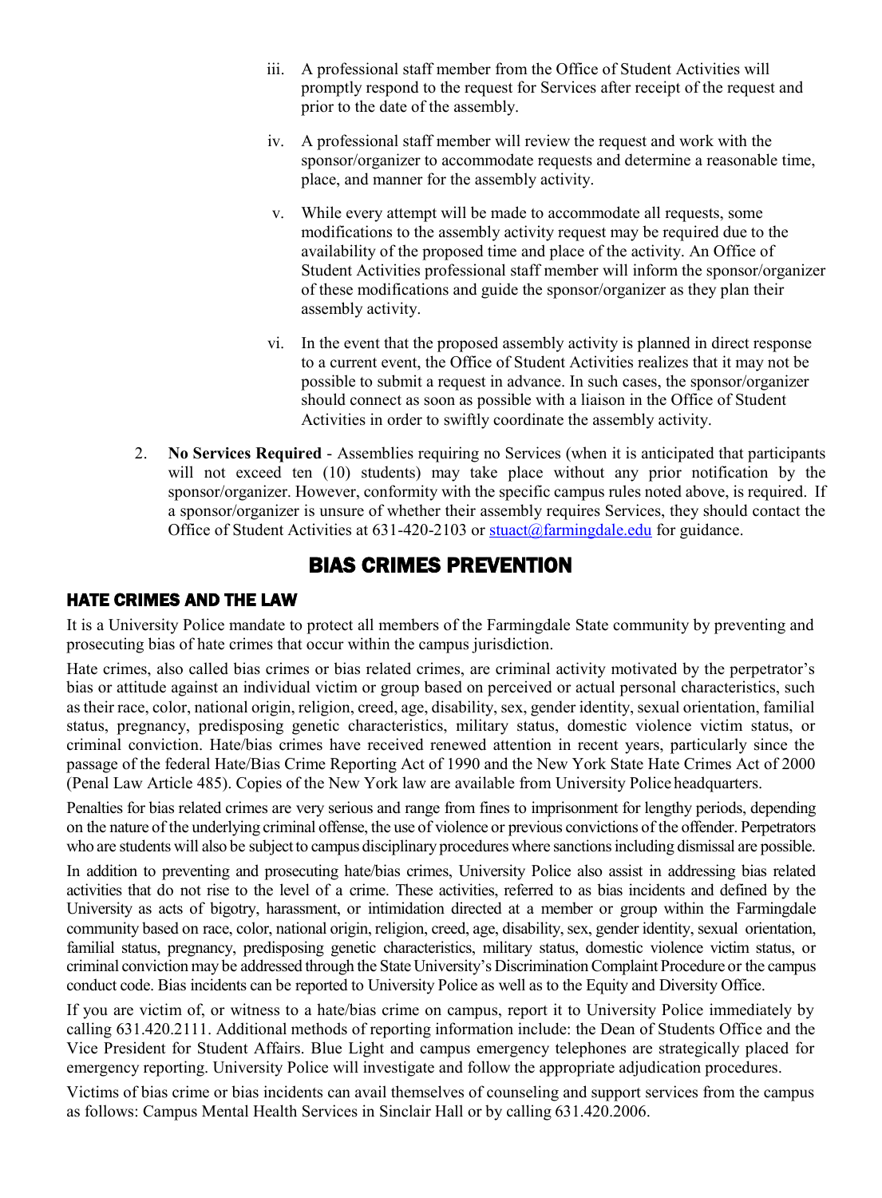iii. A professional staff member from the Office of Student Activities will promptly respond to the request for Services after receipt of the request and prior to the date of the assembly.

iv. A professional staff member will review the request and work with the sponsor/organizer to accommodate requests and determine a reasonable time, place, and manner for the assembly activity.

v. While every attempt will be made to accommodate all requests, some modifications to the assembly activity request may be required due to the availability of the proposed time and place of the activity. An Office of Student Activities professional staff member will inform the sponsor/organizer of these modifications and guide the sponsor/organizer as they plan their assembly activity.

vi. In the event that the proposed assembly activity is planned in direct response to a current event, the Office of Student Activities realizes that it may not be possible to submit a request in advance. In such cases, the sponsor/organizer should connect as soon as possible with a liaison in the Office of Student Activities in order to swiftly coordinate the assembly activity.

2. **No Services Required** - Assemblies requiring no Services (when it is anticipated that participants will not exceed ten (10) students) may take place without any prior notification by the sponsor/organizer. However, conformity with the specific campus rules noted above, is required. If a sponsor/organizer is unsure of whether their assembly requires Services, they should contact the Office of Student Activities at 631-420-2103 or stuact@farmingdale.edu for guidance.

# BIAS CRIMES PREVENTION

## HATE CRIMES AND THE LAW

It is a University Police mandate to protect all members of the Farmingdale State community by preventing and prosecuting bias of hate crimes that occur within the campus jurisdiction.

Hate crimes, also called bias crimes or bias related crimes, are criminal activity motivated by the perpetrator's bias or attitude against an individual victim or group based on perceived or actual personal characteristics, such as their race, color, national origin, religion, creed, age, disability, sex, gender identity, sexual orientation, familial status, pregnancy, predisposing genetic characteristics, military status, domestic violence victim status, or criminal conviction. Hate/bias crimes have received renewed attention in recent years, particularly since the passage of the federal Hate/Bias Crime Reporting Act of 1990 and the New York State Hate Crimes Act of 2000 (Penal Law Article 485). Copies of the New York law are available from University Police headquarters.

Penalties for bias related crimes are very serious and range from fines to imprisonment for lengthy periods, depending on the nature of the underlying criminal offense, the use of violence or previous convictions of the offender. Perpetrators who are students will also be subject to campus disciplinary procedures where sanctions including dismissal are possible.

In addition to preventing and prosecuting hate/bias crimes, University Police also assist in addressing bias related activities that do not rise to the level of a crime. These activities, referred to as bias incidents and defined by the University as acts of bigotry, harassment, or intimidation directed at a member or group within the Farmingdale community based on race, color, national origin, religion, creed, age, disability, sex, gender identity, sexual orientation, familial status, pregnancy, predisposing genetic characteristics, military status, domestic violence victim status, or criminal conviction may be addressed through the State University's Discrimination Complaint Procedure or the campus conduct code. Bias incidents can be reported to University Police as well as to the Equity and Diversity Office.

If you are victim of, or witness to a hate/bias crime on campus, report it to University Police immediately by calling 631.420.2111. Additional methods of reporting information include: the Dean of Students Office and the Vice President for Student Affairs. Blue Light and campus emergency telephones are strategically placed for emergency reporting. University Police will investigate and follow the appropriate adjudication procedures.

Victims of bias crime or bias incidents can avail themselves of counseling and support services from the campus as follows: Campus Mental Health Services in Sinclair Hall or by calling 631.420.2006.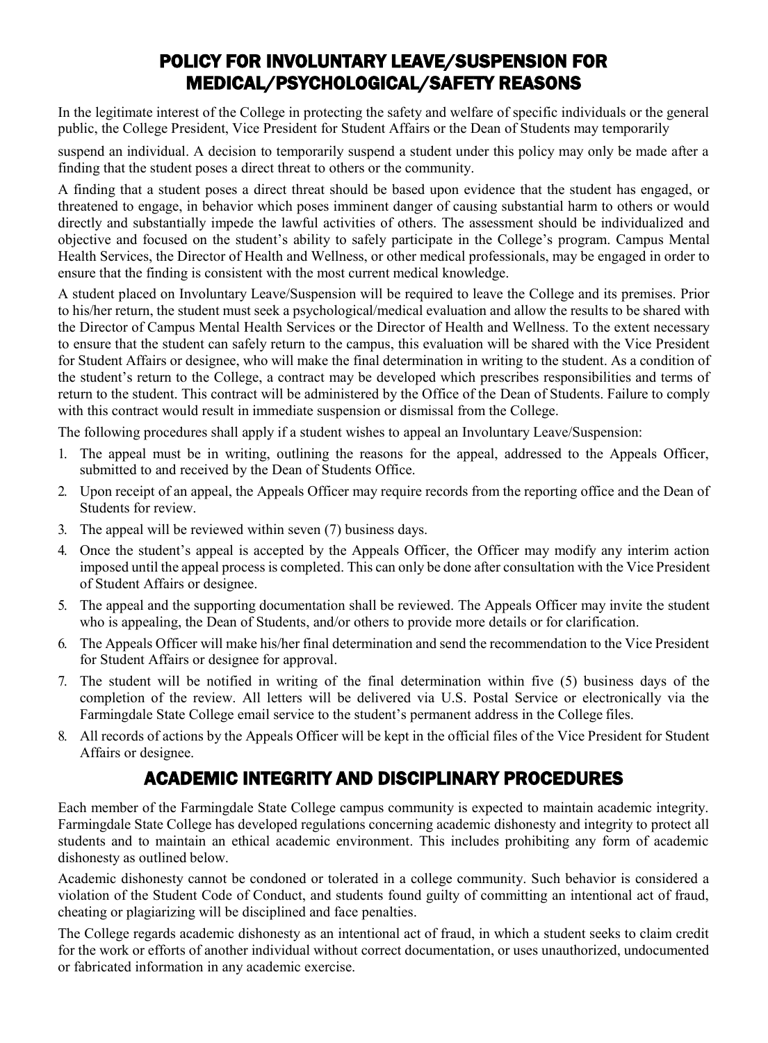## POLICY FOR INVOLUNTARY LEAVE/SUSPENSION FOR MEDICAL/PSYCHOLOGICAL/SAFETY REASONS

In the legitimate interest of the College in protecting the safety and welfare of specific individuals or the general public, the College President, Vice President for Student Affairs or the Dean of Students may temporarily suspend an individual. A decision to temporarily suspend a student under this policy may only be made after a finding that the student poses a direct threat to others or the community.

A finding that a student poses a direct threat should be based upon evidence that the student has engaged, or threatened to engage, in behavior which poses imminent danger of causing substantial harm to others or would directly and substantially impede the lawful activities of others. The assessment should be individualized and objective and focused on the student's ability to safely participate in the College's program. Campus Mental Health Services, the Director of Health and Wellness, or other medical professionals, may be engaged in order to ensure that the finding is consistent with the most current medical knowledge.

A student placed on Involuntary Leave/Suspension will be required to leave the College and its premises. Prior to his/her return, the student must seek a psychological/medical evaluation and allow the results to be shared with the Director of Campus Mental Health Services or the Director of Health and Wellness. To the extent necessary to ensure that the student can safely return to the campus, this evaluation will be shared with the Vice President for Student Affairs or designee, who will make the final determination in writing to the student. As a condition of the student's return to the College, a contract may be developed which prescribes responsibilities and terms of return to the student. This contract will be administered by the Office of the Dean of Students. Failure to comply with this contract would result in immediate suspension or dismissal from the College.

The following procedures shall apply if a student wishes to appeal an Involuntary Leave/Suspension:

1. The appeal must be in writing, outlining the reasons for the appeal, addressed to the Appeals Officer, submitted to and received by the Dean of Students Office.
2. Upon receipt of an appeal, the Appeals Officer may require records from the reporting office and the Dean of Students for review.
3. The appeal will be reviewed within seven (7) business days.
4. Once the student's appeal is accepted by the Appeals Officer, the Officer may modify any interim action imposed until the appeal process is completed. This can only be done after consultation with the Vice President of Student Affairs or designee.
5. The appeal and the supporting documentation shall be reviewed. The Appeals Officer may invite the student who is appealing, the Dean of Students, and/or others to provide more details or for clarification.
6. The Appeals Officer will make his/her final determination and send the recommendation to the Vice President for Student Affairs or designee for approval.
7. The student will be notified in writing of the final determination within five (5) business days of the completion of the review. All letters will be delivered via U.S. Postal Service or electronically via the Farmingdale State College email service to the student's permanent address in the College files.
8. All records of actions by the Appeals Officer will be kept in the official files of the Vice President for Student Affairs or designee.

## ACADEMIC INTEGRITY AND DISCIPLINARY PROCEDURES

Each member of the Farmingdale State College campus community is expected to maintain academic integrity. Farmingdale State College has developed regulations concerning academic dishonesty and integrity to protect all students and to maintain an ethical academic environment. This includes prohibiting any form of academic dishonesty as outlined below.

Academic dishonesty cannot be condoned or tolerated in a college community. Such behavior is considered a violation of the Student Code of Conduct, and students found guilty of committing an intentional act of fraud, cheating or plagiarizing will be disciplined and face penalties.

The College regards academic dishonesty as an intentional act of fraud, in which a student seeks to claim credit for the work or efforts of another individual without correct documentation, or uses unauthorized, undocumented or fabricated information in any academic exercise.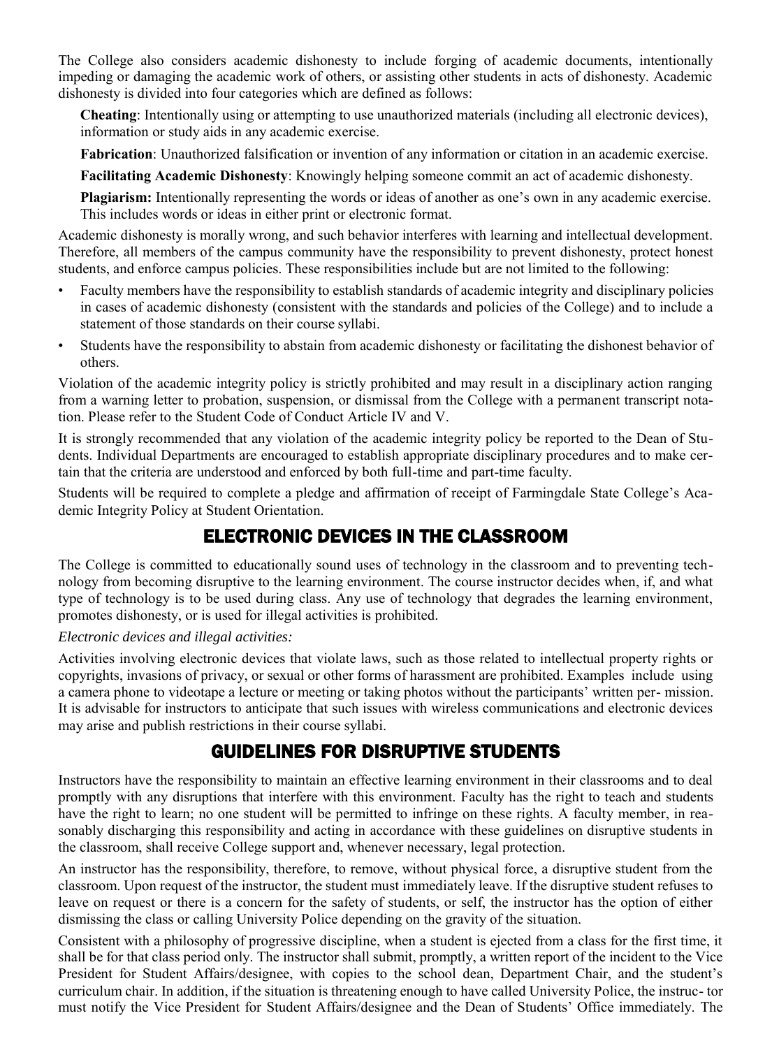The College also considers academic dishonesty to include forging of academic documents, intentionally impeding or damaging the academic work of others, or assisting other students in acts of dishonesty. Academic dishonesty is divided into four categories which are defined as follows:

**Cheating**: Intentionally using or attempting to use unauthorized materials (including all electronic devices), information or study aids in any academic exercise.

**Fabrication**: Unauthorized falsification or invention of any information or citation in an academic exercise.

**Facilitating Academic Dishonesty**: Knowingly helping someone commit an act of academic dishonesty.

**Plagiarism:** Intentionally representing the words or ideas of another as one's own in any academic exercise. This includes words or ideas in either print or electronic format.

Academic dishonesty is morally wrong, and such behavior interferes with learning and intellectual development. Therefore, all members of the campus community have the responsibility to prevent dishonesty, protect honest students, and enforce campus policies. These responsibilities include but are not limited to the following:

- Faculty members have the responsibility to establish standards of academic integrity and disciplinary policies in cases of academic dishonesty (consistent with the standards and policies of the College) and to include a statement of those standards on their course syllabi.
- Students have the responsibility to abstain from academic dishonesty or facilitating the dishonest behavior of others.

Violation of the academic integrity policy is strictly prohibited and may result in a disciplinary action ranging from a warning letter to probation, suspension, or dismissal from the College with a permanent transcript notation. Please refer to the Student Code of Conduct Article IV and V.

It is strongly recommended that any violation of the academic integrity policy be reported to the Dean of Students. Individual Departments are encouraged to establish appropriate disciplinary procedures and to make certain that the criteria are understood and enforced by both full-time and part-time faculty.

Students will be required to complete a pledge and affirmation of receipt of Farmingdale State College's Academic Integrity Policy at Student Orientation.

## ELECTRONIC DEVICES IN THE CLASSROOM

The College is committed to educationally sound uses of technology in the classroom and to preventing technology from becoming disruptive to the learning environment. The course instructor decides when, if, and what type of technology is to be used during class. Any use of technology that degrades the learning environment, promotes dishonesty, or is used for illegal activities is prohibited.

*Electronic devices and illegal activities:*

Activities involving electronic devices that violate laws, such as those related to intellectual property rights or copyrights, invasions of privacy, or sexual or other forms of harassment are prohibited. Examples include using a camera phone to videotape a lecture or meeting or taking photos without the participants' written permission. It is advisable for instructors to anticipate that such issues with wireless communications and electronic devices may arise and publish restrictions in their course syllabi.

## GUIDELINES FOR DISRUPTIVE STUDENTS

Instructors have the responsibility to maintain an effective learning environment in their classrooms and to deal promptly with any disruptions that interfere with this environment. Faculty has the right to teach and students have the right to learn; no one student will be permitted to infringe on these rights. A faculty member, in reasonably discharging this responsibility and acting in accordance with these guidelines on disruptive students in the classroom, shall receive College support and, whenever necessary, legal protection.

An instructor has the responsibility, therefore, to remove, without physical force, a disruptive student from the classroom. Upon request of the instructor, the student must immediately leave. If the disruptive student refuses to leave on request or there is a concern for the safety of students, or self, the instructor has the option of either dismissing the class or calling University Police depending on the gravity of the situation.

Consistent with a philosophy of progressive discipline, when a student is ejected from a class for the first time, it shall be for that class period only. The instructor shall submit, promptly, a written report of the incident to the Vice President for Student Affairs/designee, with copies to the school dean, Department Chair, and the student's curriculum chair. In addition, if the situation is threatening enough to have called University Police, the instructor must notify the Vice President for Student Affairs/designee and the Dean of Students' Office immediately. The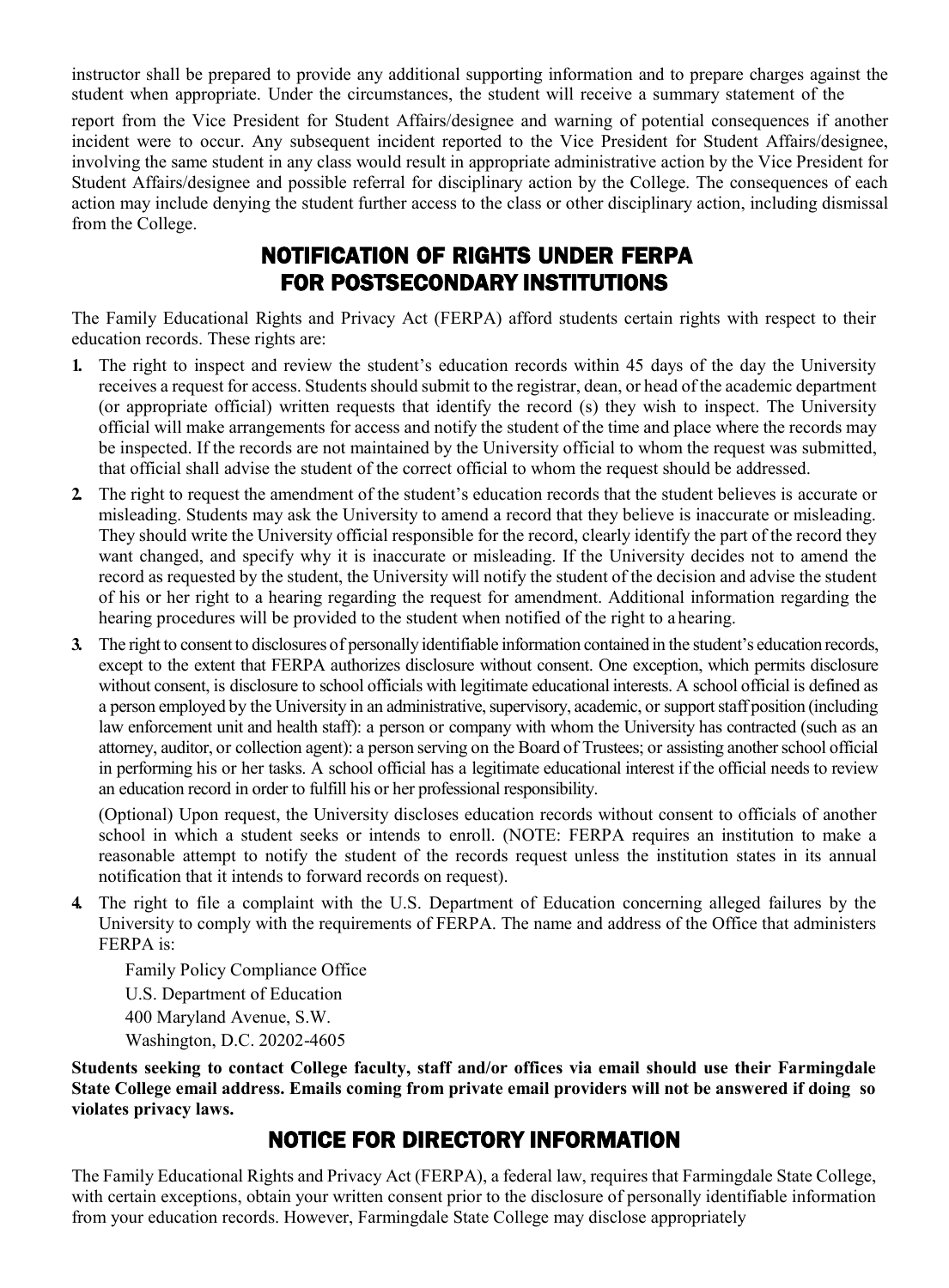instructor shall be prepared to provide any additional supporting information and to prepare charges against the student when appropriate. Under the circumstances, the student will receive a summary statement of the report from the Vice President for Student Affairs/designee and warning of potential consequences if another incident were to occur. Any subsequent incident reported to the Vice President for Student Affairs/designee, involving the same student in any class would result in appropriate administrative action by the Vice President for Student Affairs/designee and possible referral for disciplinary action by the College. The consequences of each action may include denying the student further access to the class or other disciplinary action, including dismissal from the College.

## NOTIFICATION OF RIGHTS UNDER FERPA FOR POSTSECONDARY INSTITUTIONS

The Family Educational Rights and Privacy Act (FERPA) afford students certain rights with respect to their education records. These rights are:

1. The right to inspect and review the student's education records within 45 days of the day the University receives a request for access. Students should submit to the registrar, dean, or head of the academic department (or appropriate official) written requests that identify the record (s) they wish to inspect. The University official will make arrangements for access and notify the student of the time and place where the records may be inspected. If the records are not maintained by the University official to whom the request was submitted, that official shall advise the student of the correct official to whom the request should be addressed.
2. The right to request the amendment of the student's education records that the student believes is accurate or misleading. Students may ask the University to amend a record that they believe is inaccurate or misleading. They should write the University official responsible for the record, clearly identify the part of the record they want changed, and specify why it is inaccurate or misleading. If the University decides not to amend the record as requested by the student, the University will notify the student of the decision and advise the student of his or her right to a hearing regarding the request for amendment. Additional information regarding the hearing procedures will be provided to the student when notified of the right to a hearing.
3. The right to consent to disclosures of personally identifiable information contained in the student's education records, except to the extent that FERPA authorizes disclosure without consent. One exception, which permits disclosure without consent, is disclosure to school officials with legitimate educational interests. A school official is defined as a person employed by the University in an administrative, supervisory, academic, or support staff position (including law enforcement unit and health staff): a person or company with whom the University has contracted (such as an attorney, auditor, or collection agent): a person serving on the Board of Trustees; or assisting another school official in performing his or her tasks. A school official has a legitimate educational interest if the official needs to review an education record in order to fulfill his or her professional responsibility.

   (Optional) Upon request, the University discloses education records without consent to officials of another school in which a student seeks or intends to enroll. (NOTE: FERPA requires an institution to make a reasonable attempt to notify the student of the records request unless the institution states in its annual notification that it intends to forward records on request).
4. The right to file a complaint with the U.S. Department of Education concerning alleged failures by the University to comply with the requirements of FERPA. The name and address of the Office that administers FERPA is:

   Family Policy Compliance Office  
   U.S. Department of Education  
   400 Maryland Avenue, S.W.  
   Washington, D.C. 20202-4605

**Students seeking to contact College faculty, staff and/or offices via email should use their Farmingdale State College email address. Emails coming from private email providers will not be answered if doing so violates privacy laws.**

## NOTICE FOR DIRECTORY INFORMATION

The Family Educational Rights and Privacy Act (FERPA), a federal law, requires that Farmingdale State College, with certain exceptions, obtain your written consent prior to the disclosure of personally identifiable information from your education records. However, Farmingdale State College may disclose appropriately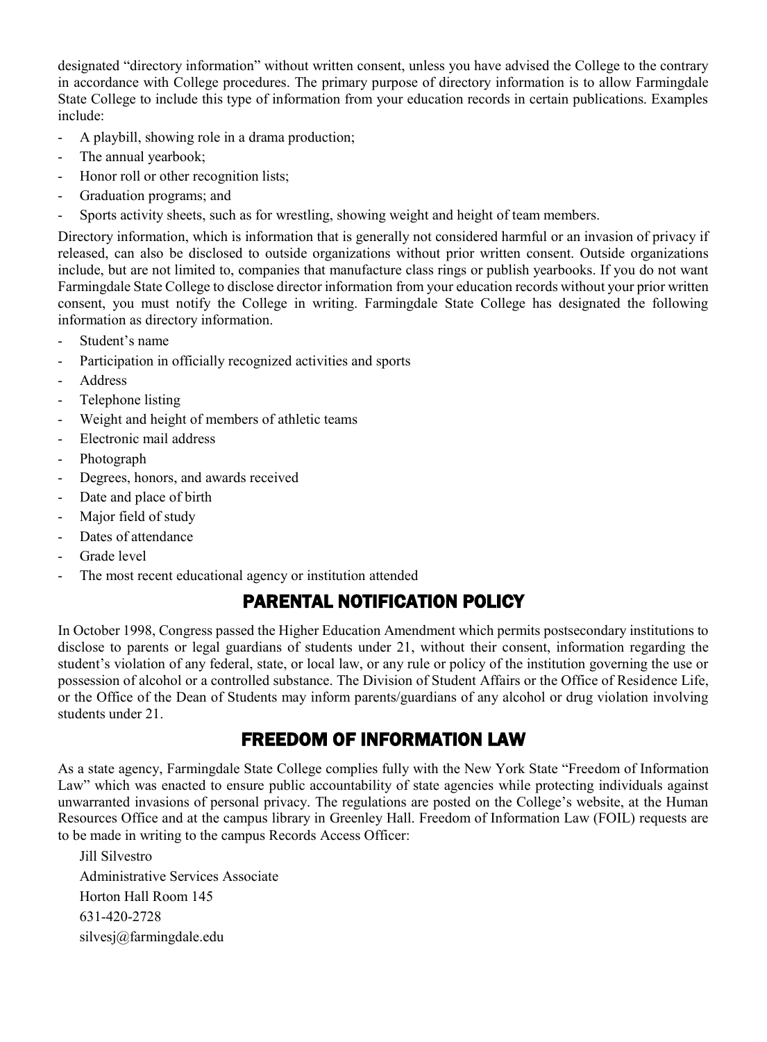designated "directory information" without written consent, unless you have advised the College to the contrary in accordance with College procedures. The primary purpose of directory information is to allow Farmingdale State College to include this type of information from your education records in certain publications. Examples include:

- A playbill, showing role in a drama production;
- The annual yearbook;
- Honor roll or other recognition lists;
- Graduation programs; and
- Sports activity sheets, such as for wrestling, showing weight and height of team members.

Directory information, which is information that is generally not considered harmful or an invasion of privacy if released, can also be disclosed to outside organizations without prior written consent. Outside organizations include, but are not limited to, companies that manufacture class rings or publish yearbooks. If you do not want Farmingdale State College to disclose director information from your education records without your prior written consent, you must notify the College in writing. Farmingdale State College has designated the following information as directory information.

- Student's name
- Participation in officially recognized activities and sports
- Address
- Telephone listing
- Weight and height of members of athletic teams
- Electronic mail address
- Photograph
- Degrees, honors, and awards received
- Date and place of birth
- Major field of study
- Dates of attendance
- Grade level
- The most recent educational agency or institution attended

## PARENTAL NOTIFICATION POLICY

In October 1998, Congress passed the Higher Education Amendment which permits postsecondary institutions to disclose to parents or legal guardians of students under 21, without their consent, information regarding the student's violation of any federal, state, or local law, or any rule or policy of the institution governing the use or possession of alcohol or a controlled substance. The Division of Student Affairs or the Office of Residence Life, or the Office of the Dean of Students may inform parents/guardians of any alcohol or drug violation involving students under 21.

## FREEDOM OF INFORMATION LAW

As a state agency, Farmingdale State College complies fully with the New York State "Freedom of Information Law" which was enacted to ensure public accountability of state agencies while protecting individuals against unwarranted invasions of personal privacy. The regulations are posted on the College's website, at the Human Resources Office and at the campus library in Greenley Hall. Freedom of Information Law (FOIL) requests are to be made in writing to the campus Records Access Officer:

Jill Silvestro
Administrative Services Associate
Horton Hall Room 145
631-420-2728
silvesj@farmingdale.edu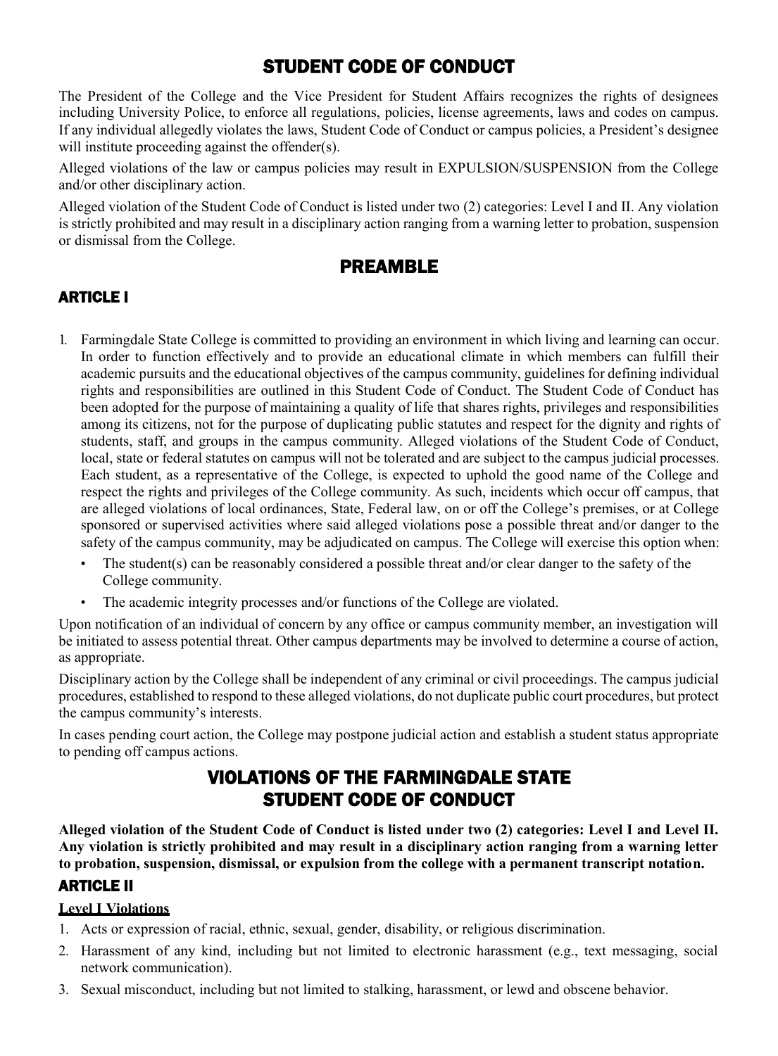# STUDENT CODE OF CONDUCT

The President of the College and the Vice President for Student Affairs recognizes the rights of designees including University Police, to enforce all regulations, policies, license agreements, laws and codes on campus. If any individual allegedly violates the laws, Student Code of Conduct or campus policies, a President's designee will institute proceeding against the offender(s).

Alleged violations of the law or campus policies may result in EXPULSION/SUSPENSION from the College and/or other disciplinary action.

Alleged violation of the Student Code of Conduct is listed under two (2) categories: Level I and II. Any violation is strictly prohibited and may result in a disciplinary action ranging from a warning letter to probation, suspension or dismissal from the College.

## PREAMBLE

### ARTICLE I

1. Farmingdale State College is committed to providing an environment in which living and learning can occur. In order to function effectively and to provide an educational climate in which members can fulfill their academic pursuits and the educational objectives of the campus community, guidelines for defining individual rights and responsibilities are outlined in this Student Code of Conduct. The Student Code of Conduct has been adopted for the purpose of maintaining a quality of life that shares rights, privileges and responsibilities among its citizens, not for the purpose of duplicating public statutes and respect for the dignity and rights of students, staff, and groups in the campus community. Alleged violations of the Student Code of Conduct, local, state or federal statutes on campus will not be tolerated and are subject to the campus judicial processes. Each student, as a representative of the College, is expected to uphold the good name of the College and respect the rights and privileges of the College community. As such, incidents which occur off campus, that are alleged violations of local ordinances, State, Federal law, on or off the College's premises, or at College sponsored or supervised activities where said alleged violations pose a possible threat and/or danger to the safety of the campus community, may be adjudicated on campus. The College will exercise this option when:
   - The student(s) can be reasonably considered a possible threat and/or clear danger to the safety of the College community.
   - The academic integrity processes and/or functions of the College are violated.

Upon notification of an individual of concern by any office or campus community member, an investigation will be initiated to assess potential threat. Other campus departments may be involved to determine a course of action, as appropriate.

Disciplinary action by the College shall be independent of any criminal or civil proceedings. The campus judicial procedures, established to respond to these alleged violations, do not duplicate public court procedures, but protect the campus community's interests.

In cases pending court action, the College may postpone judicial action and establish a student status appropriate to pending off campus actions.

## VIOLATIONS OF THE FARMINGDALE STATE STUDENT CODE OF CONDUCT

**Alleged violation of the Student Code of Conduct is listed under two (2) categories: Level I and Level II. Any violation is strictly prohibited and may result in a disciplinary action ranging from a warning letter to probation, suspension, dismissal, or expulsion from the college with a permanent transcript notation.**

### ARTICLE II

**Level I Violations**

1. Acts or expression of racial, ethnic, sexual, gender, disability, or religious discrimination.
2. Harassment of any kind, including but not limited to electronic harassment (e.g., text messaging, social network communication).
3. Sexual misconduct, including but not limited to stalking, harassment, or lewd and obscene behavior.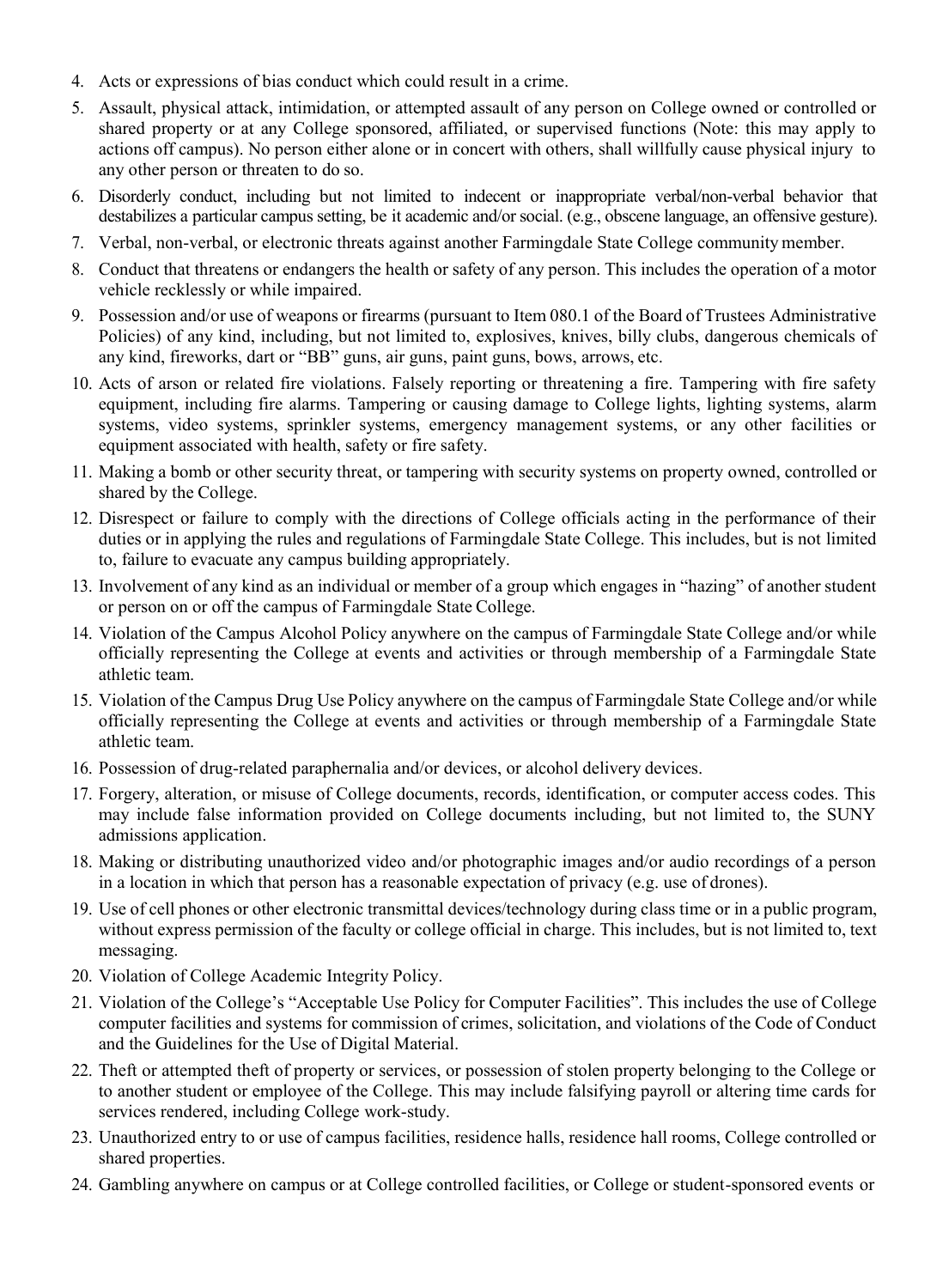4. Acts or expressions of bias conduct which could result in a crime.
5. Assault, physical attack, intimidation, or attempted assault of any person on College owned or controlled or shared property or at any College sponsored, affiliated, or supervised functions (Note: this may apply to actions off campus). No person either alone or in concert with others, shall willfully cause physical injury to any other person or threaten to do so.
6. Disorderly conduct, including but not limited to indecent or inappropriate verbal/non-verbal behavior that destabilizes a particular campus setting, be it academic and/or social. (e.g., obscene language, an offensive gesture).
7. Verbal, non-verbal, or electronic threats against another Farmingdale State College community member.
8. Conduct that threatens or endangers the health or safety of any person. This includes the operation of a motor vehicle recklessly or while impaired.
9. Possession and/or use of weapons or firearms (pursuant to Item 080.1 of the Board of Trustees Administrative Policies) of any kind, including, but not limited to, explosives, knives, billy clubs, dangerous chemicals of any kind, fireworks, dart or "BB" guns, air guns, paint guns, bows, arrows, etc.
10. Acts of arson or related fire violations. Falsely reporting or threatening a fire. Tampering with fire safety equipment, including fire alarms. Tampering or causing damage to College lights, lighting systems, alarm systems, video systems, sprinkler systems, emergency management systems, or any other facilities or equipment associated with health, safety or fire safety.
11. Making a bomb or other security threat, or tampering with security systems on property owned, controlled or shared by the College.
12. Disrespect or failure to comply with the directions of College officials acting in the performance of their duties or in applying the rules and regulations of Farmingdale State College. This includes, but is not limited to, failure to evacuate any campus building appropriately.
13. Involvement of any kind as an individual or member of a group which engages in "hazing" of another student or person on or off the campus of Farmingdale State College.
14. Violation of the Campus Alcohol Policy anywhere on the campus of Farmingdale State College and/or while officially representing the College at events and activities or through membership of a Farmingdale State athletic team.
15. Violation of the Campus Drug Use Policy anywhere on the campus of Farmingdale State College and/or while officially representing the College at events and activities or through membership of a Farmingdale State athletic team.
16. Possession of drug-related paraphernalia and/or devices, or alcohol delivery devices.
17. Forgery, alteration, or misuse of College documents, records, identification, or computer access codes. This may include false information provided on College documents including, but not limited to, the SUNY admissions application.
18. Making or distributing unauthorized video and/or photographic images and/or audio recordings of a person in a location in which that person has a reasonable expectation of privacy (e.g. use of drones).
19. Use of cell phones or other electronic transmittal devices/technology during class time or in a public program, without express permission of the faculty or college official in charge. This includes, but is not limited to, text messaging.
20. Violation of College Academic Integrity Policy.
21. Violation of the College's "Acceptable Use Policy for Computer Facilities". This includes the use of College computer facilities and systems for commission of crimes, solicitation, and violations of the Code of Conduct and the Guidelines for the Use of Digital Material.
22. Theft or attempted theft of property or services, or possession of stolen property belonging to the College or to another student or employee of the College. This may include falsifying payroll or altering time cards for services rendered, including College work-study.
23. Unauthorized entry to or use of campus facilities, residence halls, residence hall rooms, College controlled or shared properties.
24. Gambling anywhere on campus or at College controlled facilities, or College or student-sponsored events or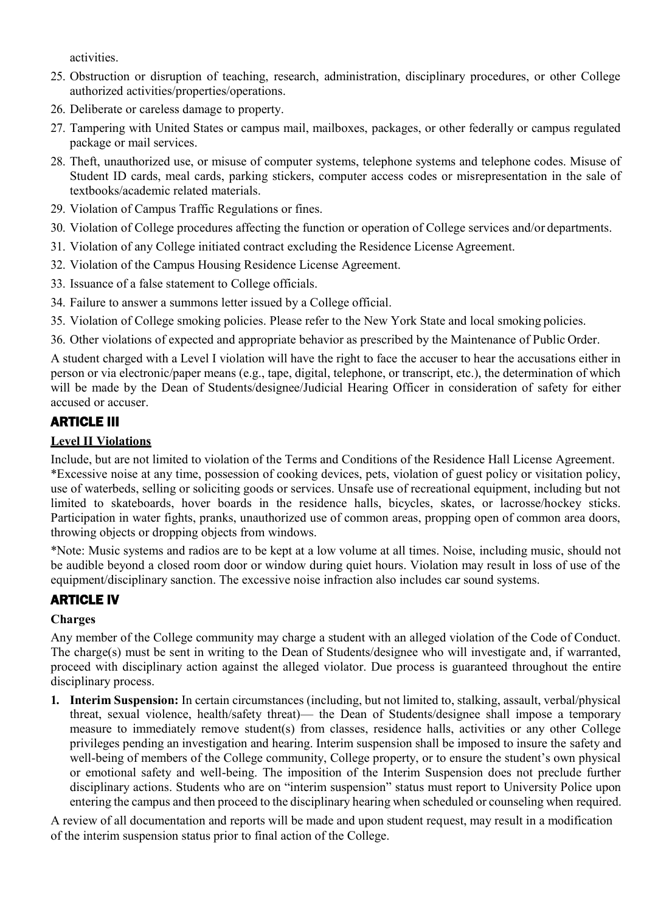activities.

25. Obstruction or disruption of teaching, research, administration, disciplinary procedures, or other College authorized activities/properties/operations.
26. Deliberate or careless damage to property.
27. Tampering with United States or campus mail, mailboxes, packages, or other federally or campus regulated package or mail services.
28. Theft, unauthorized use, or misuse of computer systems, telephone systems and telephone codes. Misuse of Student ID cards, meal cards, parking stickers, computer access codes or misrepresentation in the sale of textbooks/academic related materials.
29. Violation of Campus Traffic Regulations or fines.
30. Violation of College procedures affecting the function or operation of College services and/or departments.
31. Violation of any College initiated contract excluding the Residence License Agreement.
32. Violation of the Campus Housing Residence License Agreement.
33. Issuance of a false statement to College officials.
34. Failure to answer a summons letter issued by a College official.
35. Violation of College smoking policies. Please refer to the New York State and local smoking policies.
36. Other violations of expected and appropriate behavior as prescribed by the Maintenance of Public Order.

A student charged with a Level I violation will have the right to face the accuser to hear the accusations either in person or via electronic/paper means (e.g., tape, digital, telephone, or transcript, etc.), the determination of which will be made by the Dean of Students/designee/Judicial Hearing Officer in consideration of safety for either accused or accuser.

## ARTICLE III

**Level II Violations**

Include, but are not limited to violation of the Terms and Conditions of the Residence Hall License Agreement. *Excessive noise at any time, possession of cooking devices, pets, violation of guest policy or visitation policy, use of waterbeds, selling or soliciting goods or services. Unsafe use of recreational equipment, including but not limited to skateboards, hover boards in the residence halls, bicycles, skates, or lacrosse/hockey sticks. Participation in water fights, pranks, unauthorized use of common areas, propping open of common area doors, throwing objects or dropping objects from windows.

*Note: Music systems and radios are to be kept at a low volume at all times. Noise, including music, should not be audible beyond a closed room door or window during quiet hours. Violation may result in loss of use of the equipment/disciplinary sanction. The excessive noise infraction also includes car sound systems.

## ARTICLE IV

**Charges**

Any member of the College community may charge a student with an alleged violation of the Code of Conduct. The charge(s) must be sent in writing to the Dean of Students/designee who will investigate and, if warranted, proceed with disciplinary action against the alleged violator. Due process is guaranteed throughout the entire disciplinary process.

1. **Interim Suspension:** In certain circumstances (including, but not limited to, stalking, assault, verbal/physical threat, sexual violence, health/safety threat)— the Dean of Students/designee shall impose a temporary measure to immediately remove student(s) from classes, residence halls, activities or any other College privileges pending an investigation and hearing. Interim suspension shall be imposed to insure the safety and well-being of members of the College community, College property, or to ensure the student's own physical or emotional safety and well-being. The imposition of the Interim Suspension does not preclude further disciplinary actions. Students who are on "interim suspension" status must report to University Police upon entering the campus and then proceed to the disciplinary hearing when scheduled or counseling when required.

A review of all documentation and reports will be made and upon student request, may result in a modification of the interim suspension status prior to final action of the College.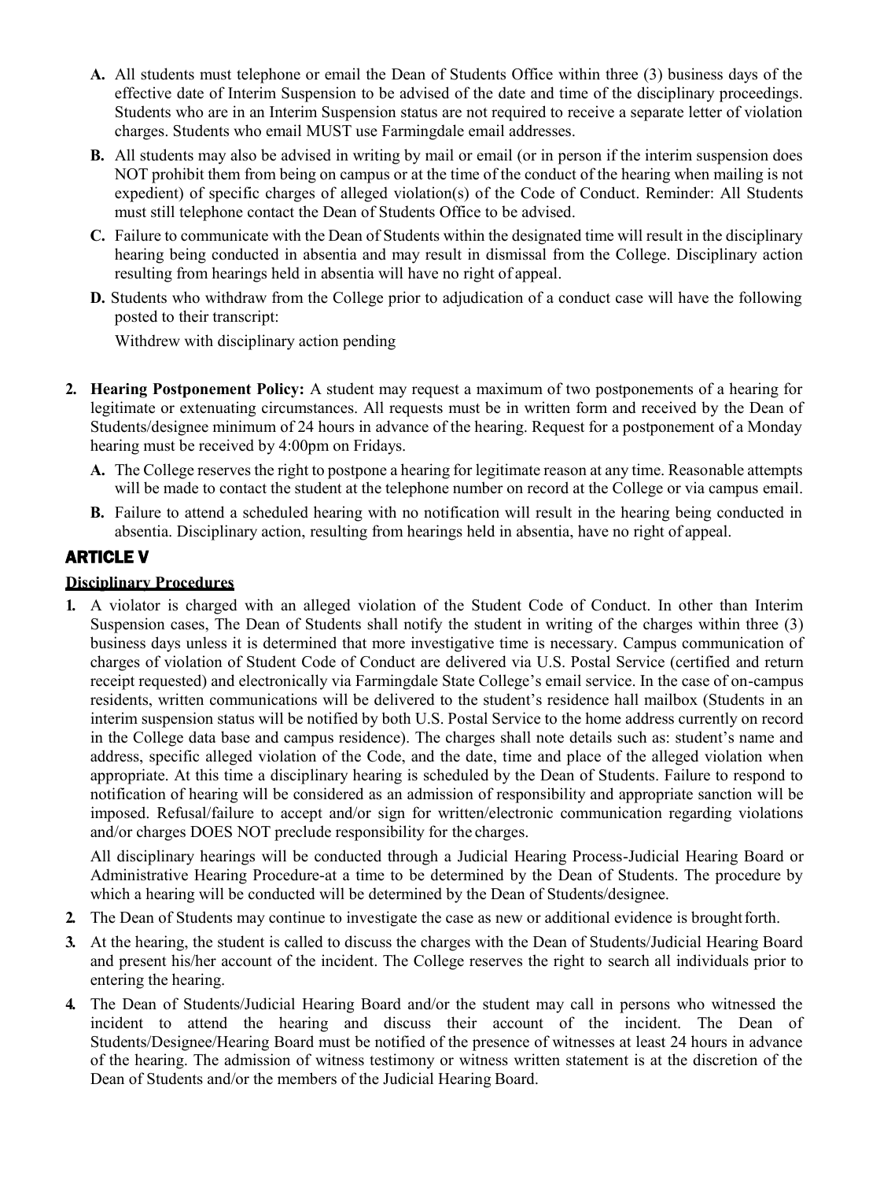- **A.** All students must telephone or email the Dean of Students Office within three (3) business days of the effective date of Interim Suspension to be advised of the date and time of the disciplinary proceedings. Students who are in an Interim Suspension status are not required to receive a separate letter of violation charges. Students who email MUST use Farmingdale email addresses.
- **B.** All students may also be advised in writing by mail or email (or in person if the interim suspension does NOT prohibit them from being on campus or at the time of the conduct of the hearing when mailing is not expedient) of specific charges of alleged violation(s) of the Code of Conduct. Reminder: All Students must still telephone contact the Dean of Students Office to be advised.
- **C.** Failure to communicate with the Dean of Students within the designated time will result in the disciplinary hearing being conducted in absentia and may result in dismissal from the College. Disciplinary action resulting from hearings held in absentia will have no right of appeal.
- **D.** Students who withdraw from the College prior to adjudication of a conduct case will have the following posted to their transcript:

  Withdrew with disciplinary action pending

2. **Hearing Postponement Policy:** A student may request a maximum of two postponements of a hearing for legitimate or extenuating circumstances. All requests must be in written form and received by the Dean of Students/designee minimum of 24 hours in advance of the hearing. Request for a postponement of a Monday hearing must be received by 4:00pm on Fridays.
   - **A.** The College reserves the right to postpone a hearing for legitimate reason at any time. Reasonable attempts will be made to contact the student at the telephone number on record at the College or via campus email.
   - **B.** Failure to attend a scheduled hearing with no notification will result in the hearing being conducted in absentia. Disciplinary action, resulting from hearings held in absentia, have no right of appeal.

## ARTICLE V

### Disciplinary Procedures

1. A violator is charged with an alleged violation of the Student Code of Conduct. In other than Interim Suspension cases, The Dean of Students shall notify the student in writing of the charges within three (3) business days unless it is determined that more investigative time is necessary. Campus communication of charges of violation of Student Code of Conduct are delivered via U.S. Postal Service (certified and return receipt requested) and electronically via Farmingdale State College's email service. In the case of on-campus residents, written communications will be delivered to the student's residence hall mailbox (Students in an interim suspension status will be notified by both U.S. Postal Service to the home address currently on record in the College data base and campus residence). The charges shall note details such as: student's name and address, specific alleged violation of the Code, and the date, time and place of the alleged violation when appropriate. At this time a disciplinary hearing is scheduled by the Dean of Students. Failure to respond to notification of hearing will be considered as an admission of responsibility and appropriate sanction will be imposed. Refusal/failure to accept and/or sign for written/electronic communication regarding violations and/or charges DOES NOT preclude responsibility for the charges.

   All disciplinary hearings will be conducted through a Judicial Hearing Process-Judicial Hearing Board or Administrative Hearing Procedure-at a time to be determined by the Dean of Students. The procedure by which a hearing will be conducted will be determined by the Dean of Students/designee.
2. The Dean of Students may continue to investigate the case as new or additional evidence is brought forth.
3. At the hearing, the student is called to discuss the charges with the Dean of Students/Judicial Hearing Board and present his/her account of the incident. The College reserves the right to search all individuals prior to entering the hearing.
4. The Dean of Students/Judicial Hearing Board and/or the student may call in persons who witnessed the incident to attend the hearing and discuss their account of the incident. The Dean of Students/Designee/Hearing Board must be notified of the presence of witnesses at least 24 hours in advance of the hearing. The admission of witness testimony or witness written statement is at the discretion of the Dean of Students and/or the members of the Judicial Hearing Board.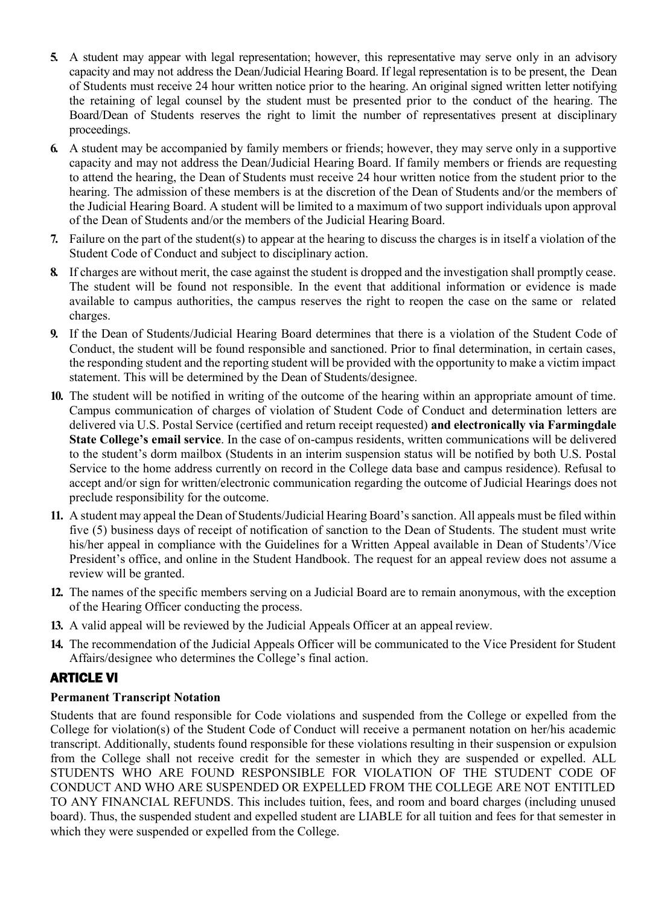5. A student may appear with legal representation; however, this representative may serve only in an advisory capacity and may not address the Dean/Judicial Hearing Board. If legal representation is to be present, the Dean of Students must receive 24 hour written notice prior to the hearing. An original signed written letter notifying the retaining of legal counsel by the student must be presented prior to the conduct of the hearing. The Board/Dean of Students reserves the right to limit the number of representatives present at disciplinary proceedings.
6. A student may be accompanied by family members or friends; however, they may serve only in a supportive capacity and may not address the Dean/Judicial Hearing Board. If family members or friends are requesting to attend the hearing, the Dean of Students must receive 24 hour written notice from the student prior to the hearing. The admission of these members is at the discretion of the Dean of Students and/or the members of the Judicial Hearing Board. A student will be limited to a maximum of two support individuals upon approval of the Dean of Students and/or the members of the Judicial Hearing Board.
7. Failure on the part of the student(s) to appear at the hearing to discuss the charges is in itself a violation of the Student Code of Conduct and subject to disciplinary action.
8. If charges are without merit, the case against the student is dropped and the investigation shall promptly cease. The student will be found not responsible. In the event that additional information or evidence is made available to campus authorities, the campus reserves the right to reopen the case on the same or related charges.
9. If the Dean of Students/Judicial Hearing Board determines that there is a violation of the Student Code of Conduct, the student will be found responsible and sanctioned. Prior to final determination, in certain cases, the responding student and the reporting student will be provided with the opportunity to make a victim impact statement. This will be determined by the Dean of Students/designee.
10. The student will be notified in writing of the outcome of the hearing within an appropriate amount of time. Campus communication of charges of violation of Student Code of Conduct and determination letters are delivered via U.S. Postal Service (certified and return receipt requested) **and electronically via Farmingdale State College's email service**. In the case of on-campus residents, written communications will be delivered to the student's dorm mailbox (Students in an interim suspension status will be notified by both U.S. Postal Service to the home address currently on record in the College data base and campus residence). Refusal to accept and/or sign for written/electronic communication regarding the outcome of Judicial Hearings does not preclude responsibility for the outcome.
11. A student may appeal the Dean of Students/Judicial Hearing Board's sanction. All appeals must be filed within five (5) business days of receipt of notification of sanction to the Dean of Students. The student must write his/her appeal in compliance with the Guidelines for a Written Appeal available in Dean of Students'/Vice President's office, and online in the Student Handbook. The request for an appeal review does not assume a review will be granted.
12. The names of the specific members serving on a Judicial Board are to remain anonymous, with the exception of the Hearing Officer conducting the process.
13. A valid appeal will be reviewed by the Judicial Appeals Officer at an appeal review.
14. The recommendation of the Judicial Appeals Officer will be communicated to the Vice President for Student Affairs/designee who determines the College's final action.

## ARTICLE VI

**Permanent Transcript Notation**

Students that are found responsible for Code violations and suspended from the College or expelled from the College for violation(s) of the Student Code of Conduct will receive a permanent notation on her/his academic transcript. Additionally, students found responsible for these violations resulting in their suspension or expulsion from the College shall not receive credit for the semester in which they are suspended or expelled. ALL STUDENTS WHO ARE FOUND RESPONSIBLE FOR VIOLATION OF THE STUDENT CODE OF CONDUCT AND WHO ARE SUSPENDED OR EXPELLED FROM THE COLLEGE ARE NOT ENTITLED TO ANY FINANCIAL REFUNDS. This includes tuition, fees, and room and board charges (including unused board). Thus, the suspended student and expelled student are LIABLE for all tuition and fees for that semester in which they were suspended or expelled from the College.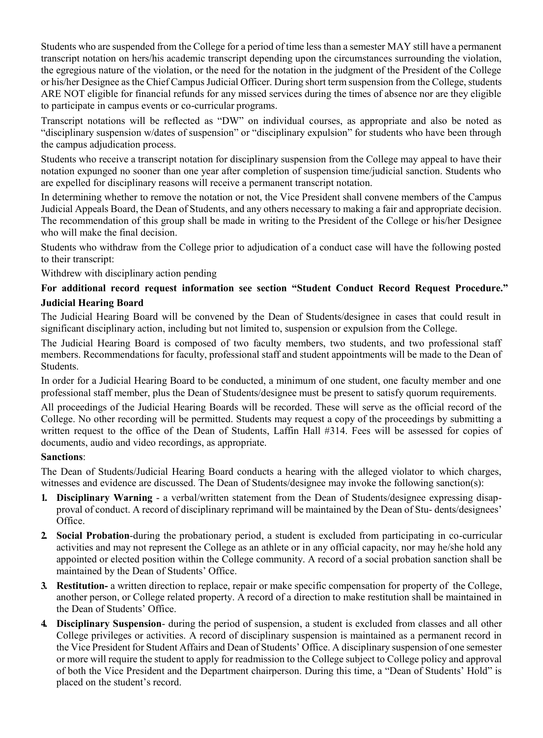Students who are suspended from the College for a period of time less than a semester MAY still have a permanent transcript notation on hers/his academic transcript depending upon the circumstances surrounding the violation, the egregious nature of the violation, or the need for the notation in the judgment of the President of the College or his/her Designee as the Chief Campus Judicial Officer. During short term suspension from the College, students ARE NOT eligible for financial refunds for any missed services during the times of absence nor are they eligible to participate in campus events or co-curricular programs.

Transcript notations will be reflected as "DW" on individual courses, as appropriate and also be noted as "disciplinary suspension w/dates of suspension" or "disciplinary expulsion" for students who have been through the campus adjudication process.

Students who receive a transcript notation for disciplinary suspension from the College may appeal to have their notation expunged no sooner than one year after completion of suspension time/judicial sanction. Students who are expelled for disciplinary reasons will receive a permanent transcript notation.

In determining whether to remove the notation or not, the Vice President shall convene members of the Campus Judicial Appeals Board, the Dean of Students, and any others necessary to making a fair and appropriate decision. The recommendation of this group shall be made in writing to the President of the College or his/her Designee who will make the final decision.

Students who withdraw from the College prior to adjudication of a conduct case will have the following posted to their transcript:

Withdrew with disciplinary action pending

**For additional record request information see section "Student Conduct Record Request Procedure."**

**Judicial Hearing Board**

The Judicial Hearing Board will be convened by the Dean of Students/designee in cases that could result in significant disciplinary action, including but not limited to, suspension or expulsion from the College.

The Judicial Hearing Board is composed of two faculty members, two students, and two professional staff members. Recommendations for faculty, professional staff and student appointments will be made to the Dean of Students.

In order for a Judicial Hearing Board to be conducted, a minimum of one student, one faculty member and one professional staff member, plus the Dean of Students/designee must be present to satisfy quorum requirements.

All proceedings of the Judicial Hearing Boards will be recorded. These will serve as the official record of the College. No other recording will be permitted. Students may request a copy of the proceedings by submitting a written request to the office of the Dean of Students, Laffin Hall #314. Fees will be assessed for copies of documents, audio and video recordings, as appropriate.

**Sanctions**:

The Dean of Students/Judicial Hearing Board conducts a hearing with the alleged violator to which charges, witnesses and evidence are discussed. The Dean of Students/designee may invoke the following sanction(s):

1. **Disciplinary Warning** - a verbal/written statement from the Dean of Students/designee expressing disapproval of conduct. A record of disciplinary reprimand will be maintained by the Dean of Stu- dents/designees' Office.
2. **Social Probation**-during the probationary period, a student is excluded from participating in co-curricular activities and may not represent the College as an athlete or in any official capacity, nor may he/she hold any appointed or elected position within the College community. A record of a social probation sanction shall be maintained by the Dean of Students' Office.
3. **Restitution-** a written direction to replace, repair or make specific compensation for property of the College, another person, or College related property. A record of a direction to make restitution shall be maintained in the Dean of Students' Office.
4. **Disciplinary Suspension**- during the period of suspension, a student is excluded from classes and all other College privileges or activities. A record of disciplinary suspension is maintained as a permanent record in the Vice President for Student Affairs and Dean of Students' Office. A disciplinary suspension of one semester or more will require the student to apply for readmission to the College subject to College policy and approval of both the Vice President and the Department chairperson. During this time, a "Dean of Students' Hold" is placed on the student's record.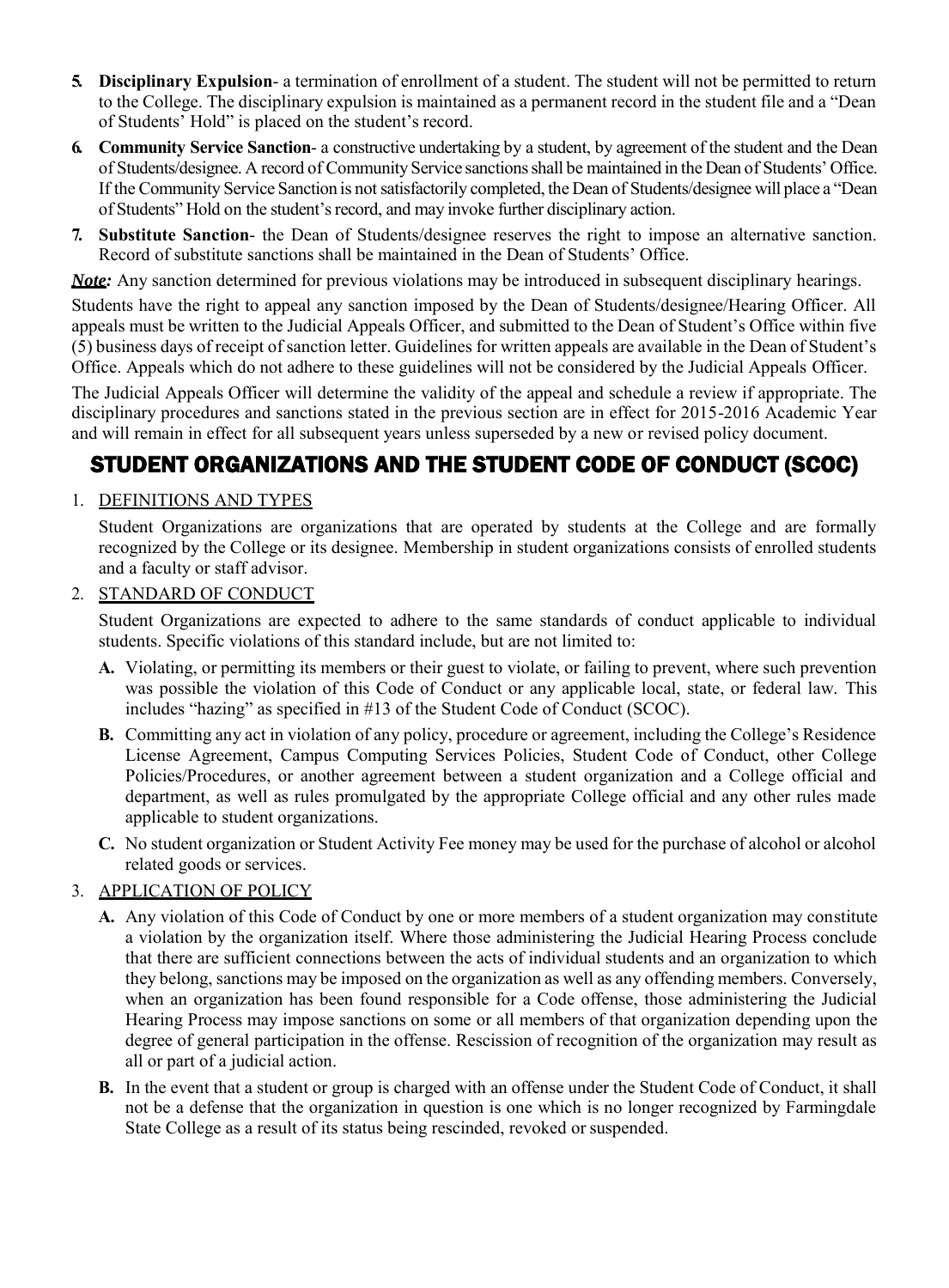5. **Disciplinary Expulsion**- a termination of enrollment of a student. The student will not be permitted to return to the College. The disciplinary expulsion is maintained as a permanent record in the student file and a "Dean of Students' Hold" is placed on the student's record.
6. **Community Service Sanction**- a constructive undertaking by a student, by agreement of the student and the Dean of Students/designee. A record of Community Service sanctions shall be maintained in the Dean of Students' Office. If the Community Service Sanction is not satisfactorily completed, the Dean of Students/designee will place a "Dean of Students" Hold on the student's record, and may invoke further disciplinary action.
7. **Substitute Sanction**- the Dean of Students/designee reserves the right to impose an alternative sanction. Record of substitute sanctions shall be maintained in the Dean of Students' Office.

***Note:*** Any sanction determined for previous violations may be introduced in subsequent disciplinary hearings.

Students have the right to appeal any sanction imposed by the Dean of Students/designee/Hearing Officer. All appeals must be written to the Judicial Appeals Officer, and submitted to the Dean of Student's Office within five (5) business days of receipt of sanction letter. Guidelines for written appeals are available in the Dean of Student's Office. Appeals which do not adhere to these guidelines will not be considered by the Judicial Appeals Officer.

The Judicial Appeals Officer will determine the validity of the appeal and schedule a review if appropriate. The disciplinary procedures and sanctions stated in the previous section are in effect for 2015-2016 Academic Year and will remain in effect for all subsequent years unless superseded by a new or revised policy document.

## STUDENT ORGANIZATIONS AND THE STUDENT CODE OF CONDUCT (SCOC)

1. DEFINITIONS AND TYPES

   Student Organizations are organizations that are operated by students at the College and are formally recognized by the College or its designee. Membership in student organizations consists of enrolled students and a faculty or staff advisor.

2. STANDARD OF CONDUCT

   Student Organizations are expected to adhere to the same standards of conduct applicable to individual students. Specific violations of this standard include, but are not limited to:

   **A.** Violating, or permitting its members or their guest to violate, or failing to prevent, where such prevention was possible the violation of this Code of Conduct or any applicable local, state, or federal law. This includes "hazing" as specified in #13 of the Student Code of Conduct (SCOC).

   **B.** Committing any act in violation of any policy, procedure or agreement, including the College's Residence License Agreement, Campus Computing Services Policies, Student Code of Conduct, other College Policies/Procedures, or another agreement between a student organization and a College official and department, as well as rules promulgated by the appropriate College official and any other rules made applicable to student organizations.

   **C.** No student organization or Student Activity Fee money may be used for the purchase of alcohol or alcohol related goods or services.

3. APPLICATION OF POLICY

   **A.** Any violation of this Code of Conduct by one or more members of a student organization may constitute a violation by the organization itself. Where those administering the Judicial Hearing Process conclude that there are sufficient connections between the acts of individual students and an organization to which they belong, sanctions may be imposed on the organization as well as any offending members. Conversely, when an organization has been found responsible for a Code offense, those administering the Judicial Hearing Process may impose sanctions on some or all members of that organization depending upon the degree of general participation in the offense. Rescission of recognition of the organization may result as all or part of a judicial action.

   **B.** In the event that a student or group is charged with an offense under the Student Code of Conduct, it shall not be a defense that the organization in question is one which is no longer recognized by Farmingdale State College as a result of its status being rescinded, revoked or suspended.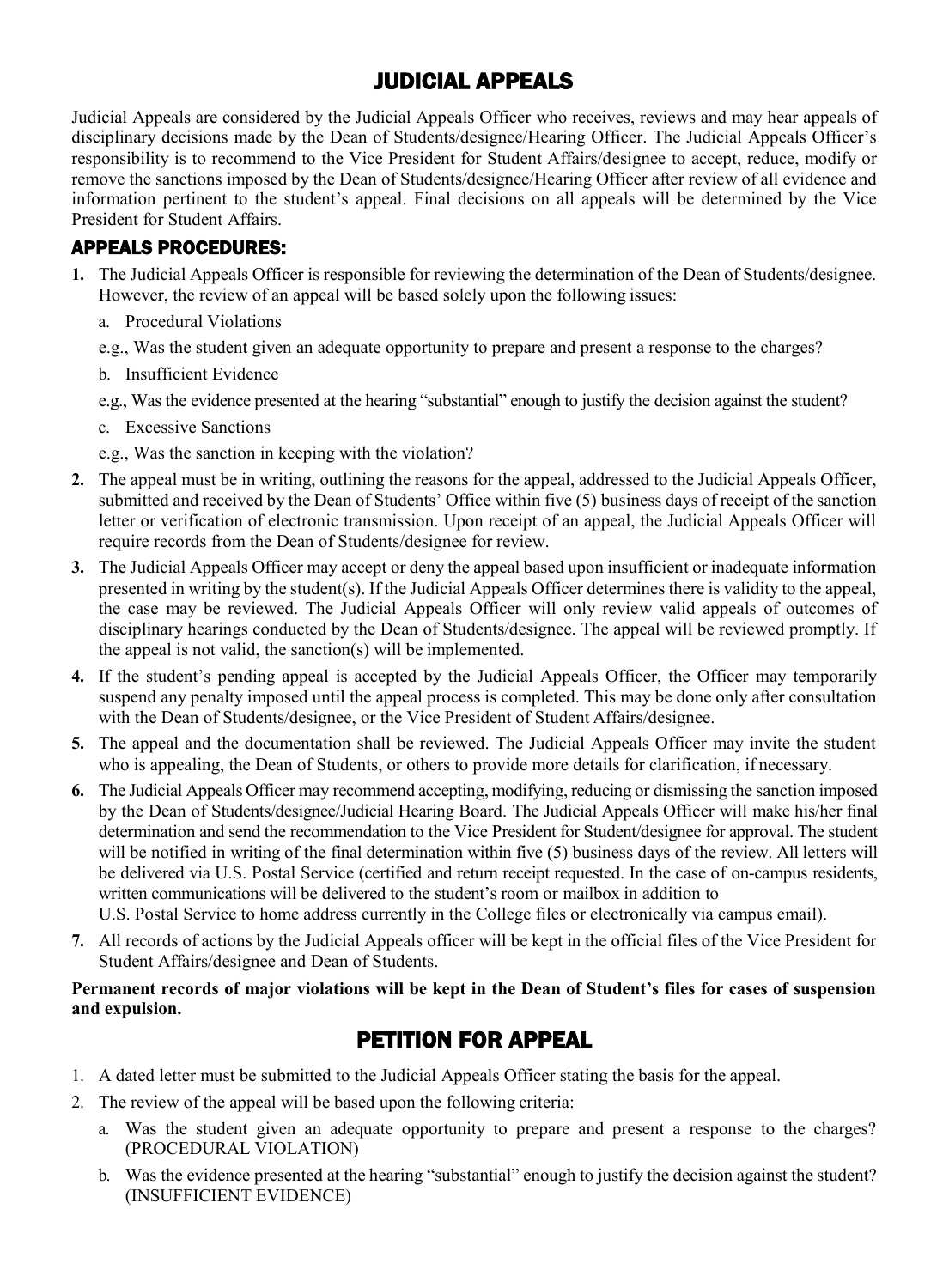# JUDICIAL APPEALS

Judicial Appeals are considered by the Judicial Appeals Officer who receives, reviews and may hear appeals of disciplinary decisions made by the Dean of Students/designee/Hearing Officer. The Judicial Appeals Officer's responsibility is to recommend to the Vice President for Student Affairs/designee to accept, reduce, modify or remove the sanctions imposed by the Dean of Students/designee/Hearing Officer after review of all evidence and information pertinent to the student's appeal. Final decisions on all appeals will be determined by the Vice President for Student Affairs.

## APPEALS PROCEDURES:

1. The Judicial Appeals Officer is responsible for reviewing the determination of the Dean of Students/designee. However, the review of an appeal will be based solely upon the following issues:
   a. Procedural Violations
   
   e.g., Was the student given an adequate opportunity to prepare and present a response to the charges?
   
   b. Insufficient Evidence
   
   e.g., Was the evidence presented at the hearing "substantial" enough to justify the decision against the student?
   
   c. Excessive Sanctions
   
   e.g., Was the sanction in keeping with the violation?
2. The appeal must be in writing, outlining the reasons for the appeal, addressed to the Judicial Appeals Officer, submitted and received by the Dean of Students' Office within five (5) business days of receipt of the sanction letter or verification of electronic transmission. Upon receipt of an appeal, the Judicial Appeals Officer will require records from the Dean of Students/designee for review.
3. The Judicial Appeals Officer may accept or deny the appeal based upon insufficient or inadequate information presented in writing by the student(s). If the Judicial Appeals Officer determines there is validity to the appeal, the case may be reviewed. The Judicial Appeals Officer will only review valid appeals of outcomes of disciplinary hearings conducted by the Dean of Students/designee. The appeal will be reviewed promptly. If the appeal is not valid, the sanction(s) will be implemented.
4. If the student's pending appeal is accepted by the Judicial Appeals Officer, the Officer may temporarily suspend any penalty imposed until the appeal process is completed. This may be done only after consultation with the Dean of Students/designee, or the Vice President of Student Affairs/designee.
5. The appeal and the documentation shall be reviewed. The Judicial Appeals Officer may invite the student who is appealing, the Dean of Students, or others to provide more details for clarification, if necessary.
6. The Judicial Appeals Officer may recommend accepting, modifying, reducing or dismissing the sanction imposed by the Dean of Students/designee/Judicial Hearing Board. The Judicial Appeals Officer will make his/her final determination and send the recommendation to the Vice President for Student/designee for approval. The student will be notified in writing of the final determination within five (5) business days of the review. All letters will be delivered via U.S. Postal Service (certified and return receipt requested. In the case of on-campus residents, written communications will be delivered to the student's room or mailbox in addition to U.S. Postal Service to home address currently in the College files or electronically via campus email).
7. All records of actions by the Judicial Appeals officer will be kept in the official files of the Vice President for Student Affairs/designee and Dean of Students.

**Permanent records of major violations will be kept in the Dean of Student's files for cases of suspension and expulsion.**

# PETITION FOR APPEAL

1. A dated letter must be submitted to the Judicial Appeals Officer stating the basis for the appeal.
2. The review of the appeal will be based upon the following criteria:
   a. Was the student given an adequate opportunity to prepare and present a response to the charges? (PROCEDURAL VIOLATION)
   b. Was the evidence presented at the hearing "substantial" enough to justify the decision against the student? (INSUFFICIENT EVIDENCE)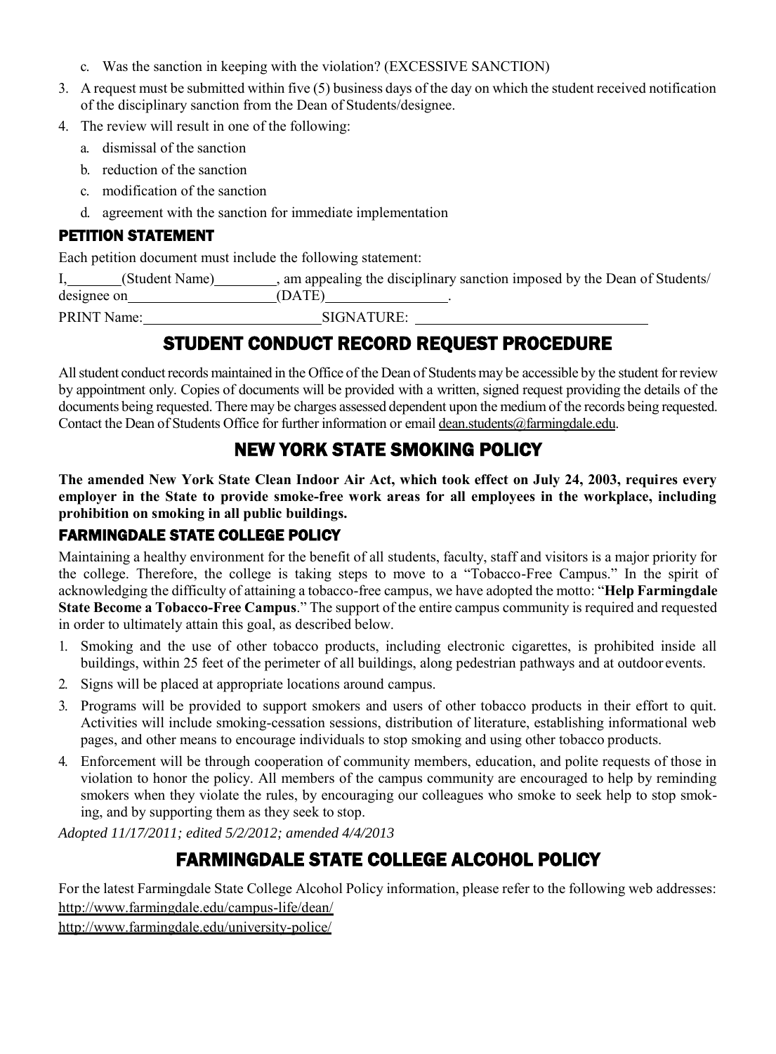c. Was the sanction in keeping with the violation? (EXCESSIVE SANCTION)

3. A request must be submitted within five (5) business days of the day on which the student received notification of the disciplinary sanction from the Dean of Students/designee.
4. The review will result in one of the following:
   a. dismissal of the sanction
   b. reduction of the sanction
   c. modification of the sanction
   d. agreement with the sanction for immediate implementation

### PETITION STATEMENT

Each petition document must include the following statement:

I,\_\_\_\_\_\_\_(Student Name)\_\_\_\_\_\_\_\_, am appealing the disciplinary sanction imposed by the Dean of Students/designee on\_\_\_\_\_\_\_\_\_\_\_\_\_\_\_\_\_\_\_(DATE)\_\_\_\_\_\_\_\_\_\_\_\_\_\_\_\_.

PRINT Name:\_\_\_\_\_\_\_\_\_\_\_\_\_\_\_\_\_\_\_\_\_\_\_\_SIGNATURE: \_\_\_\_\_\_\_\_\_\_\_\_\_\_\_\_\_\_\_\_\_\_\_\_\_\_\_\_\_\_

## STUDENT CONDUCT RECORD REQUEST PROCEDURE

All student conduct records maintained in the Office of the Dean of Students may be accessible by the student for review by appointment only. Copies of documents will be provided with a written, signed request providing the details of the documents being requested. There may be charges assessed dependent upon the medium of the records being requested. Contact the Dean of Students Office for further information or email dean.students@farmingdale.edu.

## NEW YORK STATE SMOKING POLICY

**The amended New York State Clean Indoor Air Act, which took effect on July 24, 2003, requires every employer in the State to provide smoke-free work areas for all employees in the workplace, including prohibition on smoking in all public buildings.**

### FARMINGDALE STATE COLLEGE POLICY

Maintaining a healthy environment for the benefit of all students, faculty, staff and visitors is a major priority for the college. Therefore, the college is taking steps to move to a "Tobacco-Free Campus." In the spirit of acknowledging the difficulty of attaining a tobacco-free campus, we have adopted the motto: "**Help Farmingdale State Become a Tobacco-Free Campus**." The support of the entire campus community is required and requested in order to ultimately attain this goal, as described below.

1. Smoking and the use of other tobacco products, including electronic cigarettes, is prohibited inside all buildings, within 25 feet of the perimeter of all buildings, along pedestrian pathways and at outdoor events.
2. Signs will be placed at appropriate locations around campus.
3. Programs will be provided to support smokers and users of other tobacco products in their effort to quit. Activities will include smoking-cessation sessions, distribution of literature, establishing informational web pages, and other means to encourage individuals to stop smoking and using other tobacco products.
4. Enforcement will be through cooperation of community members, education, and polite requests of those in violation to honor the policy. All members of the campus community are encouraged to help by reminding smokers when they violate the rules, by encouraging our colleagues who smoke to seek help to stop smoking, and by supporting them as they seek to stop.

*Adopted 11/17/2011; edited 5/2/2012; amended 4/4/2013*

## FARMINGDALE STATE COLLEGE ALCOHOL POLICY

For the latest Farmingdale State College Alcohol Policy information, please refer to the following web addresses:

http://www.farmingdale.edu/campus-life/dean/

http://www.farmingdale.edu/university-police/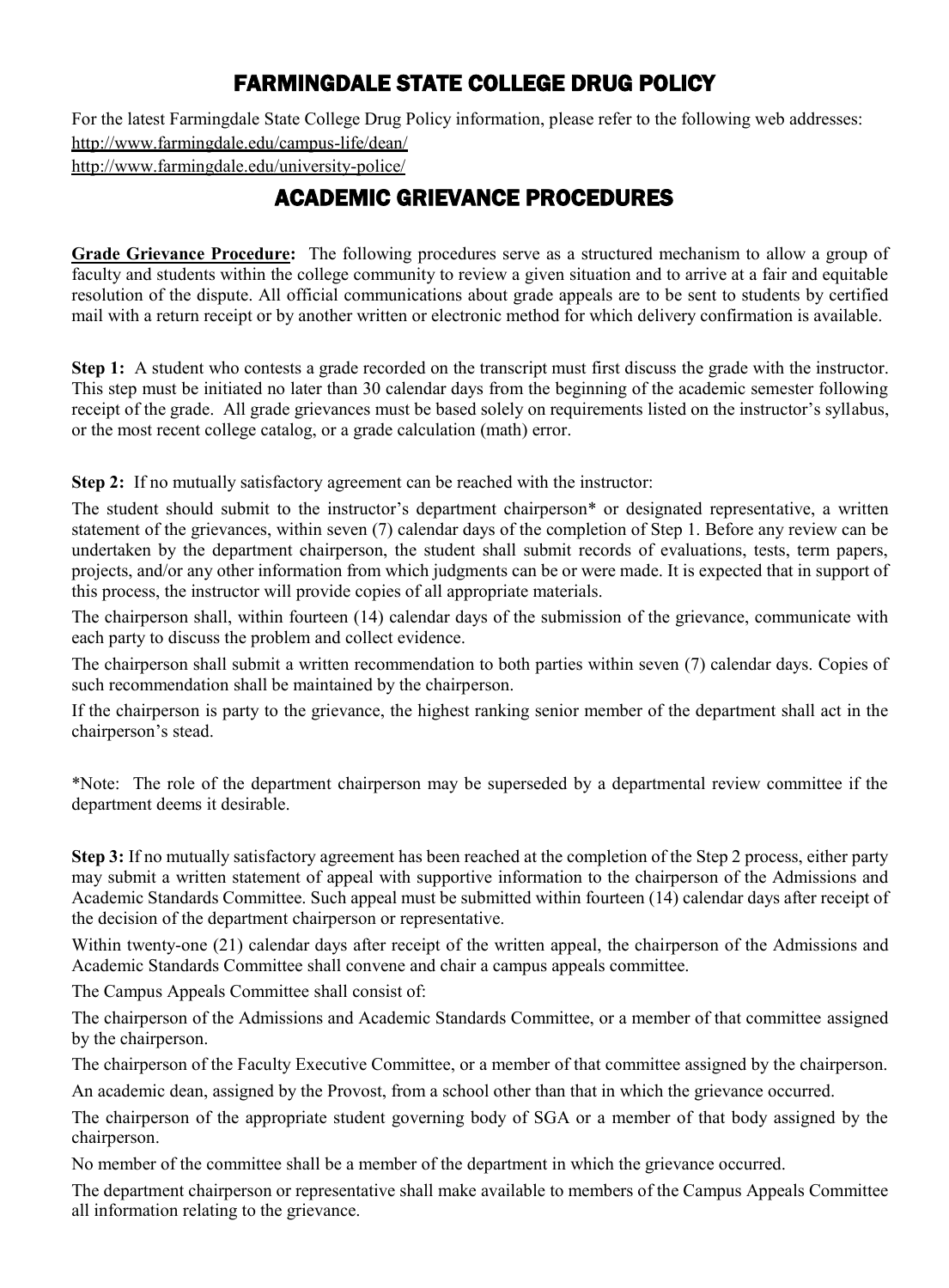# FARMINGDALE STATE COLLEGE DRUG POLICY

For the latest Farmingdale State College Drug Policy information, please refer to the following web addresses:
http://www.farmingdale.edu/campus-life/dean/
http://www.farmingdale.edu/university-police/

# ACADEMIC GRIEVANCE PROCEDURES

**Grade Grievance Procedure:** The following procedures serve as a structured mechanism to allow a group of faculty and students within the college community to review a given situation and to arrive at a fair and equitable resolution of the dispute. All official communications about grade appeals are to be sent to students by certified mail with a return receipt or by another written or electronic method for which delivery confirmation is available.

**Step 1:** A student who contests a grade recorded on the transcript must first discuss the grade with the instructor. This step must be initiated no later than 30 calendar days from the beginning of the academic semester following receipt of the grade. All grade grievances must be based solely on requirements listed on the instructor's syllabus, or the most recent college catalog, or a grade calculation (math) error.

**Step 2:** If no mutually satisfactory agreement can be reached with the instructor:

The student should submit to the instructor's department chairperson* or designated representative, a written statement of the grievances, within seven (7) calendar days of the completion of Step 1. Before any review can be undertaken by the department chairperson, the student shall submit records of evaluations, tests, term papers, projects, and/or any other information from which judgments can be or were made. It is expected that in support of this process, the instructor will provide copies of all appropriate materials.

The chairperson shall, within fourteen (14) calendar days of the submission of the grievance, communicate with each party to discuss the problem and collect evidence.

The chairperson shall submit a written recommendation to both parties within seven (7) calendar days. Copies of such recommendation shall be maintained by the chairperson.

If the chairperson is party to the grievance, the highest ranking senior member of the department shall act in the chairperson's stead.

*Note: The role of the department chairperson may be superseded by a departmental review committee if the department deems it desirable.

**Step 3:** If no mutually satisfactory agreement has been reached at the completion of the Step 2 process, either party may submit a written statement of appeal with supportive information to the chairperson of the Admissions and Academic Standards Committee. Such appeal must be submitted within fourteen (14) calendar days after receipt of the decision of the department chairperson or representative.

Within twenty-one (21) calendar days after receipt of the written appeal, the chairperson of the Admissions and Academic Standards Committee shall convene and chair a campus appeals committee.

The Campus Appeals Committee shall consist of:

The chairperson of the Admissions and Academic Standards Committee, or a member of that committee assigned by the chairperson.

The chairperson of the Faculty Executive Committee, or a member of that committee assigned by the chairperson.

An academic dean, assigned by the Provost, from a school other than that in which the grievance occurred.

The chairperson of the appropriate student governing body of SGA or a member of that body assigned by the chairperson.

No member of the committee shall be a member of the department in which the grievance occurred.

The department chairperson or representative shall make available to members of the Campus Appeals Committee all information relating to the grievance.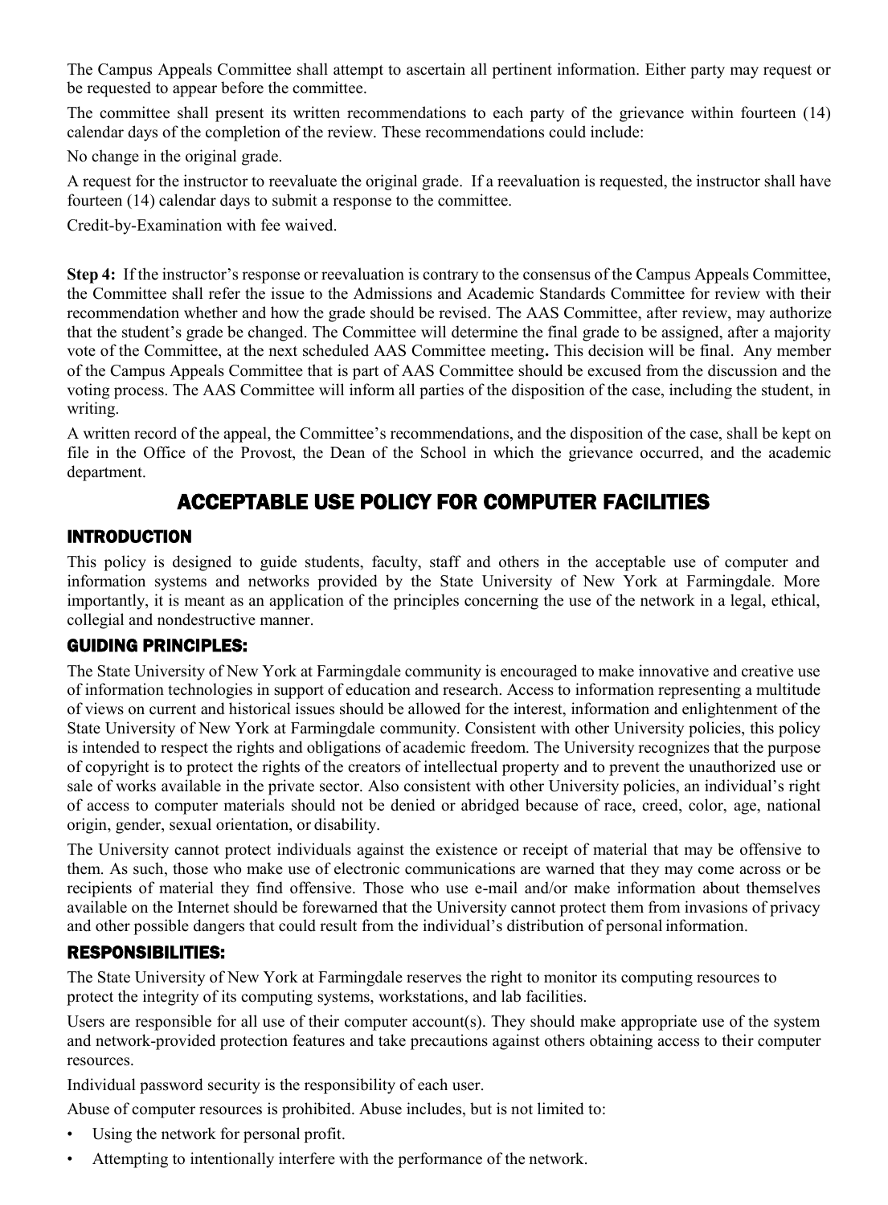The Campus Appeals Committee shall attempt to ascertain all pertinent information. Either party may request or be requested to appear before the committee.

The committee shall present its written recommendations to each party of the grievance within fourteen (14) calendar days of the completion of the review. These recommendations could include:

No change in the original grade.

A request for the instructor to reevaluate the original grade. If a reevaluation is requested, the instructor shall have fourteen (14) calendar days to submit a response to the committee.

Credit-by-Examination with fee waived.

**Step 4:** If the instructor's response or reevaluation is contrary to the consensus of the Campus Appeals Committee, the Committee shall refer the issue to the Admissions and Academic Standards Committee for review with their recommendation whether and how the grade should be revised. The AAS Committee, after review, may authorize that the student's grade be changed. The Committee will determine the final grade to be assigned, after a majority vote of the Committee, at the next scheduled AAS Committee meeting**.** This decision will be final. Any member of the Campus Appeals Committee that is part of AAS Committee should be excused from the discussion and the voting process. The AAS Committee will inform all parties of the disposition of the case, including the student, in writing.

A written record of the appeal, the Committee's recommendations, and the disposition of the case, shall be kept on file in the Office of the Provost, the Dean of the School in which the grievance occurred, and the academic department.

# ACCEPTABLE USE POLICY FOR COMPUTER FACILITIES

## INTRODUCTION

This policy is designed to guide students, faculty, staff and others in the acceptable use of computer and information systems and networks provided by the State University of New York at Farmingdale. More importantly, it is meant as an application of the principles concerning the use of the network in a legal, ethical, collegial and nondestructive manner.

## GUIDING PRINCIPLES:

The State University of New York at Farmingdale community is encouraged to make innovative and creative use of information technologies in support of education and research. Access to information representing a multitude of views on current and historical issues should be allowed for the interest, information and enlightenment of the State University of New York at Farmingdale community. Consistent with other University policies, this policy is intended to respect the rights and obligations of academic freedom. The University recognizes that the purpose of copyright is to protect the rights of the creators of intellectual property and to prevent the unauthorized use or sale of works available in the private sector. Also consistent with other University policies, an individual's right of access to computer materials should not be denied or abridged because of race, creed, color, age, national origin, gender, sexual orientation, or disability.

The University cannot protect individuals against the existence or receipt of material that may be offensive to them. As such, those who make use of electronic communications are warned that they may come across or be recipients of material they find offensive. Those who use e-mail and/or make information about themselves available on the Internet should be forewarned that the University cannot protect them from invasions of privacy and other possible dangers that could result from the individual's distribution of personal information.

## RESPONSIBILITIES:

The State University of New York at Farmingdale reserves the right to monitor its computing resources to protect the integrity of its computing systems, workstations, and lab facilities.

Users are responsible for all use of their computer account(s). They should make appropriate use of the system and network-provided protection features and take precautions against others obtaining access to their computer resources.

Individual password security is the responsibility of each user.

Abuse of computer resources is prohibited. Abuse includes, but is not limited to:

- Using the network for personal profit.
- Attempting to intentionally interfere with the performance of the network.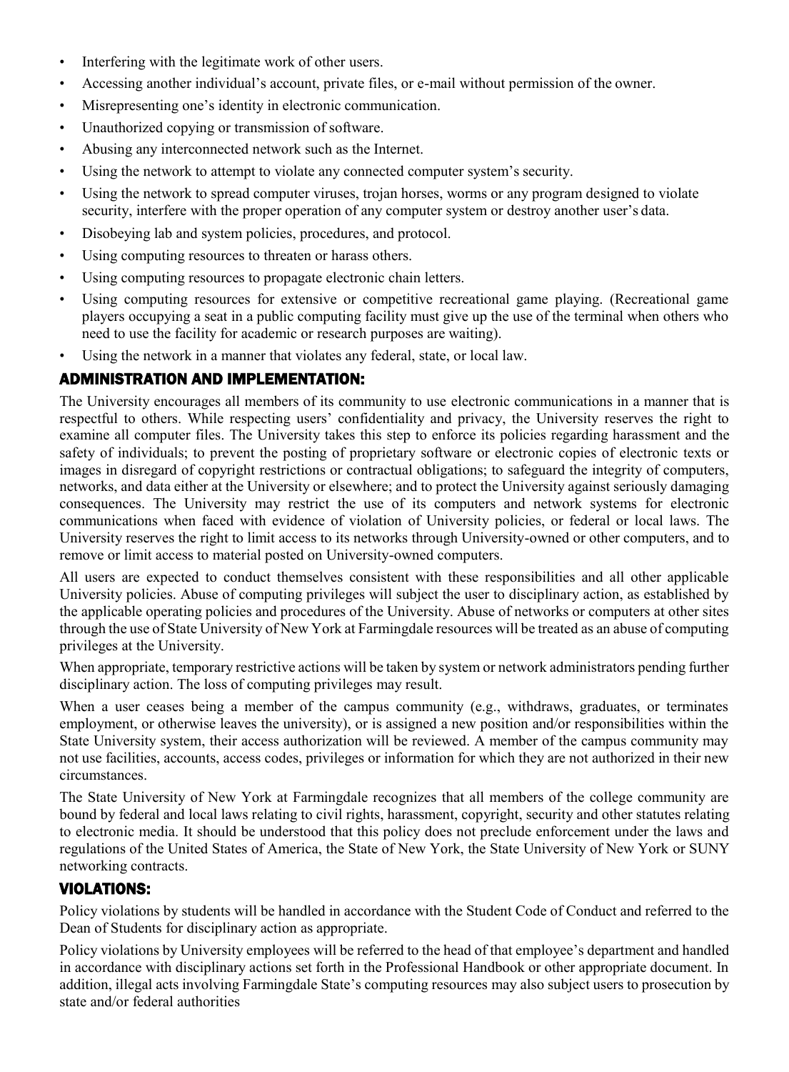- Interfering with the legitimate work of other users.
- Accessing another individual's account, private files, or e-mail without permission of the owner.
- Misrepresenting one's identity in electronic communication.
- Unauthorized copying or transmission of software.
- Abusing any interconnected network such as the Internet.
- Using the network to attempt to violate any connected computer system's security.
- Using the network to spread computer viruses, trojan horses, worms or any program designed to violate security, interfere with the proper operation of any computer system or destroy another user's data.
- Disobeying lab and system policies, procedures, and protocol.
- Using computing resources to threaten or harass others.
- Using computing resources to propagate electronic chain letters.
- Using computing resources for extensive or competitive recreational game playing. (Recreational game players occupying a seat in a public computing facility must give up the use of the terminal when others who need to use the facility for academic or research purposes are waiting).
- Using the network in a manner that violates any federal, state, or local law.

## ADMINISTRATION AND IMPLEMENTATION:

The University encourages all members of its community to use electronic communications in a manner that is respectful to others. While respecting users' confidentiality and privacy, the University reserves the right to examine all computer files. The University takes this step to enforce its policies regarding harassment and the safety of individuals; to prevent the posting of proprietary software or electronic copies of electronic texts or images in disregard of copyright restrictions or contractual obligations; to safeguard the integrity of computers, networks, and data either at the University or elsewhere; and to protect the University against seriously damaging consequences. The University may restrict the use of its computers and network systems for electronic communications when faced with evidence of violation of University policies, or federal or local laws. The University reserves the right to limit access to its networks through University-owned or other computers, and to remove or limit access to material posted on University-owned computers.

All users are expected to conduct themselves consistent with these responsibilities and all other applicable University policies. Abuse of computing privileges will subject the user to disciplinary action, as established by the applicable operating policies and procedures of the University. Abuse of networks or computers at other sites through the use of State University of New York at Farmingdale resources will be treated as an abuse of computing privileges at the University.

When appropriate, temporary restrictive actions will be taken by system or network administrators pending further disciplinary action. The loss of computing privileges may result.

When a user ceases being a member of the campus community (e.g., withdraws, graduates, or terminates employment, or otherwise leaves the university), or is assigned a new position and/or responsibilities within the State University system, their access authorization will be reviewed. A member of the campus community may not use facilities, accounts, access codes, privileges or information for which they are not authorized in their new circumstances.

The State University of New York at Farmingdale recognizes that all members of the college community are bound by federal and local laws relating to civil rights, harassment, copyright, security and other statutes relating to electronic media. It should be understood that this policy does not preclude enforcement under the laws and regulations of the United States of America, the State of New York, the State University of New York or SUNY networking contracts.

## VIOLATIONS:

Policy violations by students will be handled in accordance with the Student Code of Conduct and referred to the Dean of Students for disciplinary action as appropriate.

Policy violations by University employees will be referred to the head of that employee's department and handled in accordance with disciplinary actions set forth in the Professional Handbook or other appropriate document. In addition, illegal acts involving Farmingdale State's computing resources may also subject users to prosecution by state and/or federal authorities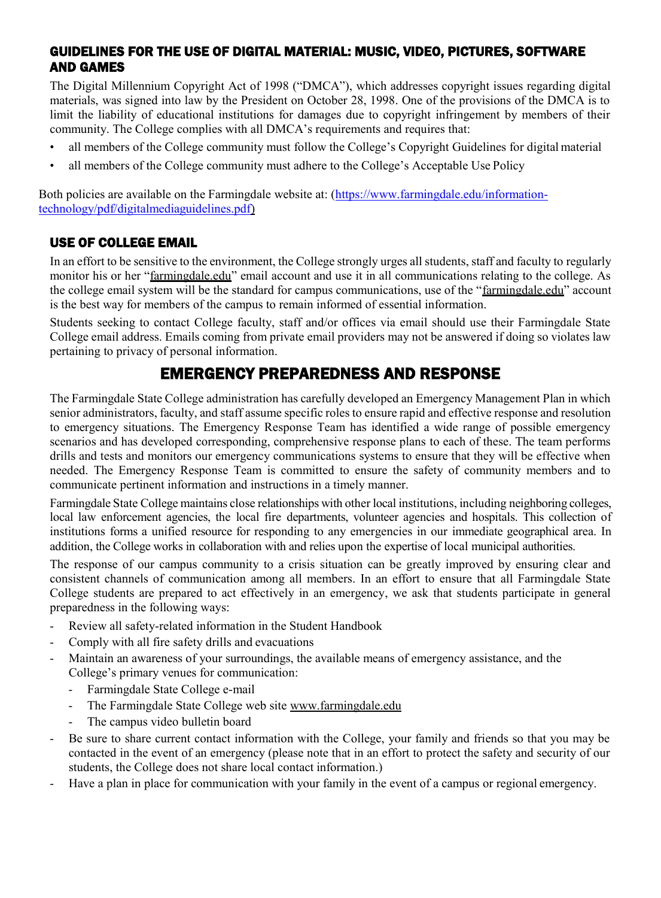## GUIDELINES FOR THE USE OF DIGITAL MATERIAL: MUSIC, VIDEO, PICTURES, SOFTWARE AND GAMES

The Digital Millennium Copyright Act of 1998 ("DMCA"), which addresses copyright issues regarding digital materials, was signed into law by the President on October 28, 1998. One of the provisions of the DMCA is to limit the liability of educational institutions for damages due to copyright infringement by members of their community. The College complies with all DMCA's requirements and requires that:

- all members of the College community must follow the College's Copyright Guidelines for digital material
- all members of the College community must adhere to the College's Acceptable Use Policy

Both policies are available on the Farmingdale website at: (https://www.farmingdale.edu/information-technology/pdf/digitalmediaguidelines.pdf)

## USE OF COLLEGE EMAIL

In an effort to be sensitive to the environment, the College strongly urges all students, staff and faculty to regularly monitor his or her "farmingdale.edu" email account and use it in all communications relating to the college. As the college email system will be the standard for campus communications, use of the "farmingdale.edu" account is the best way for members of the campus to remain informed of essential information.

Students seeking to contact College faculty, staff and/or offices via email should use their Farmingdale State College email address. Emails coming from private email providers may not be answered if doing so violates law pertaining to privacy of personal information.

# EMERGENCY PREPAREDNESS AND RESPONSE

The Farmingdale State College administration has carefully developed an Emergency Management Plan in which senior administrators, faculty, and staff assume specific roles to ensure rapid and effective response and resolution to emergency situations. The Emergency Response Team has identified a wide range of possible emergency scenarios and has developed corresponding, comprehensive response plans to each of these. The team performs drills and tests and monitors our emergency communications systems to ensure that they will be effective when needed. The Emergency Response Team is committed to ensure the safety of community members and to communicate pertinent information and instructions in a timely manner.

Farmingdale State College maintains close relationships with other local institutions, including neighboring colleges, local law enforcement agencies, the local fire departments, volunteer agencies and hospitals. This collection of institutions forms a unified resource for responding to any emergencies in our immediate geographical area. In addition, the College works in collaboration with and relies upon the expertise of local municipal authorities.

The response of our campus community to a crisis situation can be greatly improved by ensuring clear and consistent channels of communication among all members. In an effort to ensure that all Farmingdale State College students are prepared to act effectively in an emergency, we ask that students participate in general preparedness in the following ways:

- Review all safety-related information in the Student Handbook
- Comply with all fire safety drills and evacuations
- Maintain an awareness of your surroundings, the available means of emergency assistance, and the College's primary venues for communication:
  - Farmingdale State College e-mail
  - The Farmingdale State College web site www.farmingdale.edu
  - The campus video bulletin board
- Be sure to share current contact information with the College, your family and friends so that you may be contacted in the event of an emergency (please note that in an effort to protect the safety and security of our students, the College does not share local contact information.)
- Have a plan in place for communication with your family in the event of a campus or regional emergency.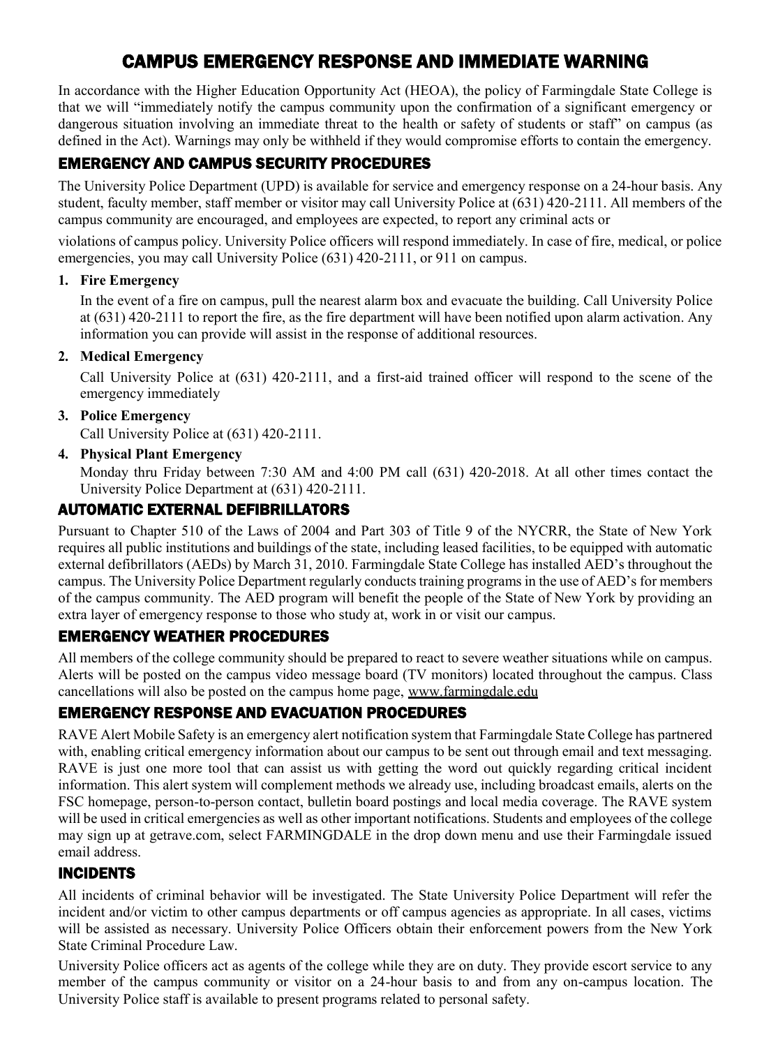# CAMPUS EMERGENCY RESPONSE AND IMMEDIATE WARNING

In accordance with the Higher Education Opportunity Act (HEOA), the policy of Farmingdale State College is that we will "immediately notify the campus community upon the confirmation of a significant emergency or dangerous situation involving an immediate threat to the health or safety of students or staff" on campus (as defined in the Act). Warnings may only be withheld if they would compromise efforts to contain the emergency.

## EMERGENCY AND CAMPUS SECURITY PROCEDURES

The University Police Department (UPD) is available for service and emergency response on a 24-hour basis. Any student, faculty member, staff member or visitor may call University Police at (631) 420-2111. All members of the campus community are encouraged, and employees are expected, to report any criminal acts or

violations of campus policy. University Police officers will respond immediately. In case of fire, medical, or police emergencies, you may call University Police (631) 420-2111, or 911 on campus.

1. **Fire Emergency**

   In the event of a fire on campus, pull the nearest alarm box and evacuate the building. Call University Police at (631) 420-2111 to report the fire, as the fire department will have been notified upon alarm activation. Any information you can provide will assist in the response of additional resources.

2. **Medical Emergency**

   Call University Police at (631) 420-2111, and a first-aid trained officer will respond to the scene of the emergency immediately

3. **Police Emergency**

   Call University Police at (631) 420-2111.

4. **Physical Plant Emergency**

   Monday thru Friday between 7:30 AM and 4:00 PM call (631) 420-2018. At all other times contact the University Police Department at (631) 420-2111.

## AUTOMATIC EXTERNAL DEFIBRILLATORS

Pursuant to Chapter 510 of the Laws of 2004 and Part 303 of Title 9 of the NYCRR, the State of New York requires all public institutions and buildings of the state, including leased facilities, to be equipped with automatic external defibrillators (AEDs) by March 31, 2010. Farmingdale State College has installed AED's throughout the campus. The University Police Department regularly conducts training programs in the use of AED's for members of the campus community. The AED program will benefit the people of the State of New York by providing an extra layer of emergency response to those who study at, work in or visit our campus.

## EMERGENCY WEATHER PROCEDURES

All members of the college community should be prepared to react to severe weather situations while on campus. Alerts will be posted on the campus video message board (TV monitors) located throughout the campus. Class cancellations will also be posted on the campus home page, www.farmingdale.edu

## EMERGENCY RESPONSE AND EVACUATION PROCEDURES

RAVE Alert Mobile Safety is an emergency alert notification system that Farmingdale State College has partnered with, enabling critical emergency information about our campus to be sent out through email and text messaging. RAVE is just one more tool that can assist us with getting the word out quickly regarding critical incident information. This alert system will complement methods we already use, including broadcast emails, alerts on the FSC homepage, person-to-person contact, bulletin board postings and local media coverage. The RAVE system will be used in critical emergencies as well as other important notifications. Students and employees of the college may sign up at getrave.com, select FARMINGDALE in the drop down menu and use their Farmingdale issued email address.

## INCIDENTS

All incidents of criminal behavior will be investigated. The State University Police Department will refer the incident and/or victim to other campus departments or off campus agencies as appropriate. In all cases, victims will be assisted as necessary. University Police Officers obtain their enforcement powers from the New York State Criminal Procedure Law.

University Police officers act as agents of the college while they are on duty. They provide escort service to any member of the campus community or visitor on a 24-hour basis to and from any on-campus location. The University Police staff is available to present programs related to personal safety.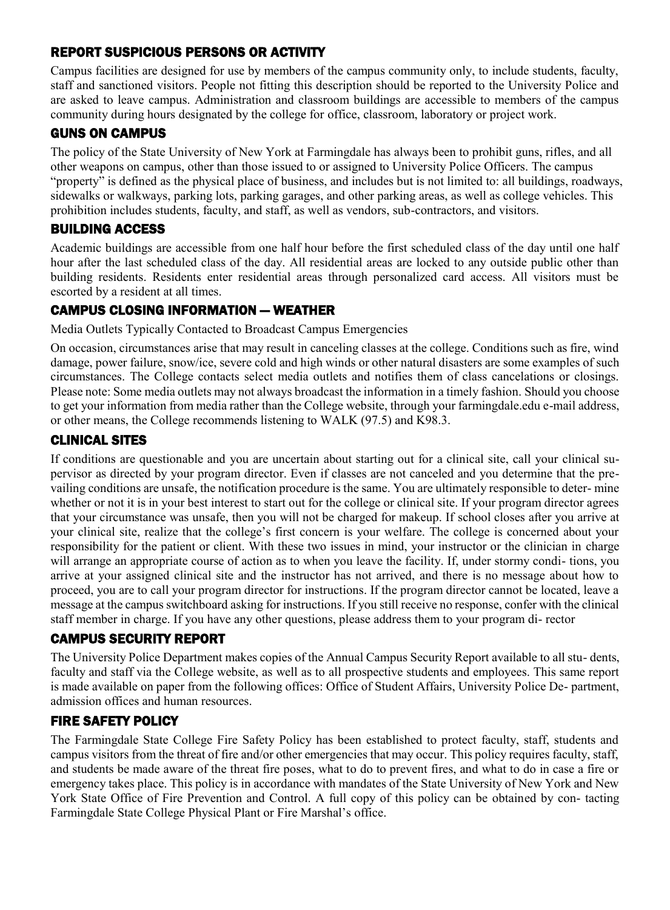## REPORT SUSPICIOUS PERSONS OR ACTIVITY

Campus facilities are designed for use by members of the campus community only, to include students, faculty, staff and sanctioned visitors. People not fitting this description should be reported to the University Police and are asked to leave campus. Administration and classroom buildings are accessible to members of the campus community during hours designated by the college for office, classroom, laboratory or project work.

## GUNS ON CAMPUS

The policy of the State University of New York at Farmingdale has always been to prohibit guns, rifles, and all other weapons on campus, other than those issued to or assigned to University Police Officers. The campus "property" is defined as the physical place of business, and includes but is not limited to: all buildings, roadways, sidewalks or walkways, parking lots, parking garages, and other parking areas, as well as college vehicles. This prohibition includes students, faculty, and staff, as well as vendors, sub-contractors, and visitors.

## BUILDING ACCESS

Academic buildings are accessible from one half hour before the first scheduled class of the day until one half hour after the last scheduled class of the day. All residential areas are locked to any outside public other than building residents. Residents enter residential areas through personalized card access. All visitors must be escorted by a resident at all times.

## CAMPUS CLOSING INFORMATION — WEATHER

Media Outlets Typically Contacted to Broadcast Campus Emergencies

On occasion, circumstances arise that may result in canceling classes at the college. Conditions such as fire, wind damage, power failure, snow/ice, severe cold and high winds or other natural disasters are some examples of such circumstances. The College contacts select media outlets and notifies them of class cancelations or closings. Please note: Some media outlets may not always broadcast the information in a timely fashion. Should you choose to get your information from media rather than the College website, through your farmingdale.edu e-mail address, or other means, the College recommends listening to WALK (97.5) and K98.3.

## CLINICAL SITES

If conditions are questionable and you are uncertain about starting out for a clinical site, call your clinical supervisor as directed by your program director. Even if classes are not canceled and you determine that the prevailing conditions are unsafe, the notification procedure is the same. You are ultimately responsible to determine whether or not it is in your best interest to start out for the college or clinical site. If your program director agrees that your circumstance was unsafe, then you will not be charged for makeup. If school closes after you arrive at your clinical site, realize that the college's first concern is your welfare. The college is concerned about your responsibility for the patient or client. With these two issues in mind, your instructor or the clinician in charge will arrange an appropriate course of action as to when you leave the facility. If, under stormy conditions, you arrive at your assigned clinical site and the instructor has not arrived, and there is no message about how to proceed, you are to call your program director for instructions. If the program director cannot be located, leave a message at the campus switchboard asking for instructions. If you still receive no response, confer with the clinical staff member in charge. If you have any other questions, please address them to your program director

## CAMPUS SECURITY REPORT

The University Police Department makes copies of the Annual Campus Security Report available to all students, faculty and staff via the College website, as well as to all prospective students and employees. This same report is made available on paper from the following offices: Office of Student Affairs, University Police Department, admission offices and human resources.

## FIRE SAFETY POLICY

The Farmingdale State College Fire Safety Policy has been established to protect faculty, staff, students and campus visitors from the threat of fire and/or other emergencies that may occur. This policy requires faculty, staff, and students be made aware of the threat fire poses, what to do to prevent fires, and what to do in case a fire or emergency takes place. This policy is in accordance with mandates of the State University of New York and New York State Office of Fire Prevention and Control. A full copy of this policy can be obtained by contacting Farmingdale State College Physical Plant or Fire Marshal's office.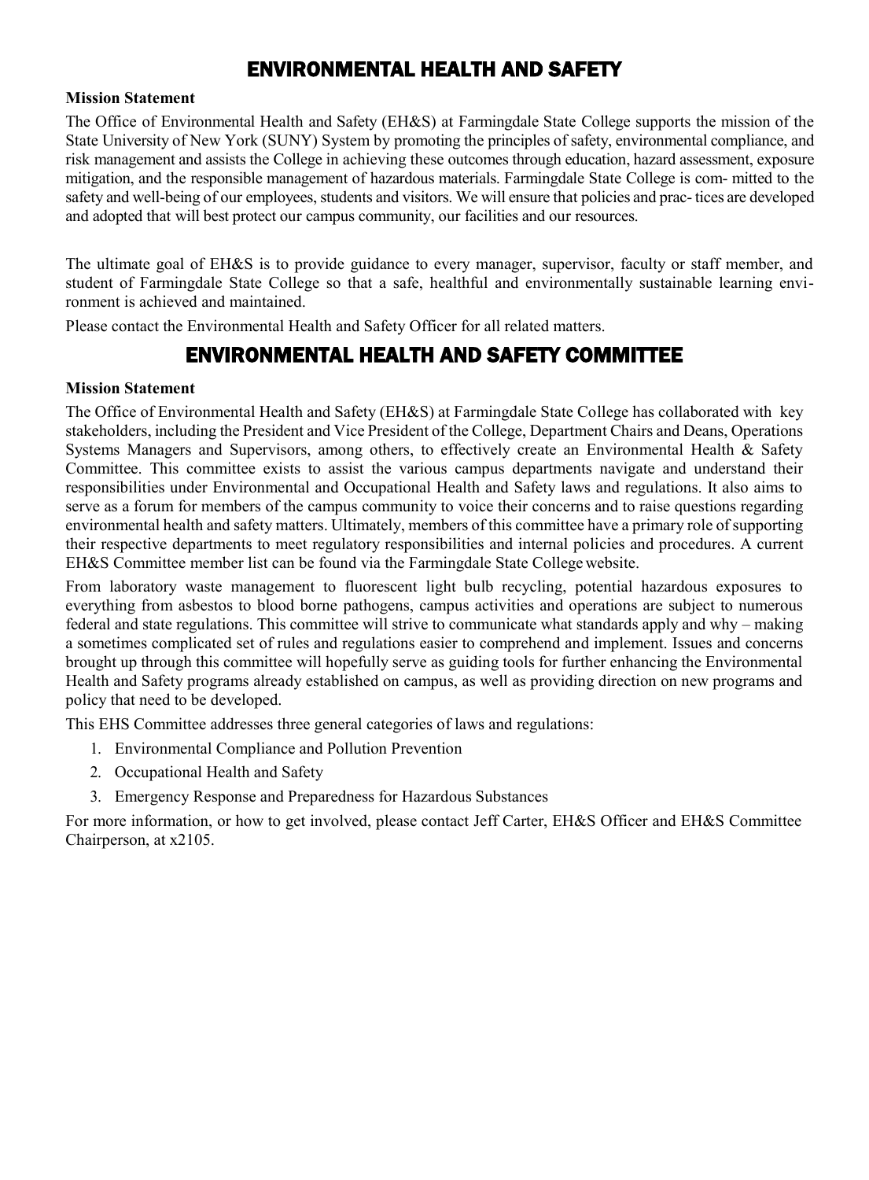# ENVIRONMENTAL HEALTH AND SAFETY

**Mission Statement**

The Office of Environmental Health and Safety (EH&S) at Farmingdale State College supports the mission of the State University of New York (SUNY) System by promoting the principles of safety, environmental compliance, and risk management and assists the College in achieving these outcomes through education, hazard assessment, exposure mitigation, and the responsible management of hazardous materials. Farmingdale State College is com- mitted to the safety and well-being of our employees, students and visitors. We will ensure that policies and prac- tices are developed and adopted that will best protect our campus community, our facilities and our resources.

The ultimate goal of EH&S is to provide guidance to every manager, supervisor, faculty or staff member, and student of Farmingdale State College so that a safe, healthful and environmentally sustainable learning environment is achieved and maintained.

Please contact the Environmental Health and Safety Officer for all related matters.

# ENVIRONMENTAL HEALTH AND SAFETY COMMITTEE

**Mission Statement**

The Office of Environmental Health and Safety (EH&S) at Farmingdale State College has collaborated with key stakeholders, including the President and Vice President of the College, Department Chairs and Deans, Operations Systems Managers and Supervisors, among others, to effectively create an Environmental Health & Safety Committee. This committee exists to assist the various campus departments navigate and understand their responsibilities under Environmental and Occupational Health and Safety laws and regulations. It also aims to serve as a forum for members of the campus community to voice their concerns and to raise questions regarding environmental health and safety matters. Ultimately, members of this committee have a primary role of supporting their respective departments to meet regulatory responsibilities and internal policies and procedures. A current EH&S Committee member list can be found via the Farmingdale State College website.

From laboratory waste management to fluorescent light bulb recycling, potential hazardous exposures to everything from asbestos to blood borne pathogens, campus activities and operations are subject to numerous federal and state regulations. This committee will strive to communicate what standards apply and why – making a sometimes complicated set of rules and regulations easier to comprehend and implement. Issues and concerns brought up through this committee will hopefully serve as guiding tools for further enhancing the Environmental Health and Safety programs already established on campus, as well as providing direction on new programs and policy that need to be developed.

This EHS Committee addresses three general categories of laws and regulations:

1. Environmental Compliance and Pollution Prevention
2. Occupational Health and Safety
3. Emergency Response and Preparedness for Hazardous Substances

For more information, or how to get involved, please contact Jeff Carter, EH&S Officer and EH&S Committee Chairperson, at x2105.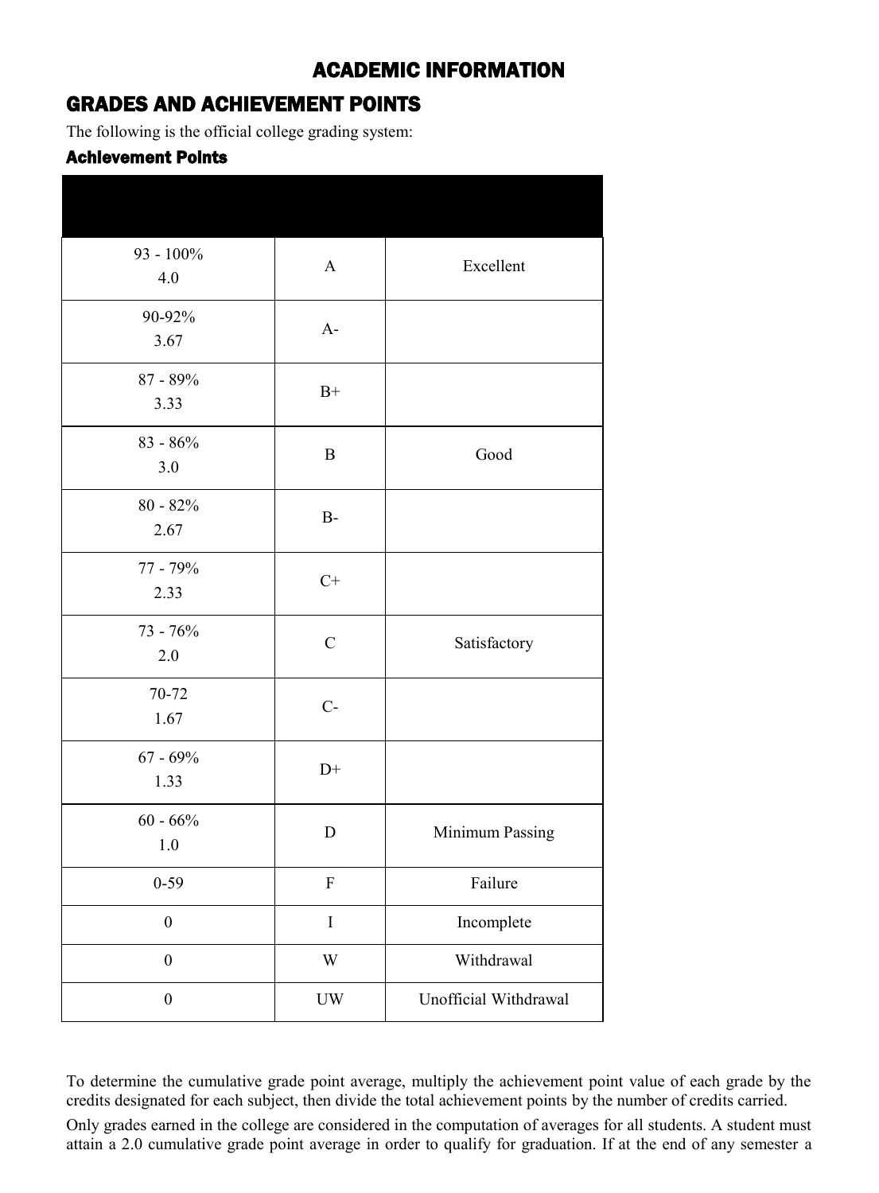# ACADEMIC INFORMATION

## GRADES AND ACHIEVEMENT POINTS

The following is the official college grading system:

### Achievement Points

| | | |
|---|---|---|
| 93 - 100%<br>4.0 | A | Excellent |
| 90-92%<br>3.67 | A- | |
| 87 - 89%<br>3.33 | B+ | |
| 83 - 86%<br>3.0 | B | Good |
| 80 - 82%<br>2.67 | B- | |
| 77 - 79%<br>2.33 | C+ | |
| 73 - 76%<br>2.0 | C | Satisfactory |
| 70-72<br>1.67 | C- | |
| 67 - 69%<br>1.33 | D+ | |
| 60 - 66%<br>1.0 | D | Minimum Passing |
| 0-59 | F | Failure |
| 0 | I | Incomplete |
| 0 | W | Withdrawal |
| 0 | UW | Unofficial Withdrawal |

To determine the cumulative grade point average, multiply the achievement point value of each grade by the credits designated for each subject, then divide the total achievement points by the number of credits carried.

Only grades earned in the college are considered in the computation of averages for all students. A student must attain a 2.0 cumulative grade point average in order to qualify for graduation. If at the end of any semester a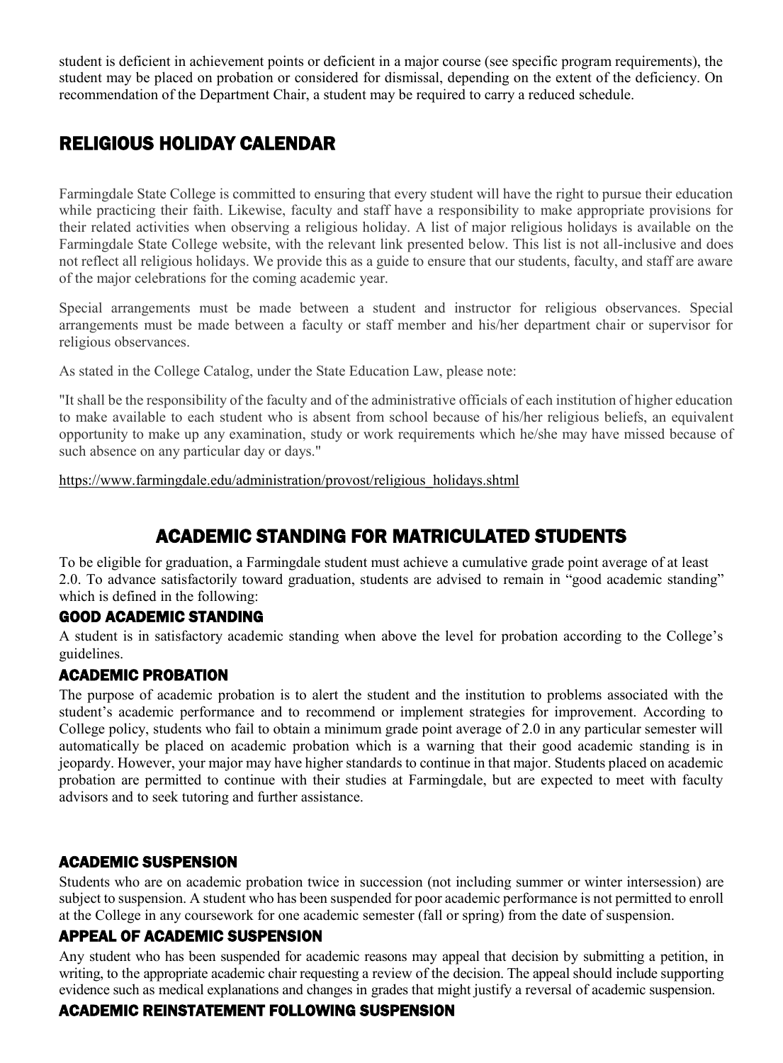student is deficient in achievement points or deficient in a major course (see specific program requirements), the student may be placed on probation or considered for dismissal, depending on the extent of the deficiency. On recommendation of the Department Chair, a student may be required to carry a reduced schedule.

## RELIGIOUS HOLIDAY CALENDAR

Farmingdale State College is committed to ensuring that every student will have the right to pursue their education while practicing their faith. Likewise, faculty and staff have a responsibility to make appropriate provisions for their related activities when observing a religious holiday. A list of major religious holidays is available on the Farmingdale State College website, with the relevant link presented below. This list is not all-inclusive and does not reflect all religious holidays. We provide this as a guide to ensure that our students, faculty, and staff are aware of the major celebrations for the coming academic year.

Special arrangements must be made between a student and instructor for religious observances. Special arrangements must be made between a faculty or staff member and his/her department chair or supervisor for religious observances.

As stated in the College Catalog, under the State Education Law, please note:

"It shall be the responsibility of the faculty and of the administrative officials of each institution of higher education to make available to each student who is absent from school because of his/her religious beliefs, an equivalent opportunity to make up any examination, study or work requirements which he/she may have missed because of such absence on any particular day or days."

https://www.farmingdale.edu/administration/provost/religious_holidays.shtml

## ACADEMIC STANDING FOR MATRICULATED STUDENTS

To be eligible for graduation, a Farmingdale student must achieve a cumulative grade point average of at least 2.0. To advance satisfactorily toward graduation, students are advised to remain in "good academic standing" which is defined in the following:

### GOOD ACADEMIC STANDING

A student is in satisfactory academic standing when above the level for probation according to the College's guidelines.

### ACADEMIC PROBATION

The purpose of academic probation is to alert the student and the institution to problems associated with the student's academic performance and to recommend or implement strategies for improvement. According to College policy, students who fail to obtain a minimum grade point average of 2.0 in any particular semester will automatically be placed on academic probation which is a warning that their good academic standing is in jeopardy. However, your major may have higher standards to continue in that major. Students placed on academic probation are permitted to continue with their studies at Farmingdale, but are expected to meet with faculty advisors and to seek tutoring and further assistance.

### ACADEMIC SUSPENSION

Students who are on academic probation twice in succession (not including summer or winter intersession) are subject to suspension. A student who has been suspended for poor academic performance is not permitted to enroll at the College in any coursework for one academic semester (fall or spring) from the date of suspension.

### APPEAL OF ACADEMIC SUSPENSION

Any student who has been suspended for academic reasons may appeal that decision by submitting a petition, in writing, to the appropriate academic chair requesting a review of the decision. The appeal should include supporting evidence such as medical explanations and changes in grades that might justify a reversal of academic suspension.

### ACADEMIC REINSTATEMENT FOLLOWING SUSPENSION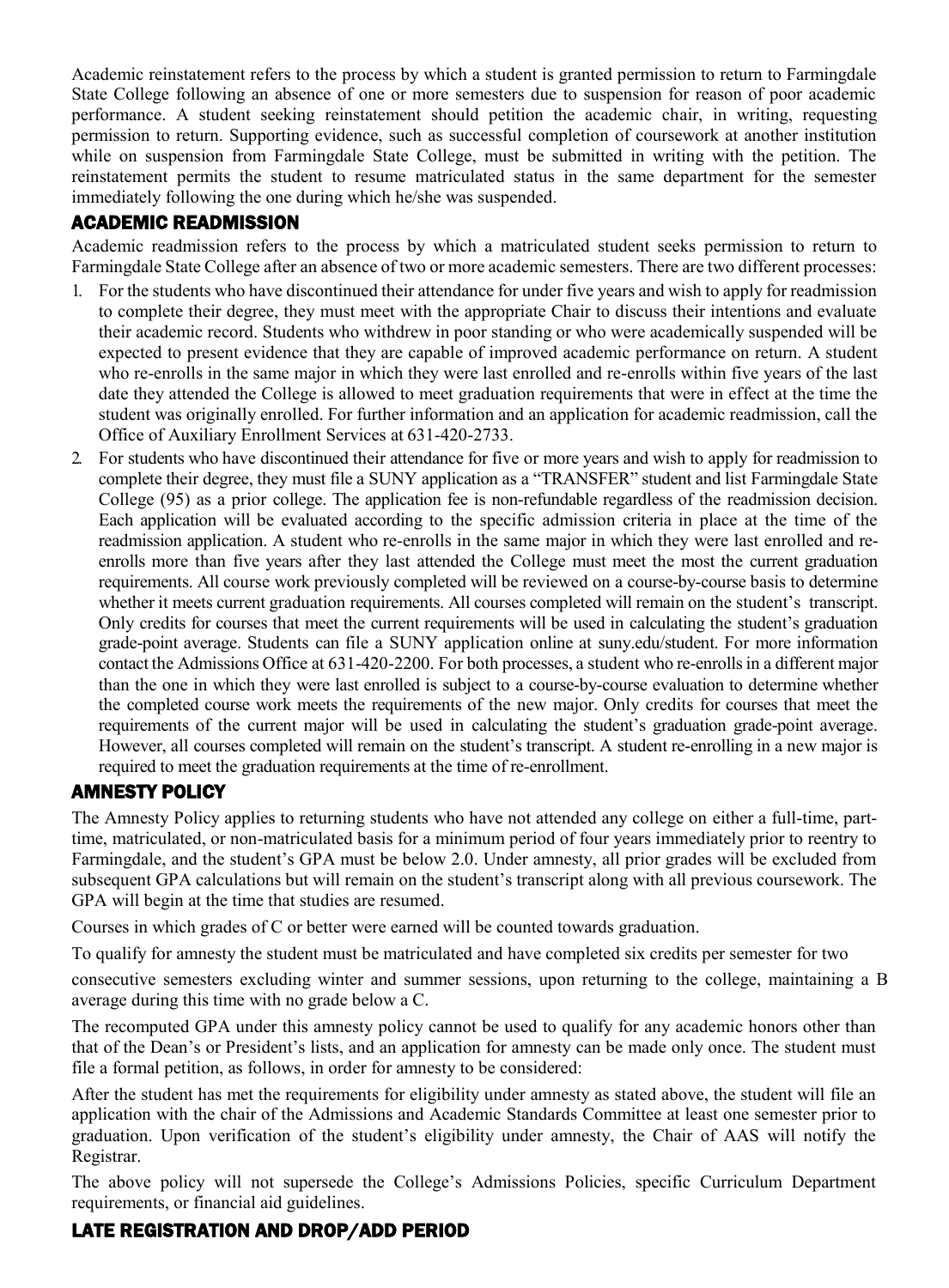Academic reinstatement refers to the process by which a student is granted permission to return to Farmingdale State College following an absence of one or more semesters due to suspension for reason of poor academic performance. A student seeking reinstatement should petition the academic chair, in writing, requesting permission to return. Supporting evidence, such as successful completion of coursework at another institution while on suspension from Farmingdale State College, must be submitted in writing with the petition. The reinstatement permits the student to resume matriculated status in the same department for the semester immediately following the one during which he/she was suspended.

## ACADEMIC READMISSION

Academic readmission refers to the process by which a matriculated student seeks permission to return to Farmingdale State College after an absence of two or more academic semesters. There are two different processes:

1. For the students who have discontinued their attendance for under five years and wish to apply for readmission to complete their degree, they must meet with the appropriate Chair to discuss their intentions and evaluate their academic record. Students who withdrew in poor standing or who were academically suspended will be expected to present evidence that they are capable of improved academic performance on return. A student who re-enrolls in the same major in which they were last enrolled and re-enrolls within five years of the last date they attended the College is allowed to meet graduation requirements that were in effect at the time the student was originally enrolled. For further information and an application for academic readmission, call the Office of Auxiliary Enrollment Services at 631-420-2733.
2. For students who have discontinued their attendance for five or more years and wish to apply for readmission to complete their degree, they must file a SUNY application as a "TRANSFER" student and list Farmingdale State College (95) as a prior college. The application fee is non-refundable regardless of the readmission decision. Each application will be evaluated according to the specific admission criteria in place at the time of the readmission application. A student who re-enrolls in the same major in which they were last enrolled and re-enrolls more than five years after they last attended the College must meet the most the current graduation requirements. All course work previously completed will be reviewed on a course-by-course basis to determine whether it meets current graduation requirements. All courses completed will remain on the student's transcript. Only credits for courses that meet the current requirements will be used in calculating the student's graduation grade-point average. Students can file a SUNY application online at suny.edu/student. For more information contact the Admissions Office at 631-420-2200. For both processes, a student who re-enrolls in a different major than the one in which they were last enrolled is subject to a course-by-course evaluation to determine whether the completed course work meets the requirements of the new major. Only credits for courses that meet the requirements of the current major will be used in calculating the student's graduation grade-point average. However, all courses completed will remain on the student's transcript. A student re-enrolling in a new major is required to meet the graduation requirements at the time of re-enrollment.

## AMNESTY POLICY

The Amnesty Policy applies to returning students who have not attended any college on either a full-time, part-time, matriculated, or non-matriculated basis for a minimum period of four years immediately prior to reentry to Farmingdale, and the student's GPA must be below 2.0. Under amnesty, all prior grades will be excluded from subsequent GPA calculations but will remain on the student's transcript along with all previous coursework. The GPA will begin at the time that studies are resumed.

Courses in which grades of C or better were earned will be counted towards graduation.

To qualify for amnesty the student must be matriculated and have completed six credits per semester for two consecutive semesters excluding winter and summer sessions, upon returning to the college, maintaining a B average during this time with no grade below a C.

The recomputed GPA under this amnesty policy cannot be used to qualify for any academic honors other than that of the Dean's or President's lists, and an application for amnesty can be made only once. The student must file a formal petition, as follows, in order for amnesty to be considered:

After the student has met the requirements for eligibility under amnesty as stated above, the student will file an application with the chair of the Admissions and Academic Standards Committee at least one semester prior to graduation. Upon verification of the student's eligibility under amnesty, the Chair of AAS will notify the Registrar.

The above policy will not supersede the College's Admissions Policies, specific Curriculum Department requirements, or financial aid guidelines.

## LATE REGISTRATION AND DROP/ADD PERIOD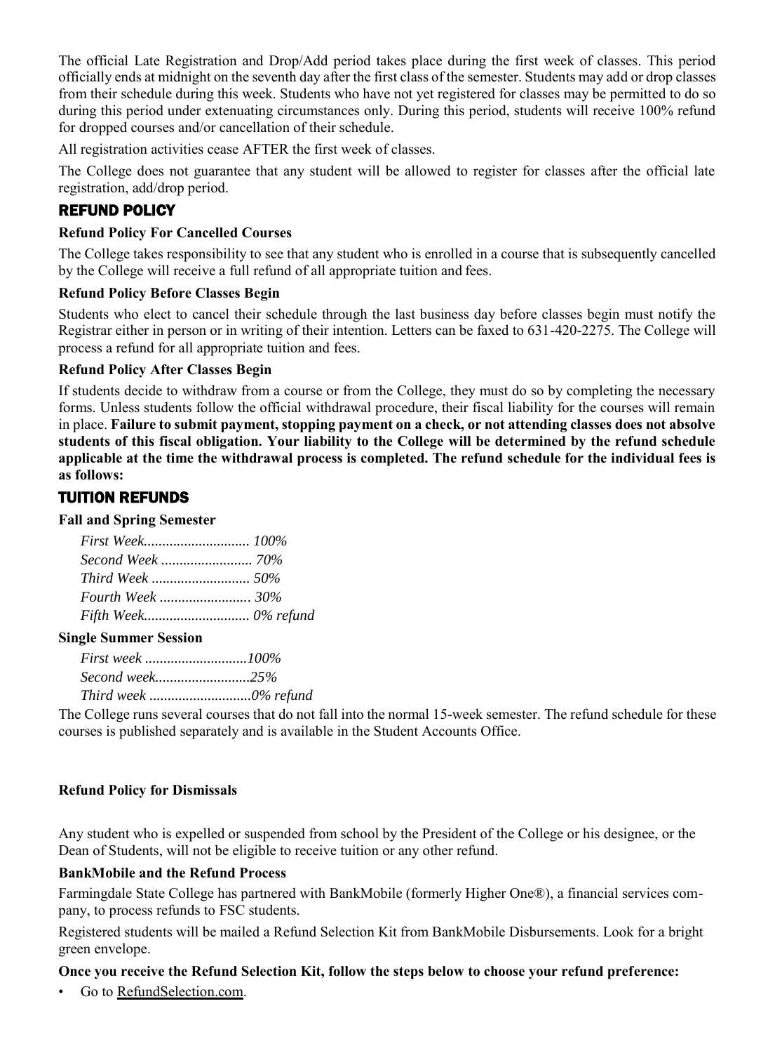The official Late Registration and Drop/Add period takes place during the first week of classes. This period officially ends at midnight on the seventh day after the first class of the semester. Students may add or drop classes from their schedule during this week. Students who have not yet registered for classes may be permitted to do so during this period under extenuating circumstances only. During this period, students will receive 100% refund for dropped courses and/or cancellation of their schedule.

All registration activities cease AFTER the first week of classes.

The College does not guarantee that any student will be allowed to register for classes after the official late registration, add/drop period.

## REFUND POLICY

### Refund Policy For Cancelled Courses

The College takes responsibility to see that any student who is enrolled in a course that is subsequently cancelled by the College will receive a full refund of all appropriate tuition and fees.

### Refund Policy Before Classes Begin

Students who elect to cancel their schedule through the last business day before classes begin must notify the Registrar either in person or in writing of their intention. Letters can be faxed to 631-420-2275. The College will process a refund for all appropriate tuition and fees.

### Refund Policy After Classes Begin

If students decide to withdraw from a course or from the College, they must do so by completing the necessary forms. Unless students follow the official withdrawal procedure, their fiscal liability for the courses will remain in place. **Failure to submit payment, stopping payment on a check, or not attending classes does not absolve students of this fiscal obligation. Your liability to the College will be determined by the refund schedule applicable at the time the withdrawal process is completed. The refund schedule for the individual fees is as follows:**

## TUITION REFUNDS

### Fall and Spring Semester

*First Week............................ 100%*
*Second Week ......................... 70%*
*Third Week ........................... 50%*
*Fourth Week ......................... 30%*
*Fifth Week............................ 0% refund*

### Single Summer Session

*First week ...........................100%*
*Second week..........................25%*
*Third week ...........................0% refund*

The College runs several courses that do not fall into the normal 15-week semester. The refund schedule for these courses is published separately and is available in the Student Accounts Office.

### Refund Policy for Dismissals

Any student who is expelled or suspended from school by the President of the College or his designee, or the Dean of Students, will not be eligible to receive tuition or any other refund.

### BankMobile and the Refund Process

Farmingdale State College has partnered with BankMobile (formerly Higher One®), a financial services company, to process refunds to FSC students.

Registered students will be mailed a Refund Selection Kit from BankMobile Disbursements. Look for a bright green envelope.

**Once you receive the Refund Selection Kit, follow the steps below to choose your refund preference:**

- Go to RefundSelection.com.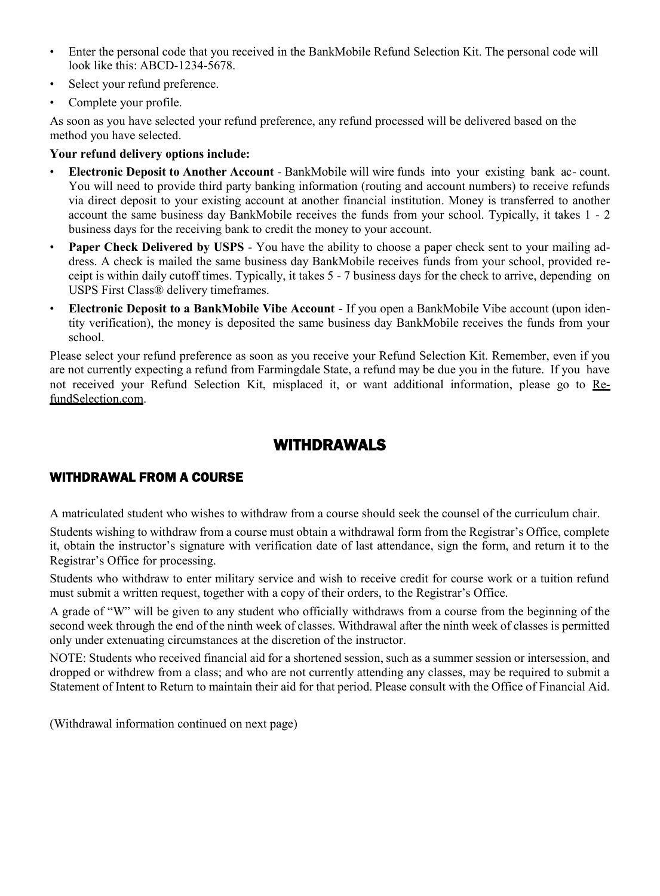- Enter the personal code that you received in the BankMobile Refund Selection Kit. The personal code will look like this: ABCD-1234-5678.
- Select your refund preference.
- Complete your profile.

As soon as you have selected your refund preference, any refund processed will be delivered based on the method you have selected.

**Your refund delivery options include:**

- **Electronic Deposit to Another Account** - BankMobile will wire funds into your existing bank account. You will need to provide third party banking information (routing and account numbers) to receive refunds via direct deposit to your existing account at another financial institution. Money is transferred to another account the same business day BankMobile receives the funds from your school. Typically, it takes 1 - 2 business days for the receiving bank to credit the money to your account.
- **Paper Check Delivered by USPS** - You have the ability to choose a paper check sent to your mailing address. A check is mailed the same business day BankMobile receives funds from your school, provided receipt is within daily cutoff times. Typically, it takes 5 - 7 business days for the check to arrive, depending on USPS First Class® delivery timeframes.
- **Electronic Deposit to a BankMobile Vibe Account** - If you open a BankMobile Vibe account (upon identity verification), the money is deposited the same business day BankMobile receives the funds from your school.

Please select your refund preference as soon as you receive your Refund Selection Kit. Remember, even if you are not currently expecting a refund from Farmingdale State, a refund may be due you in the future. If you have not received your Refund Selection Kit, misplaced it, or want additional information, please go to RefundSelection.com.

# WITHDRAWALS

## WITHDRAWAL FROM A COURSE

A matriculated student who wishes to withdraw from a course should seek the counsel of the curriculum chair.

Students wishing to withdraw from a course must obtain a withdrawal form from the Registrar's Office, complete it, obtain the instructor's signature with verification date of last attendance, sign the form, and return it to the Registrar's Office for processing.

Students who withdraw to enter military service and wish to receive credit for course work or a tuition refund must submit a written request, together with a copy of their orders, to the Registrar's Office.

A grade of "W" will be given to any student who officially withdraws from a course from the beginning of the second week through the end of the ninth week of classes. Withdrawal after the ninth week of classes is permitted only under extenuating circumstances at the discretion of the instructor.

NOTE: Students who received financial aid for a shortened session, such as a summer session or intersession, and dropped or withdrew from a class; and who are not currently attending any classes, may be required to submit a Statement of Intent to Return to maintain their aid for that period. Please consult with the Office of Financial Aid.

(Withdrawal information continued on next page)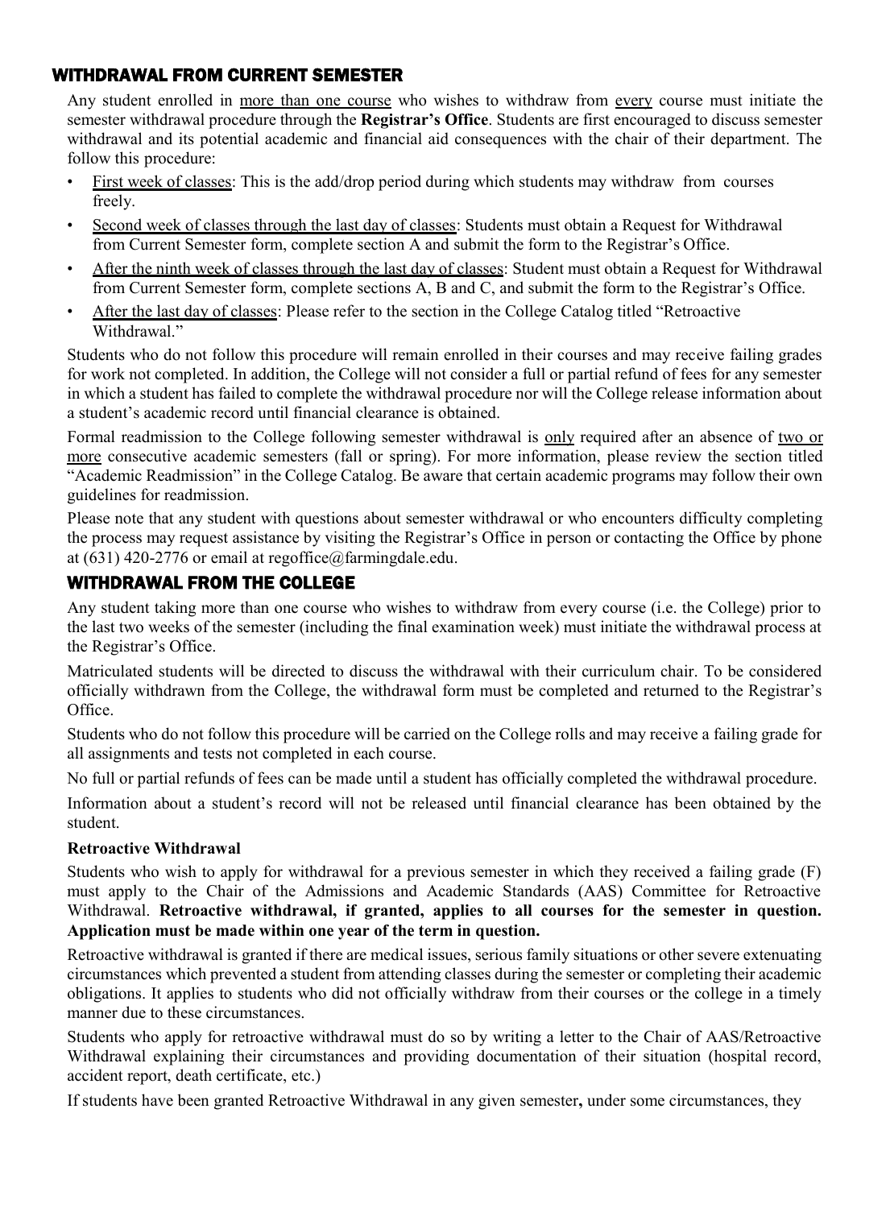## WITHDRAWAL FROM CURRENT SEMESTER

Any student enrolled in more than one course who wishes to withdraw from every course must initiate the semester withdrawal procedure through the **Registrar's Office**. Students are first encouraged to discuss semester withdrawal and its potential academic and financial aid consequences with the chair of their department. The follow this procedure:

- First week of classes: This is the add/drop period during which students may withdraw from courses freely.
- Second week of classes through the last day of classes: Students must obtain a Request for Withdrawal from Current Semester form, complete section A and submit the form to the Registrar's Office.
- After the ninth week of classes through the last day of classes: Student must obtain a Request for Withdrawal from Current Semester form, complete sections A, B and C, and submit the form to the Registrar's Office.
- After the last day of classes: Please refer to the section in the College Catalog titled "Retroactive Withdrawal."

Students who do not follow this procedure will remain enrolled in their courses and may receive failing grades for work not completed. In addition, the College will not consider a full or partial refund of fees for any semester in which a student has failed to complete the withdrawal procedure nor will the College release information about a student's academic record until financial clearance is obtained.

Formal readmission to the College following semester withdrawal is only required after an absence of two or more consecutive academic semesters (fall or spring). For more information, please review the section titled "Academic Readmission" in the College Catalog. Be aware that certain academic programs may follow their own guidelines for readmission.

Please note that any student with questions about semester withdrawal or who encounters difficulty completing the process may request assistance by visiting the Registrar's Office in person or contacting the Office by phone at (631) 420-2776 or email at regoffice@farmingdale.edu.

## WITHDRAWAL FROM THE COLLEGE

Any student taking more than one course who wishes to withdraw from every course (i.e. the College) prior to the last two weeks of the semester (including the final examination week) must initiate the withdrawal process at the Registrar's Office.

Matriculated students will be directed to discuss the withdrawal with their curriculum chair. To be considered officially withdrawn from the College, the withdrawal form must be completed and returned to the Registrar's Office.

Students who do not follow this procedure will be carried on the College rolls and may receive a failing grade for all assignments and tests not completed in each course.

No full or partial refunds of fees can be made until a student has officially completed the withdrawal procedure.

Information about a student's record will not be released until financial clearance has been obtained by the student.

### Retroactive Withdrawal

Students who wish to apply for withdrawal for a previous semester in which they received a failing grade (F) must apply to the Chair of the Admissions and Academic Standards (AAS) Committee for Retroactive Withdrawal. **Retroactive withdrawal, if granted, applies to all courses for the semester in question. Application must be made within one year of the term in question.**

Retroactive withdrawal is granted if there are medical issues, serious family situations or other severe extenuating circumstances which prevented a student from attending classes during the semester or completing their academic obligations. It applies to students who did not officially withdraw from their courses or the college in a timely manner due to these circumstances.

Students who apply for retroactive withdrawal must do so by writing a letter to the Chair of AAS/Retroactive Withdrawal explaining their circumstances and providing documentation of their situation (hospital record, accident report, death certificate, etc.)

If students have been granted Retroactive Withdrawal in any given semester**,** under some circumstances, they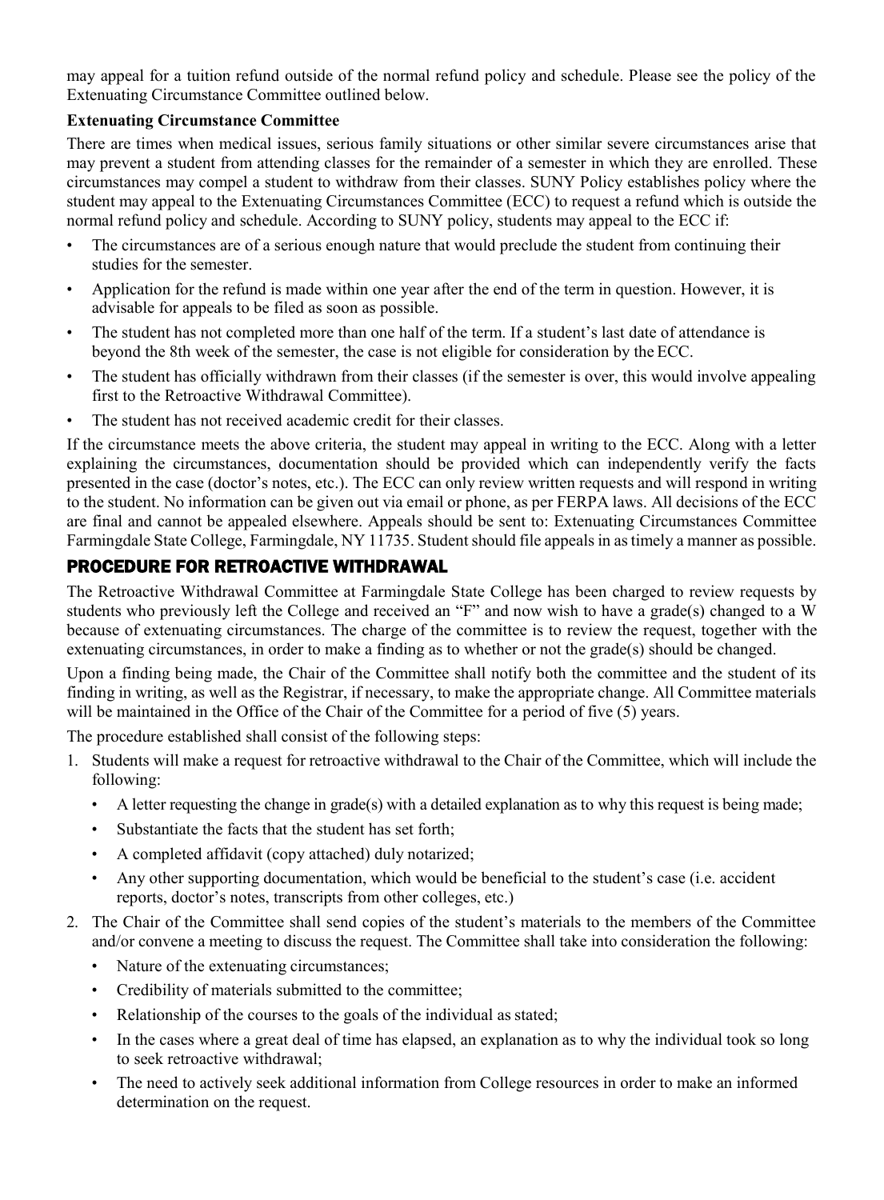may appeal for a tuition refund outside of the normal refund policy and schedule. Please see the policy of the Extenuating Circumstance Committee outlined below.

**Extenuating Circumstance Committee**

There are times when medical issues, serious family situations or other similar severe circumstances arise that may prevent a student from attending classes for the remainder of a semester in which they are enrolled. These circumstances may compel a student to withdraw from their classes. SUNY Policy establishes policy where the student may appeal to the Extenuating Circumstances Committee (ECC) to request a refund which is outside the normal refund policy and schedule. According to SUNY policy, students may appeal to the ECC if:

- The circumstances are of a serious enough nature that would preclude the student from continuing their studies for the semester.
- Application for the refund is made within one year after the end of the term in question. However, it is advisable for appeals to be filed as soon as possible.
- The student has not completed more than one half of the term. If a student's last date of attendance is beyond the 8th week of the semester, the case is not eligible for consideration by the ECC.
- The student has officially withdrawn from their classes (if the semester is over, this would involve appealing first to the Retroactive Withdrawal Committee).
- The student has not received academic credit for their classes.

If the circumstance meets the above criteria, the student may appeal in writing to the ECC. Along with a letter explaining the circumstances, documentation should be provided which can independently verify the facts presented in the case (doctor's notes, etc.). The ECC can only review written requests and will respond in writing to the student. No information can be given out via email or phone, as per FERPA laws. All decisions of the ECC are final and cannot be appealed elsewhere. Appeals should be sent to: Extenuating Circumstances Committee Farmingdale State College, Farmingdale, NY 11735. Student should file appeals in as timely a manner as possible.

## PROCEDURE FOR RETROACTIVE WITHDRAWAL

The Retroactive Withdrawal Committee at Farmingdale State College has been charged to review requests by students who previously left the College and received an "F" and now wish to have a grade(s) changed to a W because of extenuating circumstances. The charge of the committee is to review the request, together with the extenuating circumstances, in order to make a finding as to whether or not the grade(s) should be changed.

Upon a finding being made, the Chair of the Committee shall notify both the committee and the student of its finding in writing, as well as the Registrar, if necessary, to make the appropriate change. All Committee materials will be maintained in the Office of the Chair of the Committee for a period of five (5) years.

The procedure established shall consist of the following steps:

1. Students will make a request for retroactive withdrawal to the Chair of the Committee, which will include the following:
   - A letter requesting the change in grade(s) with a detailed explanation as to why this request is being made;
   - Substantiate the facts that the student has set forth;
   - A completed affidavit (copy attached) duly notarized;
   - Any other supporting documentation, which would be beneficial to the student's case (i.e. accident reports, doctor's notes, transcripts from other colleges, etc.)
2. The Chair of the Committee shall send copies of the student's materials to the members of the Committee and/or convene a meeting to discuss the request. The Committee shall take into consideration the following:
   - Nature of the extenuating circumstances;
   - Credibility of materials submitted to the committee;
   - Relationship of the courses to the goals of the individual as stated;
   - In the cases where a great deal of time has elapsed, an explanation as to why the individual took so long to seek retroactive withdrawal;
   - The need to actively seek additional information from College resources in order to make an informed determination on the request.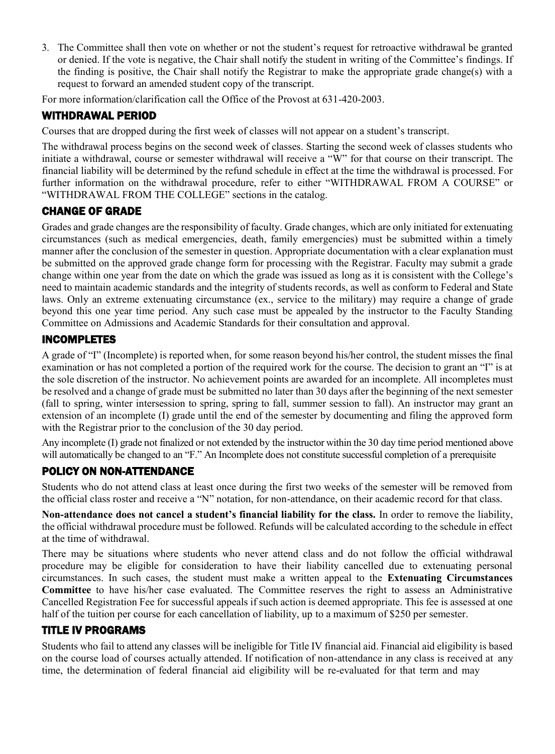3. The Committee shall then vote on whether or not the student's request for retroactive withdrawal be granted or denied. If the vote is negative, the Chair shall notify the student in writing of the Committee's findings. If the finding is positive, the Chair shall notify the Registrar to make the appropriate grade change(s) with a request to forward an amended student copy of the transcript.

For more information/clarification call the Office of the Provost at 631-420-2003.

## WITHDRAWAL PERIOD

Courses that are dropped during the first week of classes will not appear on a student's transcript.

The withdrawal process begins on the second week of classes. Starting the second week of classes students who initiate a withdrawal, course or semester withdrawal will receive a "W" for that course on their transcript. The financial liability will be determined by the refund schedule in effect at the time the withdrawal is processed. For further information on the withdrawal procedure, refer to either "WITHDRAWAL FROM A COURSE" or "WITHDRAWAL FROM THE COLLEGE" sections in the catalog.

## CHANGE OF GRADE

Grades and grade changes are the responsibility of faculty. Grade changes, which are only initiated for extenuating circumstances (such as medical emergencies, death, family emergencies) must be submitted within a timely manner after the conclusion of the semester in question. Appropriate documentation with a clear explanation must be submitted on the approved grade change form for processing with the Registrar. Faculty may submit a grade change within one year from the date on which the grade was issued as long as it is consistent with the College's need to maintain academic standards and the integrity of students records, as well as conform to Federal and State laws. Only an extreme extenuating circumstance (ex., service to the military) may require a change of grade beyond this one year time period. Any such case must be appealed by the instructor to the Faculty Standing Committee on Admissions and Academic Standards for their consultation and approval.

## INCOMPLETES

A grade of "I" (Incomplete) is reported when, for some reason beyond his/her control, the student misses the final examination or has not completed a portion of the required work for the course. The decision to grant an "I" is at the sole discretion of the instructor. No achievement points are awarded for an incomplete. All incompletes must be resolved and a change of grade must be submitted no later than 30 days after the beginning of the next semester (fall to spring, winter intersession to spring, spring to fall, summer session to fall). An instructor may grant an extension of an incomplete (I) grade until the end of the semester by documenting and filing the approved form with the Registrar prior to the conclusion of the 30 day period.

Any incomplete (I) grade not finalized or not extended by the instructor within the 30 day time period mentioned above will automatically be changed to an "F." An Incomplete does not constitute successful completion of a prerequisite

## POLICY ON NON-ATTENDANCE

Students who do not attend class at least once during the first two weeks of the semester will be removed from the official class roster and receive a "N" notation, for non-attendance, on their academic record for that class.

**Non-attendance does not cancel a student's financial liability for the class.** In order to remove the liability, the official withdrawal procedure must be followed. Refunds will be calculated according to the schedule in effect at the time of withdrawal.

There may be situations where students who never attend class and do not follow the official withdrawal procedure may be eligible for consideration to have their liability cancelled due to extenuating personal circumstances. In such cases, the student must make a written appeal to the **Extenuating Circumstances Committee** to have his/her case evaluated. The Committee reserves the right to assess an Administrative Cancelled Registration Fee for successful appeals if such action is deemed appropriate. This fee is assessed at one half of the tuition per course for each cancellation of liability, up to a maximum of $250 per semester.

## TITLE IV PROGRAMS

Students who fail to attend any classes will be ineligible for Title IV financial aid. Financial aid eligibility is based on the course load of courses actually attended. If notification of non-attendance in any class is received at any time, the determination of federal financial aid eligibility will be re-evaluated for that term and may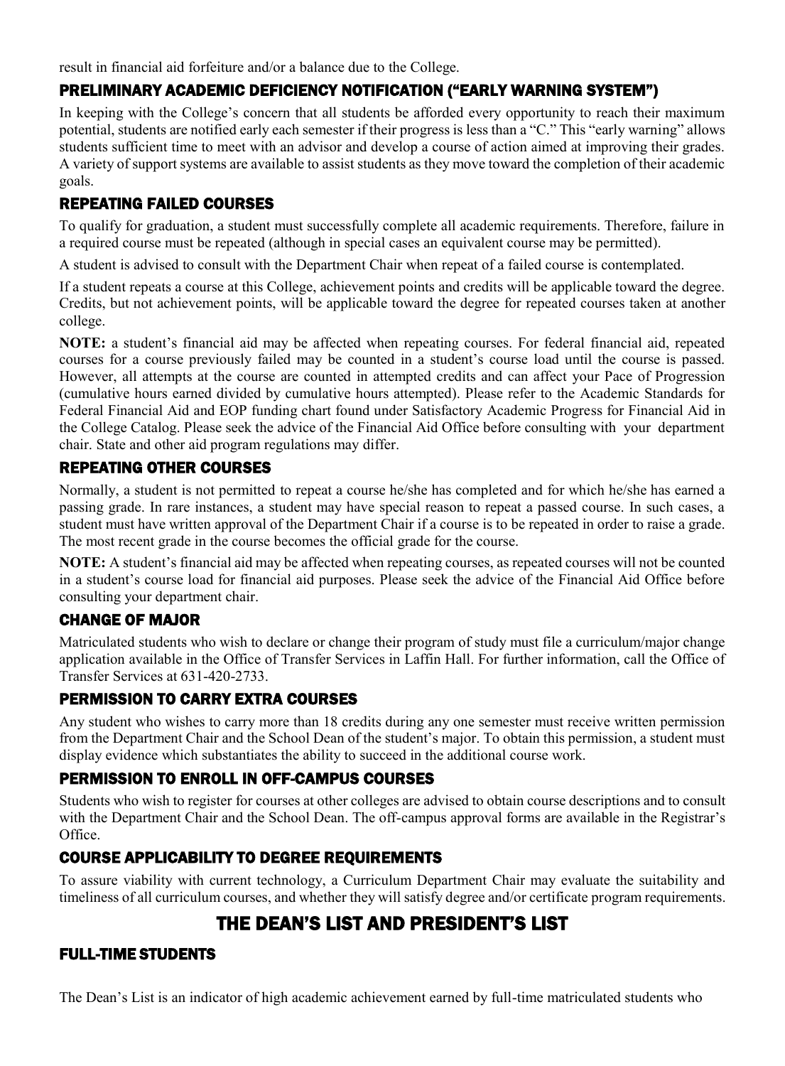result in financial aid forfeiture and/or a balance due to the College.

### PRELIMINARY ACADEMIC DEFICIENCY NOTIFICATION ("EARLY WARNING SYSTEM")

In keeping with the College's concern that all students be afforded every opportunity to reach their maximum potential, students are notified early each semester if their progress is less than a "C." This "early warning" allows students sufficient time to meet with an advisor and develop a course of action aimed at improving their grades. A variety of support systems are available to assist students as they move toward the completion of their academic goals.

### REPEATING FAILED COURSES

To qualify for graduation, a student must successfully complete all academic requirements. Therefore, failure in a required course must be repeated (although in special cases an equivalent course may be permitted).

A student is advised to consult with the Department Chair when repeat of a failed course is contemplated.

If a student repeats a course at this College, achievement points and credits will be applicable toward the degree. Credits, but not achievement points, will be applicable toward the degree for repeated courses taken at another college.

**NOTE:** a student's financial aid may be affected when repeating courses. For federal financial aid, repeated courses for a course previously failed may be counted in a student's course load until the course is passed. However, all attempts at the course are counted in attempted credits and can affect your Pace of Progression (cumulative hours earned divided by cumulative hours attempted). Please refer to the Academic Standards for Federal Financial Aid and EOP funding chart found under Satisfactory Academic Progress for Financial Aid in the College Catalog. Please seek the advice of the Financial Aid Office before consulting with your department chair. State and other aid program regulations may differ.

### REPEATING OTHER COURSES

Normally, a student is not permitted to repeat a course he/she has completed and for which he/she has earned a passing grade. In rare instances, a student may have special reason to repeat a passed course. In such cases, a student must have written approval of the Department Chair if a course is to be repeated in order to raise a grade. The most recent grade in the course becomes the official grade for the course.

**NOTE:** A student's financial aid may be affected when repeating courses, as repeated courses will not be counted in a student's course load for financial aid purposes. Please seek the advice of the Financial Aid Office before consulting your department chair.

### CHANGE OF MAJOR

Matriculated students who wish to declare or change their program of study must file a curriculum/major change application available in the Office of Transfer Services in Laffin Hall. For further information, call the Office of Transfer Services at 631-420-2733.

### PERMISSION TO CARRY EXTRA COURSES

Any student who wishes to carry more than 18 credits during any one semester must receive written permission from the Department Chair and the School Dean of the student's major. To obtain this permission, a student must display evidence which substantiates the ability to succeed in the additional course work.

### PERMISSION TO ENROLL IN OFF-CAMPUS COURSES

Students who wish to register for courses at other colleges are advised to obtain course descriptions and to consult with the Department Chair and the School Dean. The off-campus approval forms are available in the Registrar's Office.

### COURSE APPLICABILITY TO DEGREE REQUIREMENTS

To assure viability with current technology, a Curriculum Department Chair may evaluate the suitability and timeliness of all curriculum courses, and whether they will satisfy degree and/or certificate program requirements.

## THE DEAN'S LIST AND PRESIDENT'S LIST

### FULL-TIME STUDENTS

The Dean's List is an indicator of high academic achievement earned by full-time matriculated students who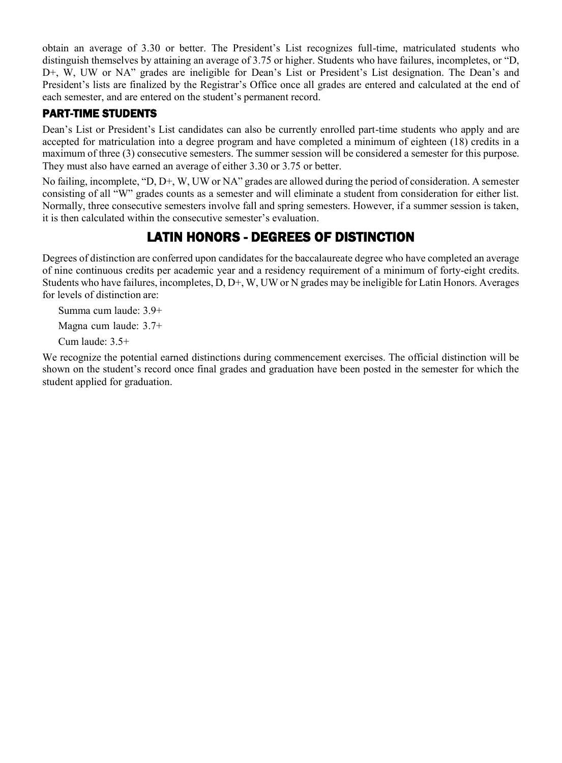obtain an average of 3.30 or better. The President's List recognizes full-time, matriculated students who distinguish themselves by attaining an average of 3.75 or higher. Students who have failures, incompletes, or "D, D+, W, UW or NA" grades are ineligible for Dean's List or President's List designation. The Dean's and President's lists are finalized by the Registrar's Office once all grades are entered and calculated at the end of each semester, and are entered on the student's permanent record.

### PART-TIME STUDENTS

Dean's List or President's List candidates can also be currently enrolled part-time students who apply and are accepted for matriculation into a degree program and have completed a minimum of eighteen (18) credits in a maximum of three (3) consecutive semesters. The summer session will be considered a semester for this purpose. They must also have earned an average of either 3.30 or 3.75 or better.

No failing, incomplete, "D, D+, W, UW or NA" grades are allowed during the period of consideration. A semester consisting of all "W" grades counts as a semester and will eliminate a student from consideration for either list. Normally, three consecutive semesters involve fall and spring semesters. However, if a summer session is taken, it is then calculated within the consecutive semester's evaluation.

## LATIN HONORS - DEGREES OF DISTINCTION

Degrees of distinction are conferred upon candidates for the baccalaureate degree who have completed an average of nine continuous credits per academic year and a residency requirement of a minimum of forty-eight credits. Students who have failures, incompletes, D, D+, W, UW or N grades may be ineligible for Latin Honors. Averages for levels of distinction are:

Summa cum laude: 3.9+

Magna cum laude: 3.7+

Cum laude: 3.5+

We recognize the potential earned distinctions during commencement exercises. The official distinction will be shown on the student's record once final grades and graduation have been posted in the semester for which the student applied for graduation.